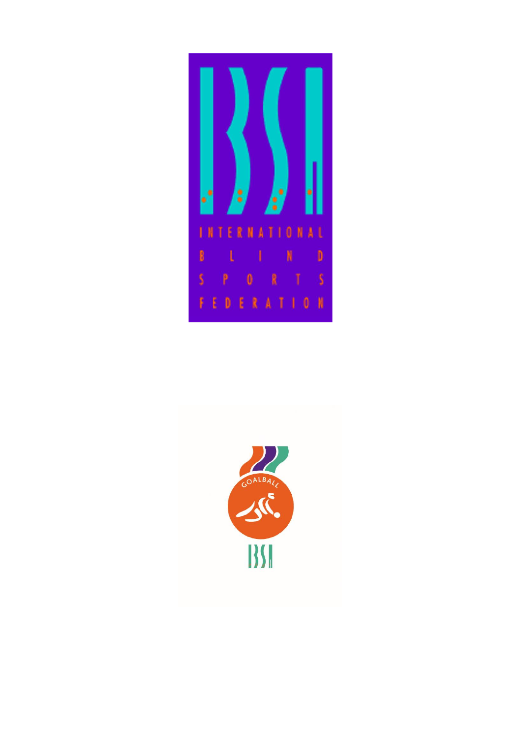INTERNATIONAL BLIND SPORTS FEDERATION

GOALBALL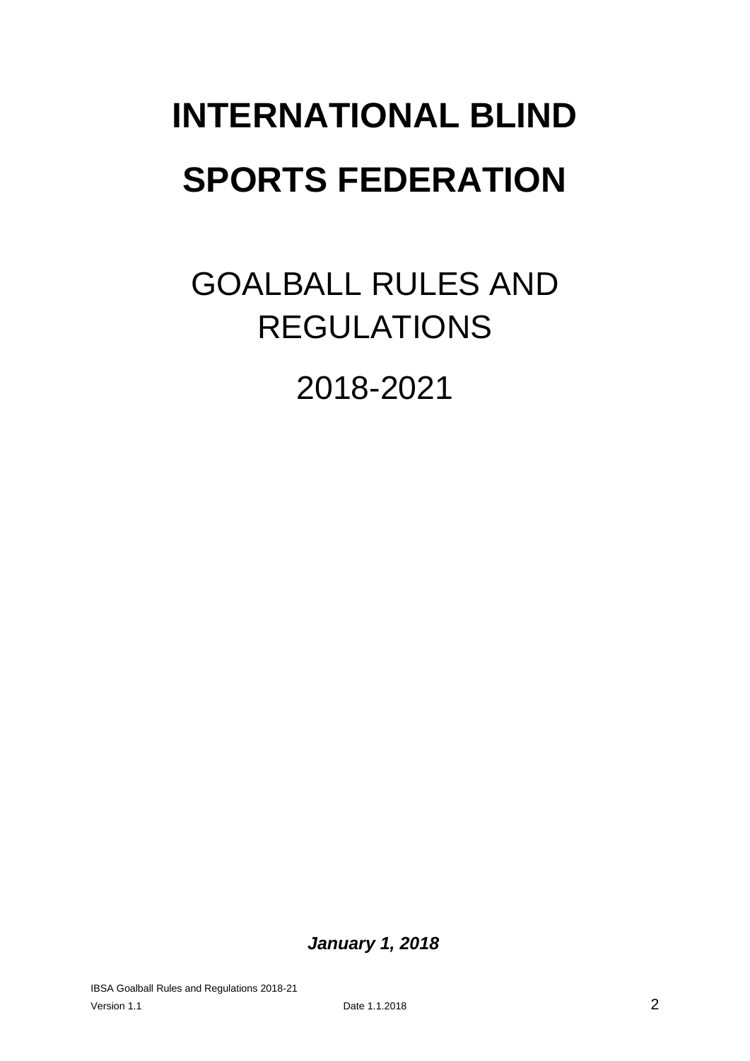# INTERNATIONAL BLIND SPORTS FEDERATION

## GOALBALL RULES AND REGULATIONS

## 2018-2021

***January 1, 2018***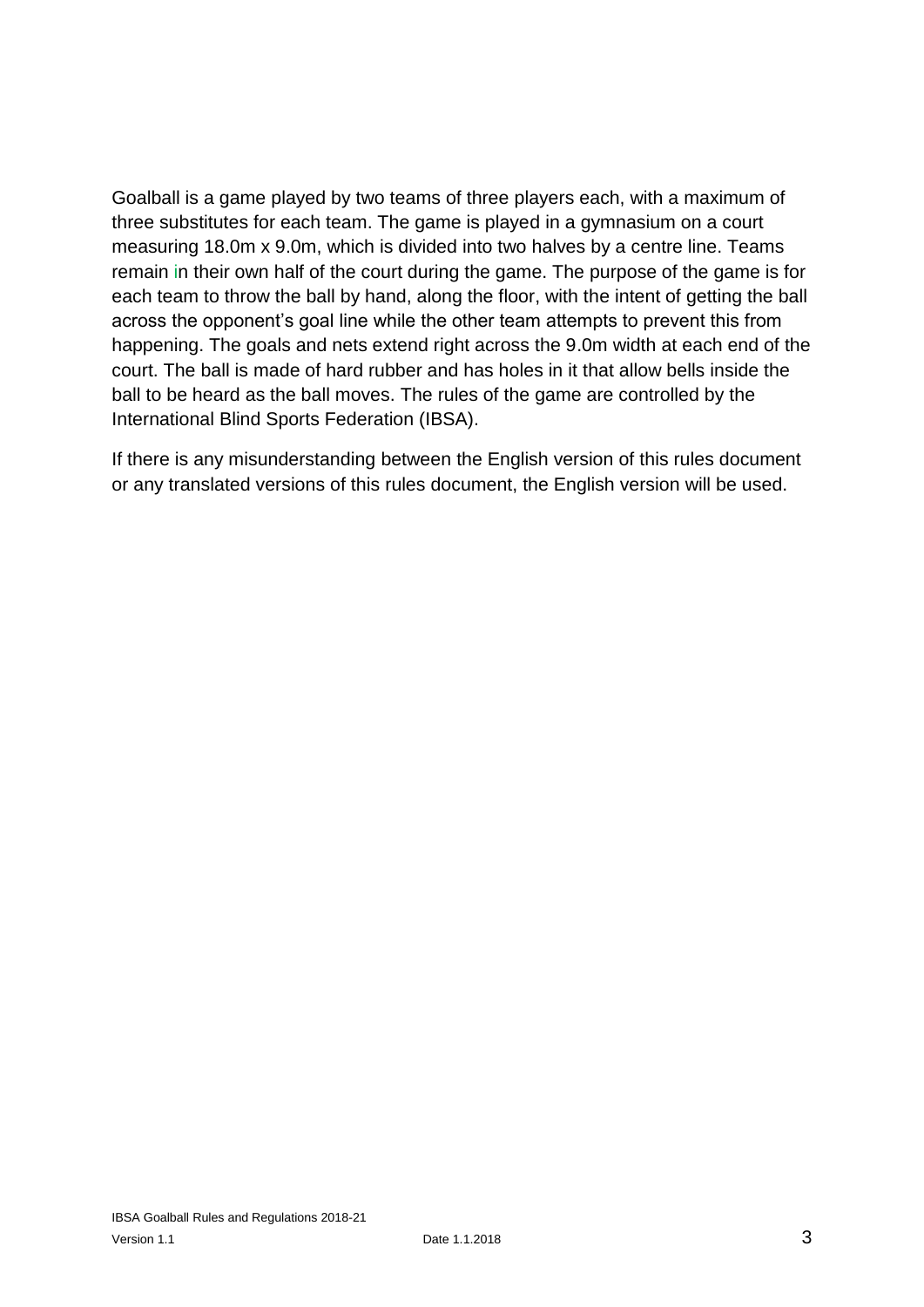Goalball is a game played by two teams of three players each, with a maximum of three substitutes for each team. The game is played in a gymnasium on a court measuring 18.0m x 9.0m, which is divided into two halves by a centre line. Teams remain in their own half of the court during the game. The purpose of the game is for each team to throw the ball by hand, along the floor, with the intent of getting the ball across the opponent's goal line while the other team attempts to prevent this from happening. The goals and nets extend right across the 9.0m width at each end of the court. The ball is made of hard rubber and has holes in it that allow bells inside the ball to be heard as the ball moves. The rules of the game are controlled by the International Blind Sports Federation (IBSA).

If there is any misunderstanding between the English version of this rules document or any translated versions of this rules document, the English version will be used.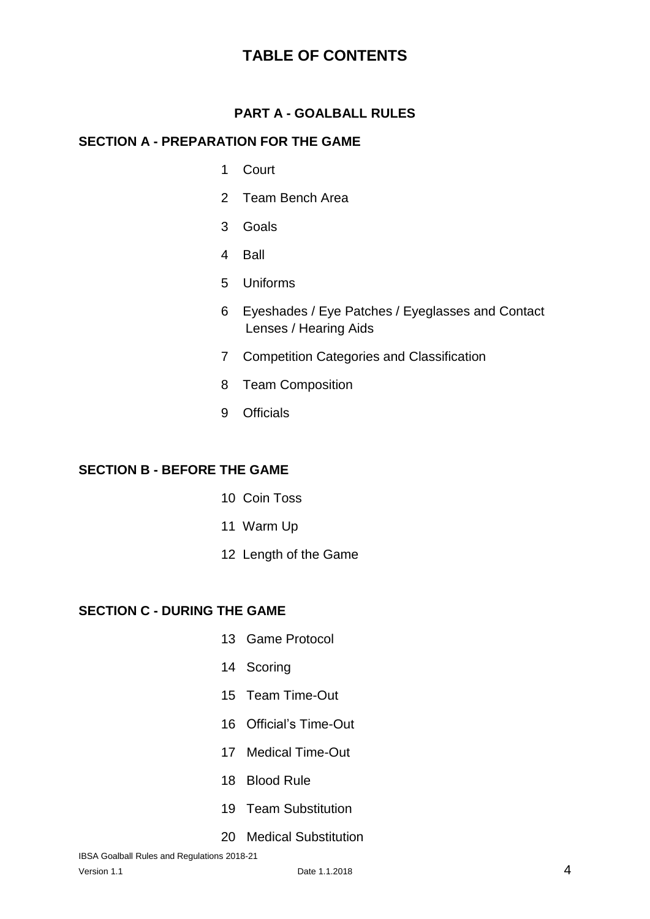# TABLE OF CONTENTS

## PART A - GOALBALL RULES

### SECTION A - PREPARATION FOR THE GAME

1 Court

2 Team Bench Area

3 Goals

4 Ball

5 Uniforms

6 Eyeshades / Eye Patches / Eyeglasses and Contact Lenses / Hearing Aids

7 Competition Categories and Classification

8 Team Composition

9 Officials

### SECTION B - BEFORE THE GAME

10 Coin Toss

11 Warm Up

12 Length of the Game

### SECTION C - DURING THE GAME

13 Game Protocol

14 Scoring

15 Team Time-Out

16 Official's Time-Out

17 Medical Time-Out

18 Blood Rule

19 Team Substitution

20 Medical Substitution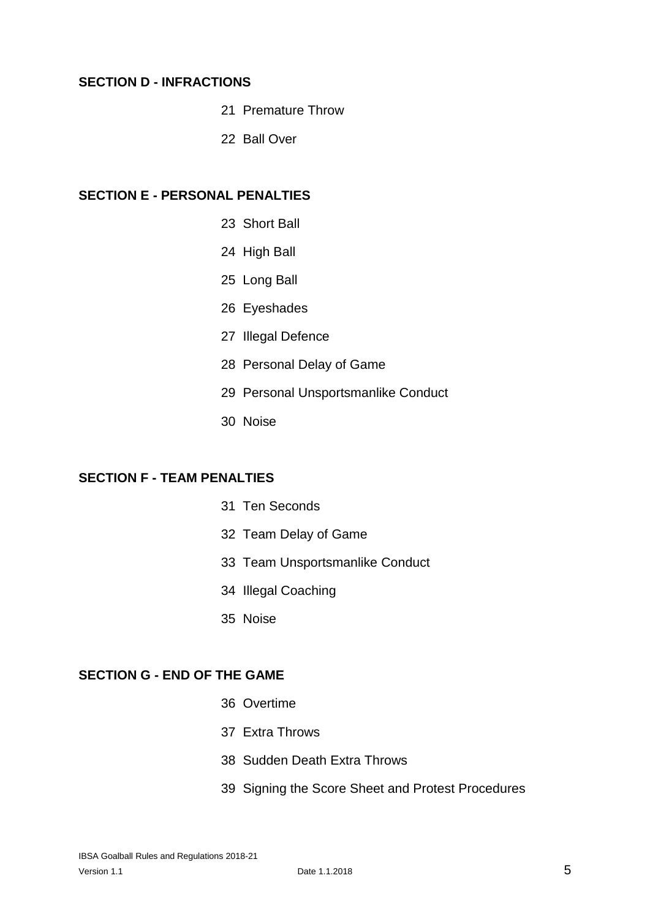**SECTION D - INFRACTIONS**

21 Premature Throw

22 Ball Over

**SECTION E - PERSONAL PENALTIES**

23 Short Ball

24 High Ball

25 Long Ball

26 Eyeshades

27 Illegal Defence

28 Personal Delay of Game

29 Personal Unsportsmanlike Conduct

30 Noise

**SECTION F - TEAM PENALTIES**

31 Ten Seconds

32 Team Delay of Game

33 Team Unsportsmanlike Conduct

34 Illegal Coaching

35 Noise

**SECTION G - END OF THE GAME**

36 Overtime

37 Extra Throws

38 Sudden Death Extra Throws

39 Signing the Score Sheet and Protest Procedures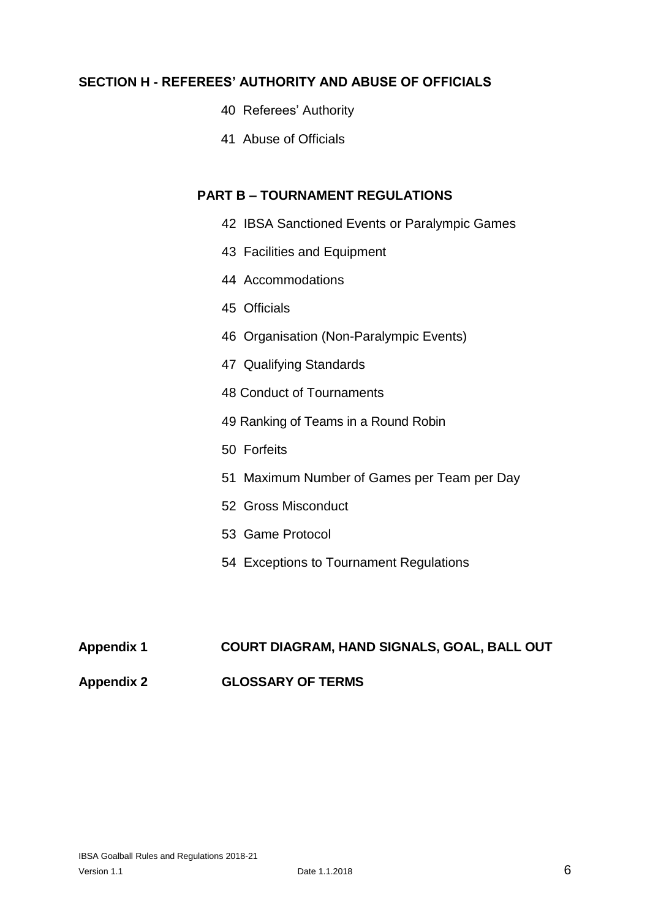## SECTION H - REFEREES' AUTHORITY AND ABUSE OF OFFICIALS

40 Referees' Authority

41 Abuse of Officials

## PART B – TOURNAMENT REGULATIONS

42 IBSA Sanctioned Events or Paralympic Games

43 Facilities and Equipment

44 Accommodations

45 Officials

46 Organisation (Non-Paralympic Events)

47 Qualifying Standards

48 Conduct of Tournaments

49 Ranking of Teams in a Round Robin

50 Forfeits

51 Maximum Number of Games per Team per Day

52 Gross Misconduct

53 Game Protocol

54 Exceptions to Tournament Regulations

**Appendix 1** **COURT DIAGRAM, HAND SIGNALS, GOAL, BALL OUT**

**Appendix 2** **GLOSSARY OF TERMS**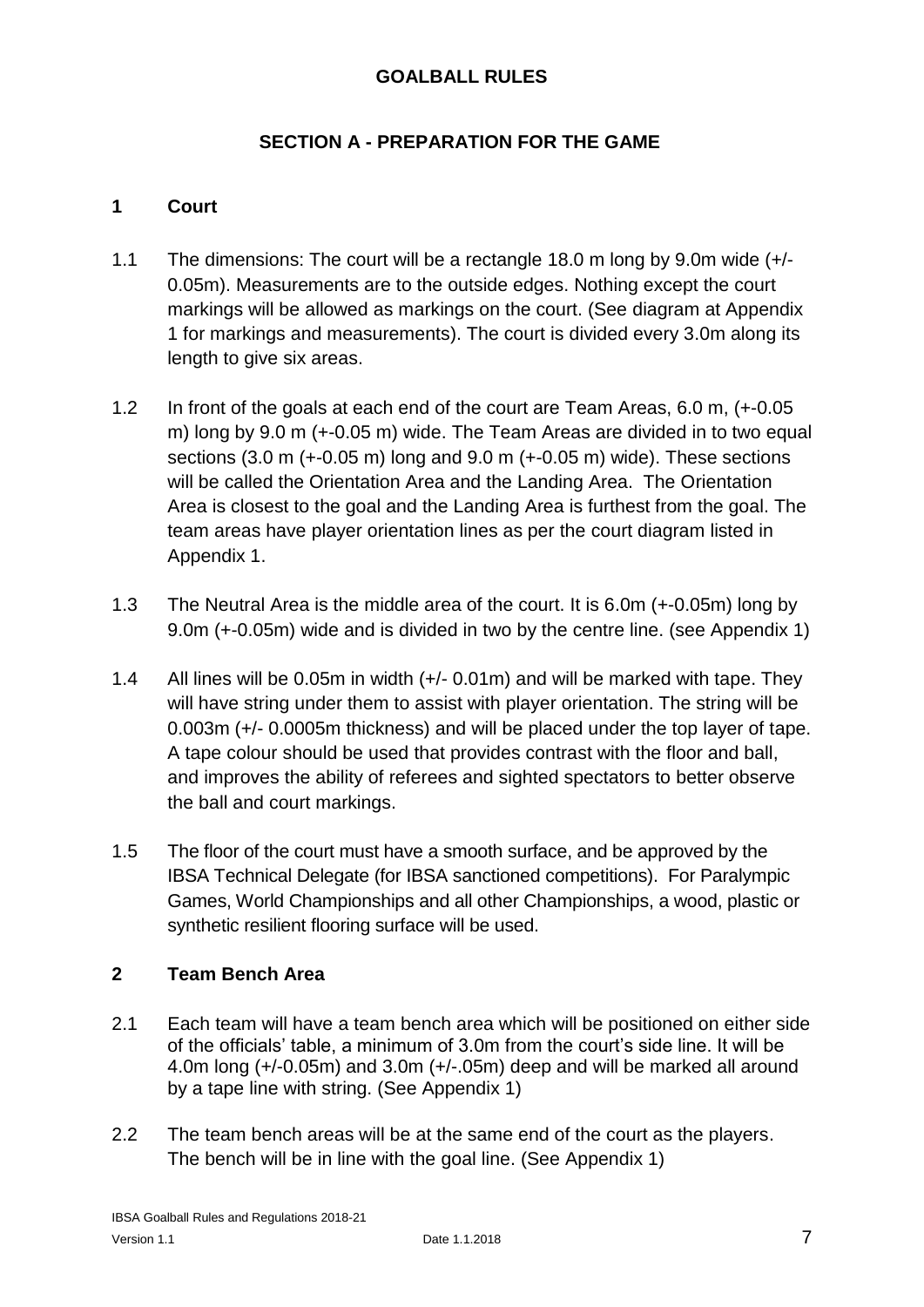# GOALBALL RULES

## SECTION A - PREPARATION FOR THE GAME

### 1 Court

1.1 The dimensions: The court will be a rectangle 18.0 m long by 9.0m wide (+/- 0.05m). Measurements are to the outside edges. Nothing except the court markings will be allowed as markings on the court. (See diagram at Appendix 1 for markings and measurements). The court is divided every 3.0m along its length to give six areas.

1.2 In front of the goals at each end of the court are Team Areas, 6.0 m, (+-0.05 m) long by 9.0 m (+-0.05 m) wide. The Team Areas are divided in to two equal sections (3.0 m (+-0.05 m) long and 9.0 m (+-0.05 m) wide). These sections will be called the Orientation Area and the Landing Area. The Orientation Area is closest to the goal and the Landing Area is furthest from the goal. The team areas have player orientation lines as per the court diagram listed in Appendix 1.

1.3 The Neutral Area is the middle area of the court. It is 6.0m (+-0.05m) long by 9.0m (+-0.05m) wide and is divided in two by the centre line. (see Appendix 1)

1.4 All lines will be 0.05m in width (+/- 0.01m) and will be marked with tape. They will have string under them to assist with player orientation. The string will be 0.003m (+/- 0.0005m thickness) and will be placed under the top layer of tape. A tape colour should be used that provides contrast with the floor and ball, and improves the ability of referees and sighted spectators to better observe the ball and court markings.

1.5 The floor of the court must have a smooth surface, and be approved by the IBSA Technical Delegate (for IBSA sanctioned competitions). For Paralympic Games, World Championships and all other Championships, a wood, plastic or synthetic resilient flooring surface will be used.

### 2 Team Bench Area

2.1 Each team will have a team bench area which will be positioned on either side of the officials' table, a minimum of 3.0m from the court's side line. It will be 4.0m long (+/-0.05m) and 3.0m (+/-.05m) deep and will be marked all around by a tape line with string. (See Appendix 1)

2.2 The team bench areas will be at the same end of the court as the players. The bench will be in line with the goal line. (See Appendix 1)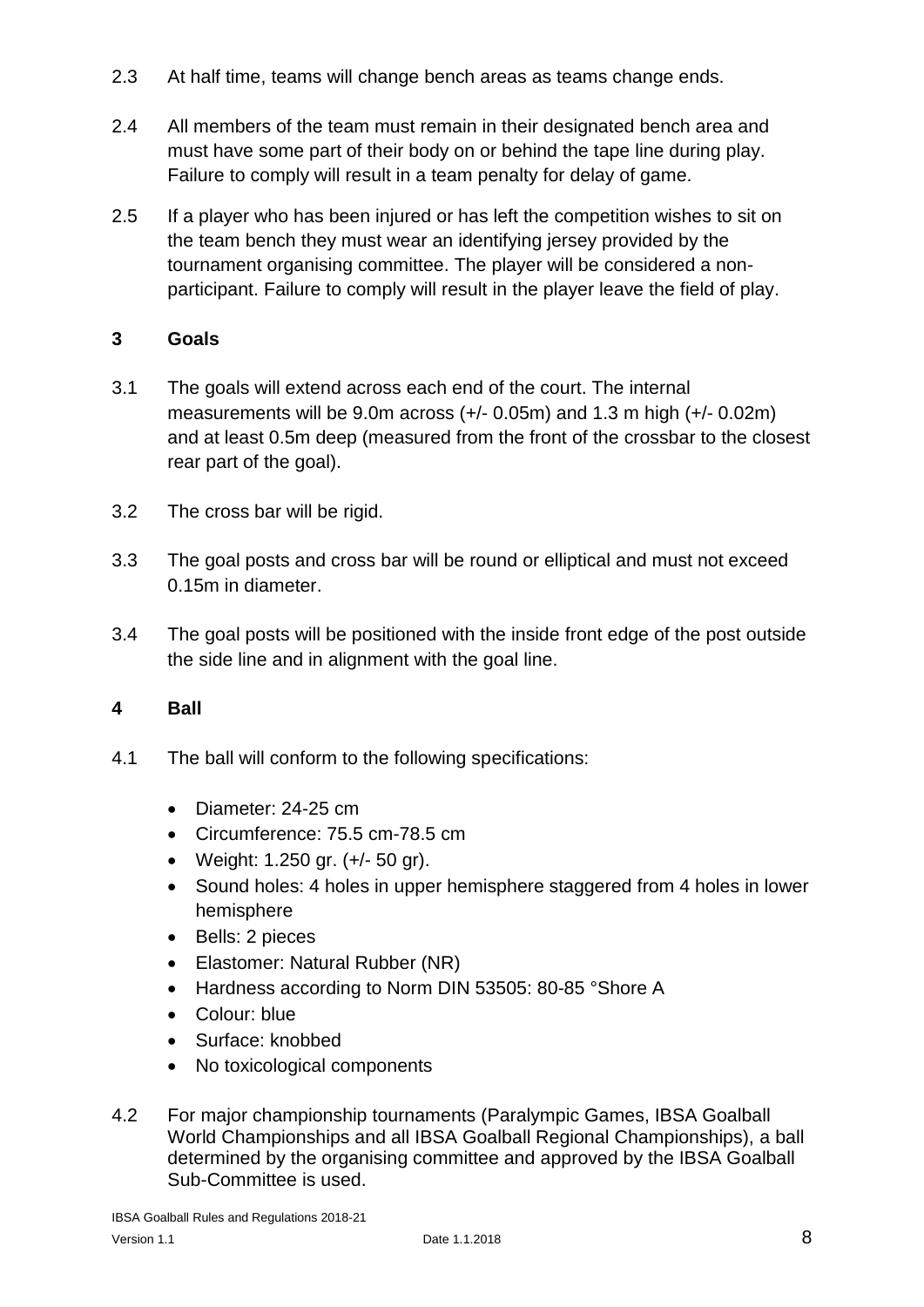2.3 At half time, teams will change bench areas as teams change ends.

2.4 All members of the team must remain in their designated bench area and must have some part of their body on or behind the tape line during play. Failure to comply will result in a team penalty for delay of game.

2.5 If a player who has been injured or has left the competition wishes to sit on the team bench they must wear an identifying jersey provided by the tournament organising committee. The player will be considered a non-participant. Failure to comply will result in the player leave the field of play.

## 3 Goals

3.1 The goals will extend across each end of the court. The internal measurements will be 9.0m across (+/- 0.05m) and 1.3 m high (+/- 0.02m) and at least 0.5m deep (measured from the front of the crossbar to the closest rear part of the goal).

3.2 The cross bar will be rigid.

3.3 The goal posts and cross bar will be round or elliptical and must not exceed 0.15m in diameter.

3.4 The goal posts will be positioned with the inside front edge of the post outside the side line and in alignment with the goal line.

## 4 Ball

4.1 The ball will conform to the following specifications:

- Diameter: 24-25 cm
- Circumference: 75.5 cm-78.5 cm
- Weight: 1.250 gr. (+/- 50 gr).
- Sound holes: 4 holes in upper hemisphere staggered from 4 holes in lower hemisphere
- Bells: 2 pieces
- Elastomer: Natural Rubber (NR)
- Hardness according to Norm DIN 53505: 80-85 °Shore A
- Colour: blue
- Surface: knobbed
- No toxicological components

4.2 For major championship tournaments (Paralympic Games, IBSA Goalball World Championships and all IBSA Goalball Regional Championships), a ball determined by the organising committee and approved by the IBSA Goalball Sub-Committee is used.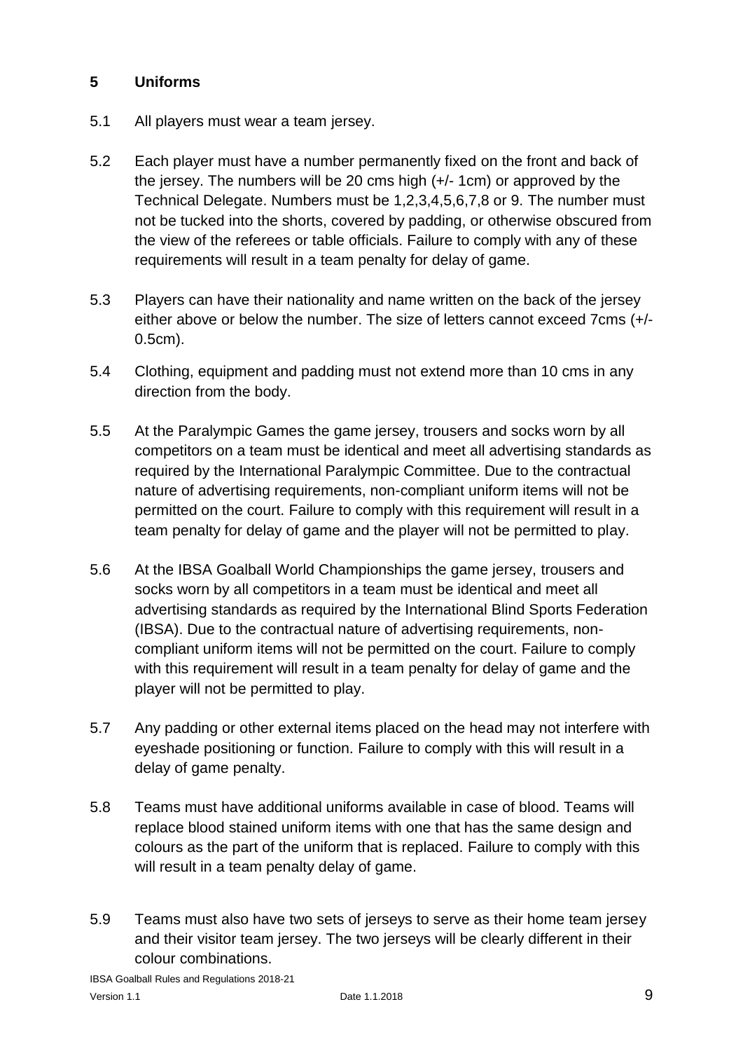## 5 Uniforms

5.1 All players must wear a team jersey.

5.2 Each player must have a number permanently fixed on the front and back of the jersey. The numbers will be 20 cms high (+/- 1cm) or approved by the Technical Delegate. Numbers must be 1,2,3,4,5,6,7,8 or 9. The number must not be tucked into the shorts, covered by padding, or otherwise obscured from the view of the referees or table officials. Failure to comply with any of these requirements will result in a team penalty for delay of game.

5.3 Players can have their nationality and name written on the back of the jersey either above or below the number. The size of letters cannot exceed 7cms (+/- 0.5cm).

5.4 Clothing, equipment and padding must not extend more than 10 cms in any direction from the body.

5.5 At the Paralympic Games the game jersey, trousers and socks worn by all competitors on a team must be identical and meet all advertising standards as required by the International Paralympic Committee. Due to the contractual nature of advertising requirements, non-compliant uniform items will not be permitted on the court. Failure to comply with this requirement will result in a team penalty for delay of game and the player will not be permitted to play.

5.6 At the IBSA Goalball World Championships the game jersey, trousers and socks worn by all competitors in a team must be identical and meet all advertising standards as required by the International Blind Sports Federation (IBSA). Due to the contractual nature of advertising requirements, non-compliant uniform items will not be permitted on the court. Failure to comply with this requirement will result in a team penalty for delay of game and the player will not be permitted to play.

5.7 Any padding or other external items placed on the head may not interfere with eyeshade positioning or function. Failure to comply with this will result in a delay of game penalty.

5.8 Teams must have additional uniforms available in case of blood. Teams will replace blood stained uniform items with one that has the same design and colours as the part of the uniform that is replaced. Failure to comply with this will result in a team penalty delay of game.

5.9 Teams must also have two sets of jerseys to serve as their home team jersey and their visitor team jersey. The two jerseys will be clearly different in their colour combinations.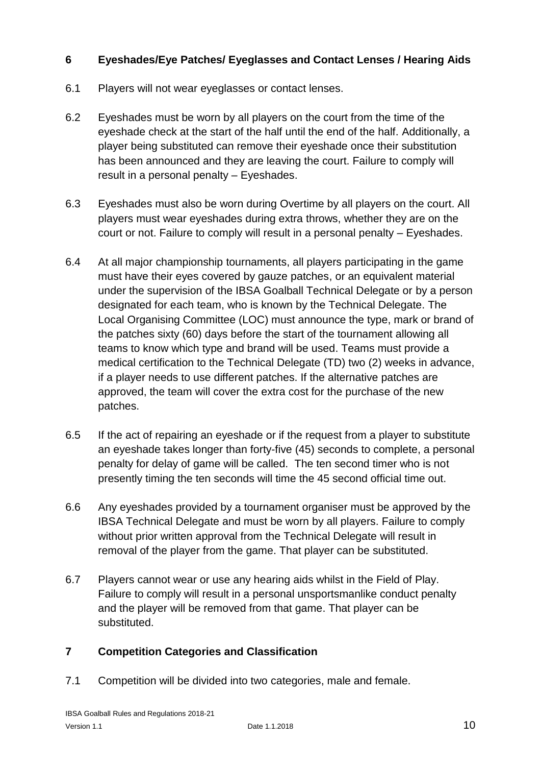## 6 Eyeshades/Eye Patches/ Eyeglasses and Contact Lenses / Hearing Aids

6.1 Players will not wear eyeglasses or contact lenses.

6.2 Eyeshades must be worn by all players on the court from the time of the eyeshade check at the start of the half until the end of the half. Additionally, a player being substituted can remove their eyeshade once their substitution has been announced and they are leaving the court. Failure to comply will result in a personal penalty – Eyeshades.

6.3 Eyeshades must also be worn during Overtime by all players on the court. All players must wear eyeshades during extra throws, whether they are on the court or not. Failure to comply will result in a personal penalty – Eyeshades.

6.4 At all major championship tournaments, all players participating in the game must have their eyes covered by gauze patches, or an equivalent material under the supervision of the IBSA Goalball Technical Delegate or by a person designated for each team, who is known by the Technical Delegate. The Local Organising Committee (LOC) must announce the type, mark or brand of the patches sixty (60) days before the start of the tournament allowing all teams to know which type and brand will be used. Teams must provide a medical certification to the Technical Delegate (TD) two (2) weeks in advance, if a player needs to use different patches. If the alternative patches are approved, the team will cover the extra cost for the purchase of the new patches.

6.5 If the act of repairing an eyeshade or if the request from a player to substitute an eyeshade takes longer than forty-five (45) seconds to complete, a personal penalty for delay of game will be called. The ten second timer who is not presently timing the ten seconds will time the 45 second official time out.

6.6 Any eyeshades provided by a tournament organiser must be approved by the IBSA Technical Delegate and must be worn by all players. Failure to comply without prior written approval from the Technical Delegate will result in removal of the player from the game. That player can be substituted.

6.7 Players cannot wear or use any hearing aids whilst in the Field of Play. Failure to comply will result in a personal unsportsmanlike conduct penalty and the player will be removed from that game. That player can be substituted.

## 7 Competition Categories and Classification

7.1 Competition will be divided into two categories, male and female.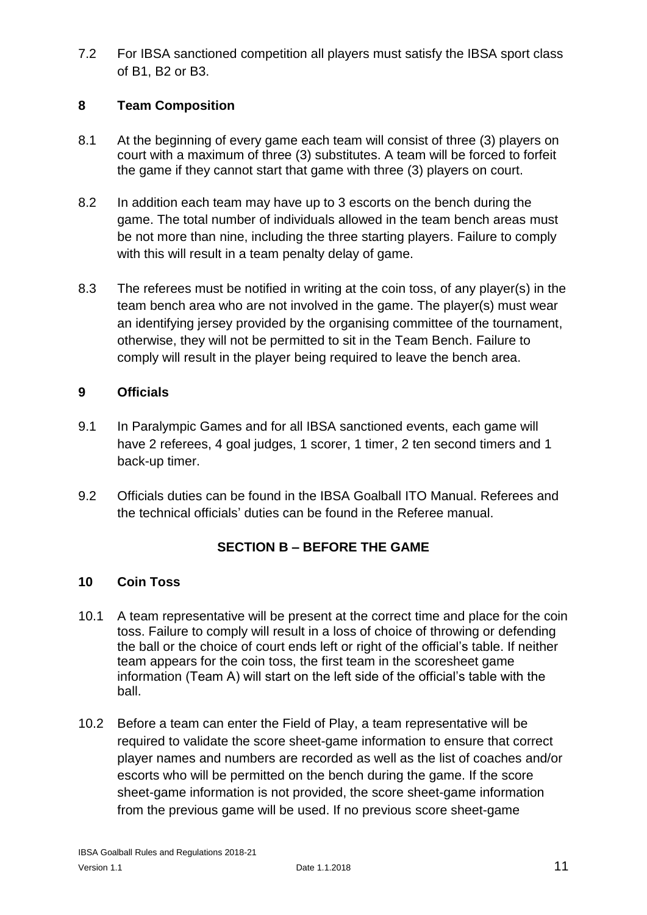7.2 For IBSA sanctioned competition all players must satisfy the IBSA sport class of B1, B2 or B3.

## 8 Team Composition

8.1 At the beginning of every game each team will consist of three (3) players on court with a maximum of three (3) substitutes. A team will be forced to forfeit the game if they cannot start that game with three (3) players on court.

8.2 In addition each team may have up to 3 escorts on the bench during the game. The total number of individuals allowed in the team bench areas must be not more than nine, including the three starting players. Failure to comply with this will result in a team penalty delay of game.

8.3 The referees must be notified in writing at the coin toss, of any player(s) in the team bench area who are not involved in the game. The player(s) must wear an identifying jersey provided by the organising committee of the tournament, otherwise, they will not be permitted to sit in the Team Bench. Failure to comply will result in the player being required to leave the bench area.

## 9 Officials

9.1 In Paralympic Games and for all IBSA sanctioned events, each game will have 2 referees, 4 goal judges, 1 scorer, 1 timer, 2 ten second timers and 1 back-up timer.

9.2 Officials duties can be found in the IBSA Goalball ITO Manual. Referees and the technical officials' duties can be found in the Referee manual.

# SECTION B – BEFORE THE GAME

## 10 Coin Toss

10.1 A team representative will be present at the correct time and place for the coin toss. Failure to comply will result in a loss of choice of throwing or defending the ball or the choice of court ends left or right of the official's table. If neither team appears for the coin toss, the first team in the scoresheet game information (Team A) will start on the left side of the official's table with the ball.

10.2 Before a team can enter the Field of Play, a team representative will be required to validate the score sheet-game information to ensure that correct player names and numbers are recorded as well as the list of coaches and/or escorts who will be permitted on the bench during the game. If the score sheet-game information is not provided, the score sheet-game information from the previous game will be used. If no previous score sheet-game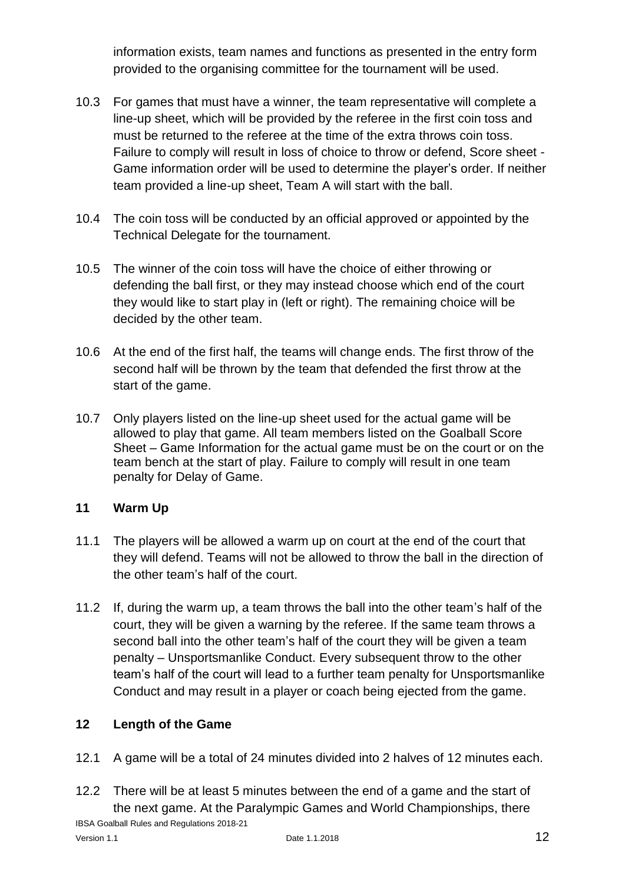information exists, team names and functions as presented in the entry form provided to the organising committee for the tournament will be used.

10.3 For games that must have a winner, the team representative will complete a line-up sheet, which will be provided by the referee in the first coin toss and must be returned to the referee at the time of the extra throws coin toss. Failure to comply will result in loss of choice to throw or defend, Score sheet - Game information order will be used to determine the player's order. If neither team provided a line-up sheet, Team A will start with the ball.

10.4 The coin toss will be conducted by an official approved or appointed by the Technical Delegate for the tournament.

10.5 The winner of the coin toss will have the choice of either throwing or defending the ball first, or they may instead choose which end of the court they would like to start play in (left or right). The remaining choice will be decided by the other team.

10.6 At the end of the first half, the teams will change ends. The first throw of the second half will be thrown by the team that defended the first throw at the start of the game.

10.7 Only players listed on the line-up sheet used for the actual game will be allowed to play that game. All team members listed on the Goalball Score Sheet – Game Information for the actual game must be on the court or on the team bench at the start of play. Failure to comply will result in one team penalty for Delay of Game.

## 11 Warm Up

11.1 The players will be allowed a warm up on court at the end of the court that they will defend. Teams will not be allowed to throw the ball in the direction of the other team's half of the court.

11.2 If, during the warm up, a team throws the ball into the other team's half of the court, they will be given a warning by the referee. If the same team throws a second ball into the other team's half of the court they will be given a team penalty – Unsportsmanlike Conduct. Every subsequent throw to the other team's half of the court will lead to a further team penalty for Unsportsmanlike Conduct and may result in a player or coach being ejected from the game.

## 12 Length of the Game

12.1 A game will be a total of 24 minutes divided into 2 halves of 12 minutes each.

12.2 There will be at least 5 minutes between the end of a game and the start of the next game. At the Paralympic Games and World Championships, there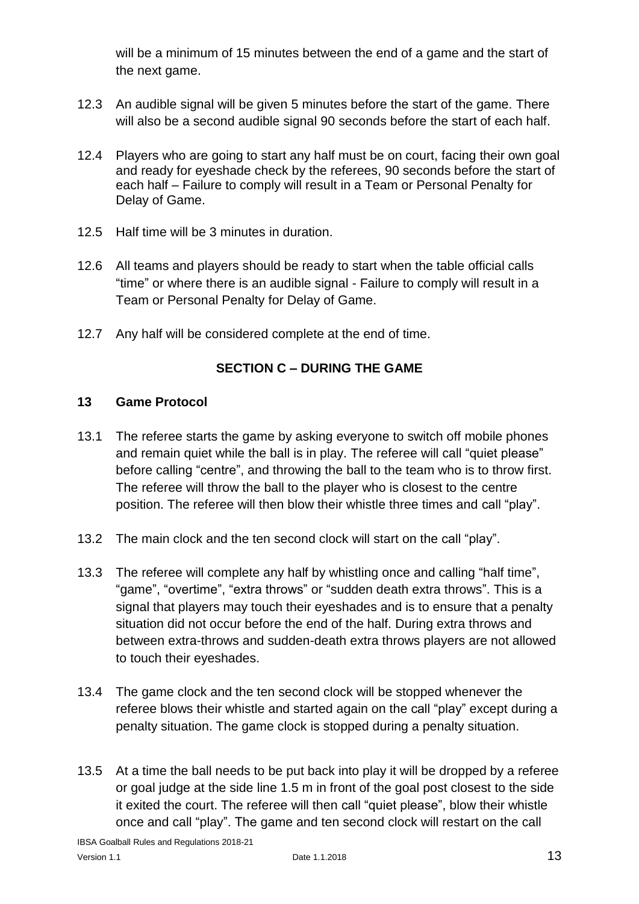will be a minimum of 15 minutes between the end of a game and the start of the next game.

12.3 An audible signal will be given 5 minutes before the start of the game. There will also be a second audible signal 90 seconds before the start of each half.

12.4 Players who are going to start any half must be on court, facing their own goal and ready for eyeshade check by the referees, 90 seconds before the start of each half – Failure to comply will result in a Team or Personal Penalty for Delay of Game.

12.5 Half time will be 3 minutes in duration.

12.6 All teams and players should be ready to start when the table official calls "time" or where there is an audible signal - Failure to comply will result in a Team or Personal Penalty for Delay of Game.

12.7 Any half will be considered complete at the end of time.

## SECTION C – DURING THE GAME

### 13 Game Protocol

13.1 The referee starts the game by asking everyone to switch off mobile phones and remain quiet while the ball is in play. The referee will call "quiet please" before calling "centre", and throwing the ball to the team who is to throw first. The referee will throw the ball to the player who is closest to the centre position. The referee will then blow their whistle three times and call "play".

13.2 The main clock and the ten second clock will start on the call "play".

13.3 The referee will complete any half by whistling once and calling "half time", "game", "overtime", "extra throws" or "sudden death extra throws". This is a signal that players may touch their eyeshades and is to ensure that a penalty situation did not occur before the end of the half. During extra throws and between extra-throws and sudden-death extra throws players are not allowed to touch their eyeshades.

13.4 The game clock and the ten second clock will be stopped whenever the referee blows their whistle and started again on the call "play" except during a penalty situation. The game clock is stopped during a penalty situation.

13.5 At a time the ball needs to be put back into play it will be dropped by a referee or goal judge at the side line 1.5 m in front of the goal post closest to the side it exited the court. The referee will then call "quiet please", blow their whistle once and call "play". The game and ten second clock will restart on the call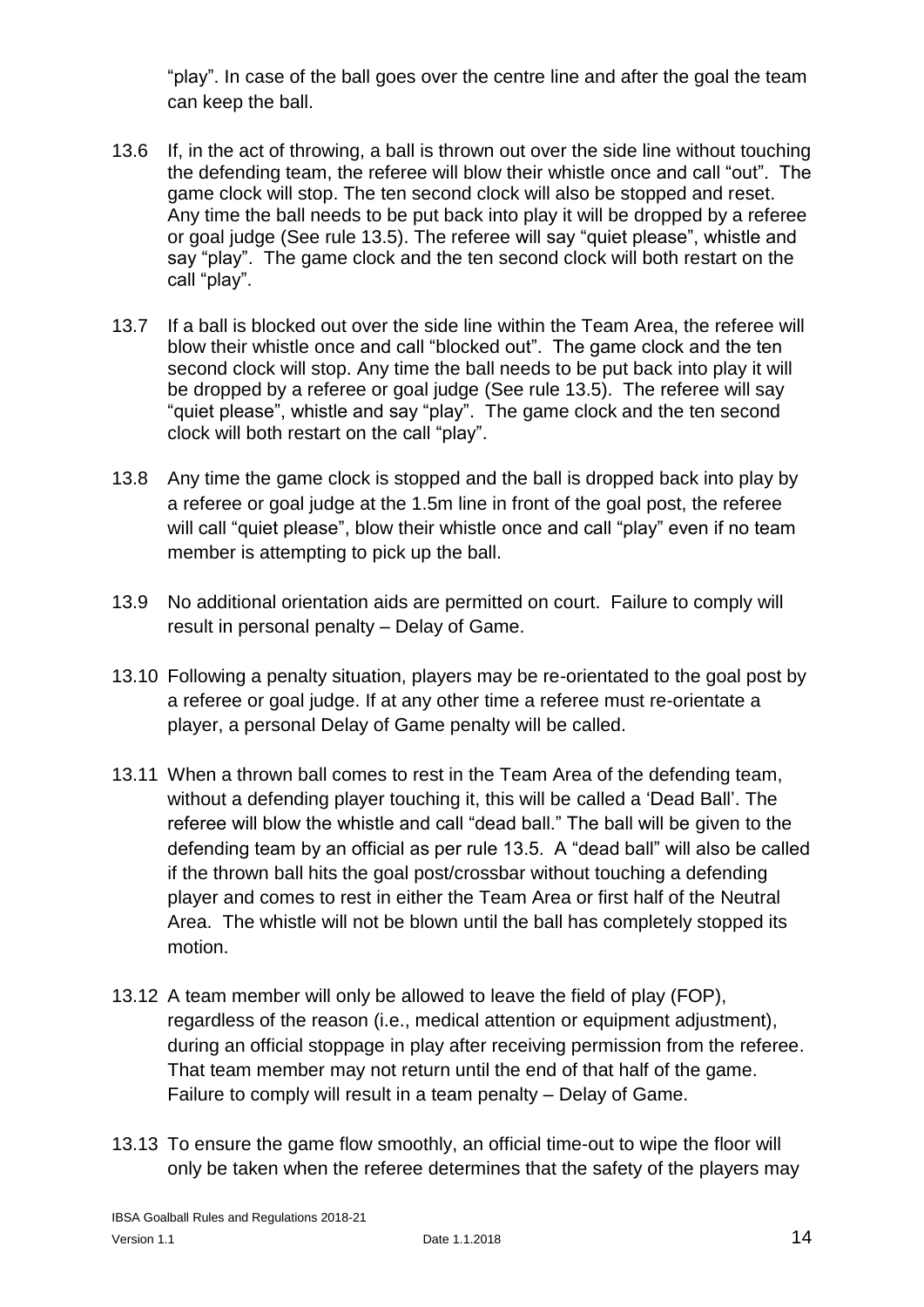"play". In case of the ball goes over the centre line and after the goal the team can keep the ball.

13.6 If, in the act of throwing, a ball is thrown out over the side line without touching the defending team, the referee will blow their whistle once and call "out". The game clock will stop. The ten second clock will also be stopped and reset. Any time the ball needs to be put back into play it will be dropped by a referee or goal judge (See rule 13.5). The referee will say "quiet please", whistle and say "play". The game clock and the ten second clock will both restart on the call "play".

13.7 If a ball is blocked out over the side line within the Team Area, the referee will blow their whistle once and call "blocked out". The game clock and the ten second clock will stop. Any time the ball needs to be put back into play it will be dropped by a referee or goal judge (See rule 13.5). The referee will say "quiet please", whistle and say "play". The game clock and the ten second clock will both restart on the call "play".

13.8 Any time the game clock is stopped and the ball is dropped back into play by a referee or goal judge at the 1.5m line in front of the goal post, the referee will call "quiet please", blow their whistle once and call "play" even if no team member is attempting to pick up the ball.

13.9 No additional orientation aids are permitted on court. Failure to comply will result in personal penalty – Delay of Game.

13.10 Following a penalty situation, players may be re-orientated to the goal post by a referee or goal judge. If at any other time a referee must re-orientate a player, a personal Delay of Game penalty will be called.

13.11 When a thrown ball comes to rest in the Team Area of the defending team, without a defending player touching it, this will be called a 'Dead Ball'. The referee will blow the whistle and call "dead ball." The ball will be given to the defending team by an official as per rule 13.5. A "dead ball" will also be called if the thrown ball hits the goal post/crossbar without touching a defending player and comes to rest in either the Team Area or first half of the Neutral Area. The whistle will not be blown until the ball has completely stopped its motion.

13.12 A team member will only be allowed to leave the field of play (FOP), regardless of the reason (i.e., medical attention or equipment adjustment), during an official stoppage in play after receiving permission from the referee. That team member may not return until the end of that half of the game. Failure to comply will result in a team penalty – Delay of Game.

13.13 To ensure the game flow smoothly, an official time-out to wipe the floor will only be taken when the referee determines that the safety of the players may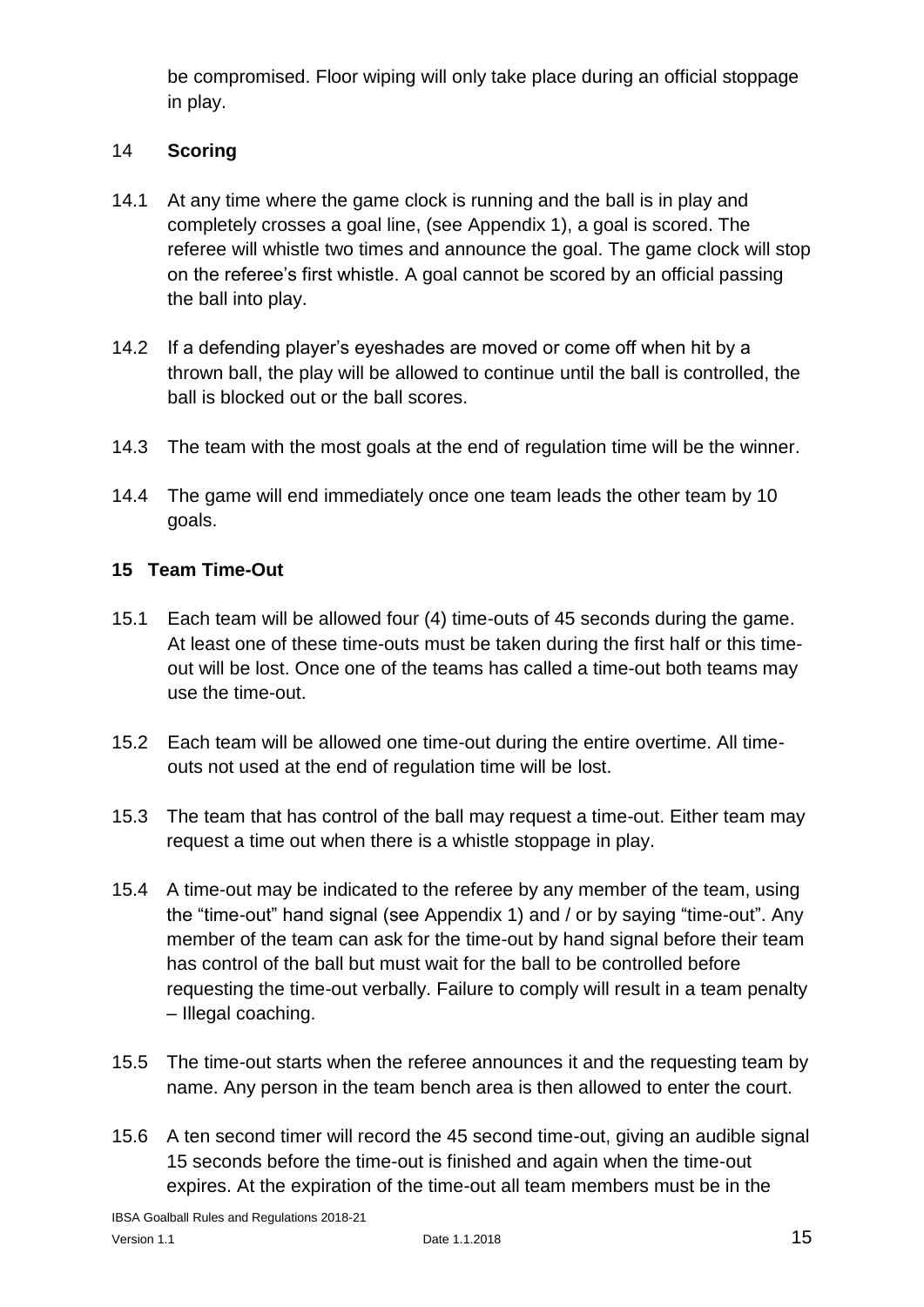be compromised. Floor wiping will only take place during an official stoppage in play.

## 14 **Scoring**

14.1 At any time where the game clock is running and the ball is in play and completely crosses a goal line, (see Appendix 1), a goal is scored. The referee will whistle two times and announce the goal. The game clock will stop on the referee's first whistle. A goal cannot be scored by an official passing the ball into play.

14.2 If a defending player's eyeshades are moved or come off when hit by a thrown ball, the play will be allowed to continue until the ball is controlled, the ball is blocked out or the ball scores.

14.3 The team with the most goals at the end of regulation time will be the winner.

14.4 The game will end immediately once one team leads the other team by 10 goals.

## 15 Team Time-Out

15.1 Each team will be allowed four (4) time-outs of 45 seconds during the game. At least one of these time-outs must be taken during the first half or this time-out will be lost. Once one of the teams has called a time-out both teams may use the time-out.

15.2 Each team will be allowed one time-out during the entire overtime. All time-outs not used at the end of regulation time will be lost.

15.3 The team that has control of the ball may request a time-out. Either team may request a time out when there is a whistle stoppage in play.

15.4 A time-out may be indicated to the referee by any member of the team, using the "time-out" hand signal (see Appendix 1) and / or by saying "time-out". Any member of the team can ask for the time-out by hand signal before their team has control of the ball but must wait for the ball to be controlled before requesting the time-out verbally. Failure to comply will result in a team penalty – Illegal coaching.

15.5 The time-out starts when the referee announces it and the requesting team by name. Any person in the team bench area is then allowed to enter the court.

15.6 A ten second timer will record the 45 second time-out, giving an audible signal 15 seconds before the time-out is finished and again when the time-out expires. At the expiration of the time-out all team members must be in the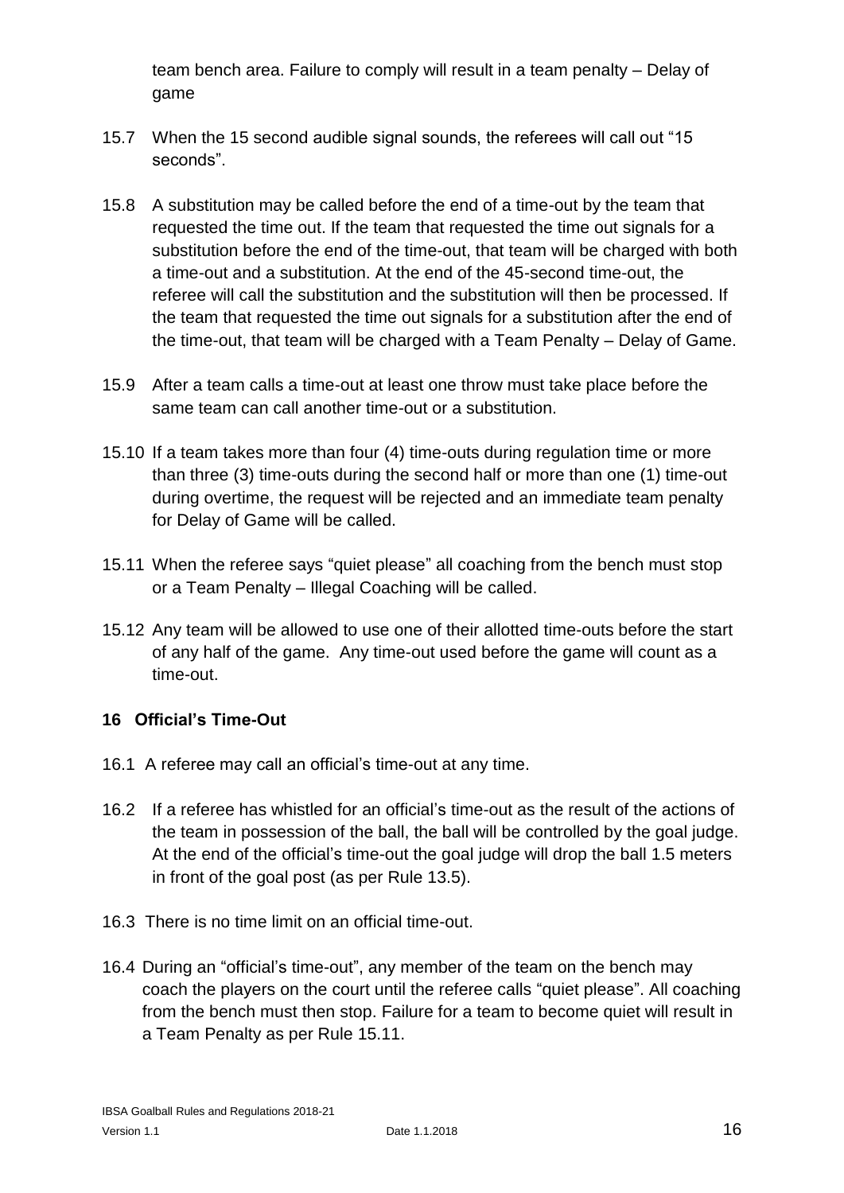team bench area. Failure to comply will result in a team penalty – Delay of game

15.7 When the 15 second audible signal sounds, the referees will call out “15 seconds”.

15.8 A substitution may be called before the end of a time-out by the team that requested the time out. If the team that requested the time out signals for a substitution before the end of the time-out, that team will be charged with both a time-out and a substitution. At the end of the 45-second time-out, the referee will call the substitution and the substitution will then be processed. If the team that requested the time out signals for a substitution after the end of the time-out, that team will be charged with a Team Penalty – Delay of Game.

15.9 After a team calls a time-out at least one throw must take place before the same team can call another time-out or a substitution.

15.10 If a team takes more than four (4) time-outs during regulation time or more than three (3) time-outs during the second half or more than one (1) time-out during overtime, the request will be rejected and an immediate team penalty for Delay of Game will be called.

15.11 When the referee says “quiet please” all coaching from the bench must stop or a Team Penalty – Illegal Coaching will be called.

15.12 Any team will be allowed to use one of their allotted time-outs before the start of any half of the game. Any time-out used before the game will count as a time-out.

## 16 Official’s Time-Out

16.1 A referee may call an official’s time-out at any time.

16.2 If a referee has whistled for an official’s time-out as the result of the actions of the team in possession of the ball, the ball will be controlled by the goal judge. At the end of the official’s time-out the goal judge will drop the ball 1.5 meters in front of the goal post (as per Rule 13.5).

16.3 There is no time limit on an official time-out.

16.4 During an “official’s time-out”, any member of the team on the bench may coach the players on the court until the referee calls “quiet please”. All coaching from the bench must then stop. Failure for a team to become quiet will result in a Team Penalty as per Rule 15.11.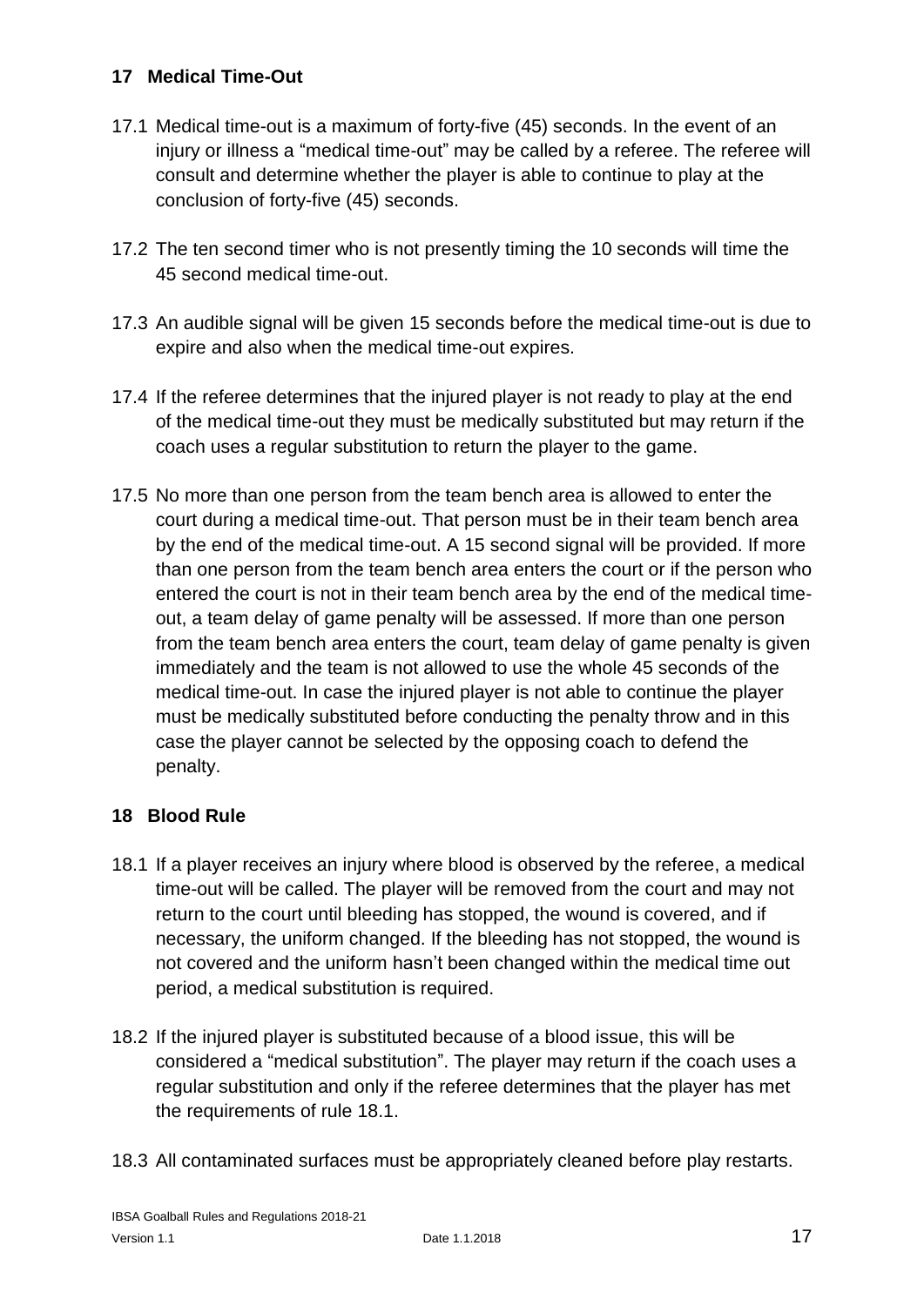## 17 Medical Time-Out

17.1 Medical time-out is a maximum of forty-five (45) seconds. In the event of an injury or illness a "medical time-out" may be called by a referee. The referee will consult and determine whether the player is able to continue to play at the conclusion of forty-five (45) seconds.

17.2 The ten second timer who is not presently timing the 10 seconds will time the 45 second medical time-out.

17.3 An audible signal will be given 15 seconds before the medical time-out is due to expire and also when the medical time-out expires.

17.4 If the referee determines that the injured player is not ready to play at the end of the medical time-out they must be medically substituted but may return if the coach uses a regular substitution to return the player to the game.

17.5 No more than one person from the team bench area is allowed to enter the court during a medical time-out. That person must be in their team bench area by the end of the medical time-out. A 15 second signal will be provided. If more than one person from the team bench area enters the court or if the person who entered the court is not in their team bench area by the end of the medical time-out, a team delay of game penalty will be assessed. If more than one person from the team bench area enters the court, team delay of game penalty is given immediately and the team is not allowed to use the whole 45 seconds of the medical time-out. In case the injured player is not able to continue the player must be medically substituted before conducting the penalty throw and in this case the player cannot be selected by the opposing coach to defend the penalty.

## 18 Blood Rule

18.1 If a player receives an injury where blood is observed by the referee, a medical time-out will be called. The player will be removed from the court and may not return to the court until bleeding has stopped, the wound is covered, and if necessary, the uniform changed. If the bleeding has not stopped, the wound is not covered and the uniform hasn't been changed within the medical time out period, a medical substitution is required.

18.2 If the injured player is substituted because of a blood issue, this will be considered a "medical substitution". The player may return if the coach uses a regular substitution and only if the referee determines that the player has met the requirements of rule 18.1.

18.3 All contaminated surfaces must be appropriately cleaned before play restarts.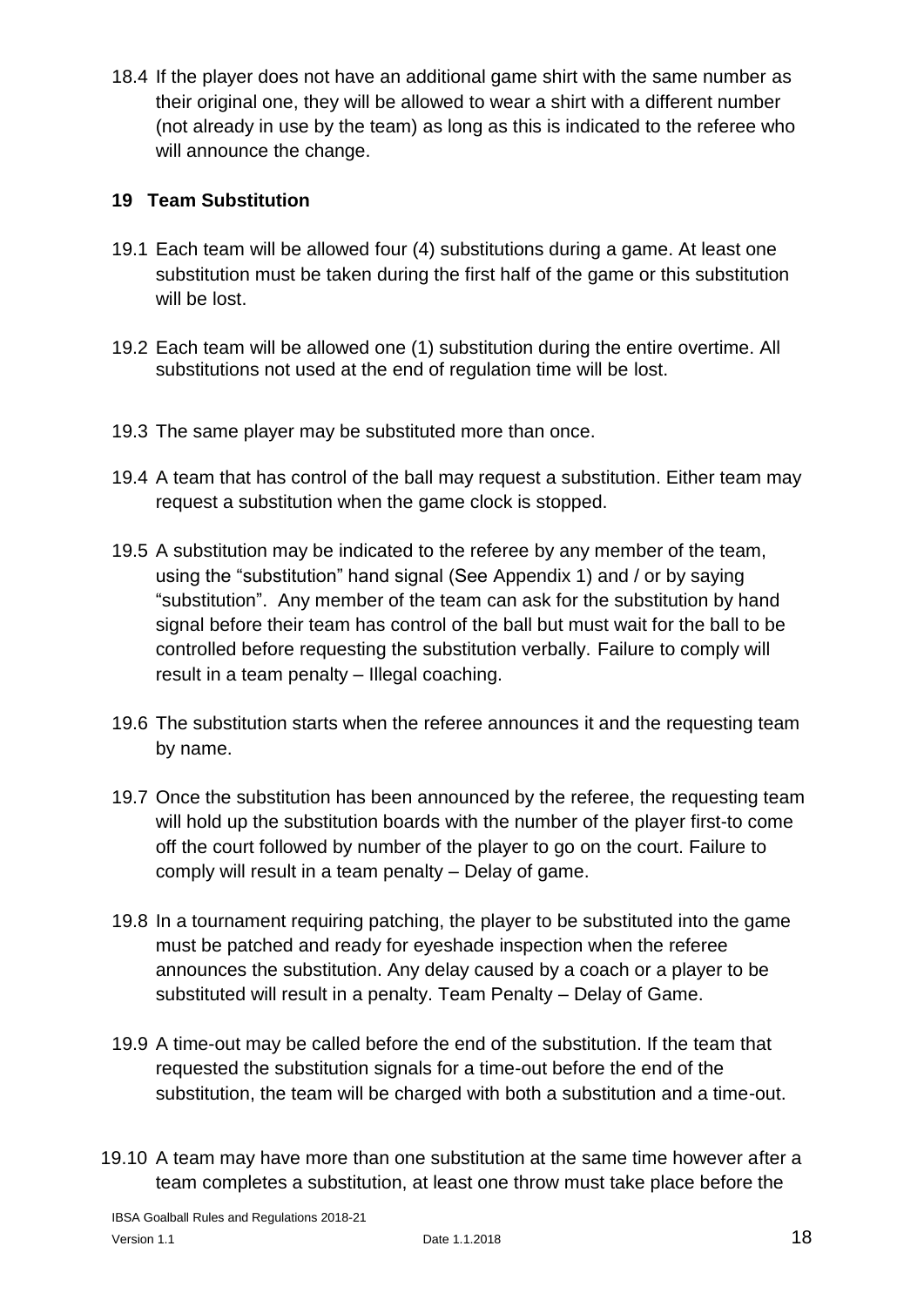18.4 If the player does not have an additional game shirt with the same number as their original one, they will be allowed to wear a shirt with a different number (not already in use by the team) as long as this is indicated to the referee who will announce the change.

## 19 Team Substitution

19.1 Each team will be allowed four (4) substitutions during a game. At least one substitution must be taken during the first half of the game or this substitution will be lost.

19.2 Each team will be allowed one (1) substitution during the entire overtime. All substitutions not used at the end of regulation time will be lost.

19.3 The same player may be substituted more than once.

19.4 A team that has control of the ball may request a substitution. Either team may request a substitution when the game clock is stopped.

19.5 A substitution may be indicated to the referee by any member of the team, using the "substitution" hand signal (See Appendix 1) and / or by saying "substitution". Any member of the team can ask for the substitution by hand signal before their team has control of the ball but must wait for the ball to be controlled before requesting the substitution verbally. Failure to comply will result in a team penalty – Illegal coaching.

19.6 The substitution starts when the referee announces it and the requesting team by name.

19.7 Once the substitution has been announced by the referee, the requesting team will hold up the substitution boards with the number of the player first-to come off the court followed by number of the player to go on the court. Failure to comply will result in a team penalty – Delay of game.

19.8 In a tournament requiring patching, the player to be substituted into the game must be patched and ready for eyeshade inspection when the referee announces the substitution. Any delay caused by a coach or a player to be substituted will result in a penalty. Team Penalty – Delay of Game.

19.9 A time-out may be called before the end of the substitution. If the team that requested the substitution signals for a time-out before the end of the substitution, the team will be charged with both a substitution and a time-out.

19.10 A team may have more than one substitution at the same time however after a team completes a substitution, at least one throw must take place before the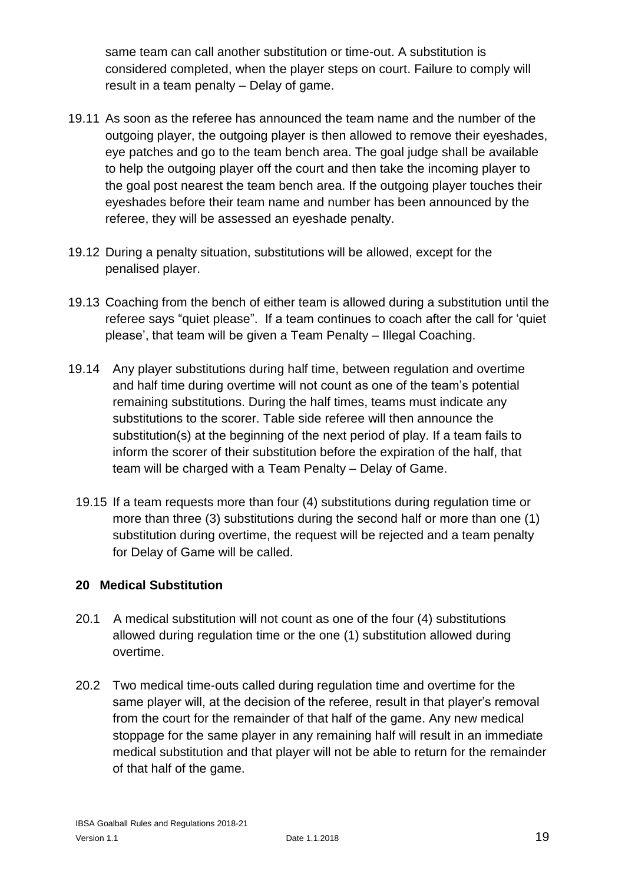same team can call another substitution or time-out. A substitution is considered completed, when the player steps on court. Failure to comply will result in a team penalty – Delay of game.

19.11 As soon as the referee has announced the team name and the number of the outgoing player, the outgoing player is then allowed to remove their eyeshades, eye patches and go to the team bench area. The goal judge shall be available to help the outgoing player off the court and then take the incoming player to the goal post nearest the team bench area. If the outgoing player touches their eyeshades before their team name and number has been announced by the referee, they will be assessed an eyeshade penalty.

19.12 During a penalty situation, substitutions will be allowed, except for the penalised player.

19.13 Coaching from the bench of either team is allowed during a substitution until the referee says "quiet please". If a team continues to coach after the call for 'quiet please', that team will be given a Team Penalty – Illegal Coaching.

19.14 Any player substitutions during half time, between regulation and overtime and half time during overtime will not count as one of the team's potential remaining substitutions. During the half times, teams must indicate any substitutions to the scorer. Table side referee will then announce the substitution(s) at the beginning of the next period of play. If a team fails to inform the scorer of their substitution before the expiration of the half, that team will be charged with a Team Penalty – Delay of Game.

19.15 If a team requests more than four (4) substitutions during regulation time or more than three (3) substitutions during the second half or more than one (1) substitution during overtime, the request will be rejected and a team penalty for Delay of Game will be called.

## 20 Medical Substitution

20.1 A medical substitution will not count as one of the four (4) substitutions allowed during regulation time or the one (1) substitution allowed during overtime.

20.2 Two medical time-outs called during regulation time and overtime for the same player will, at the decision of the referee, result in that player's removal from the court for the remainder of that half of the game. Any new medical stoppage for the same player in any remaining half will result in an immediate medical substitution and that player will not be able to return for the remainder of that half of the game.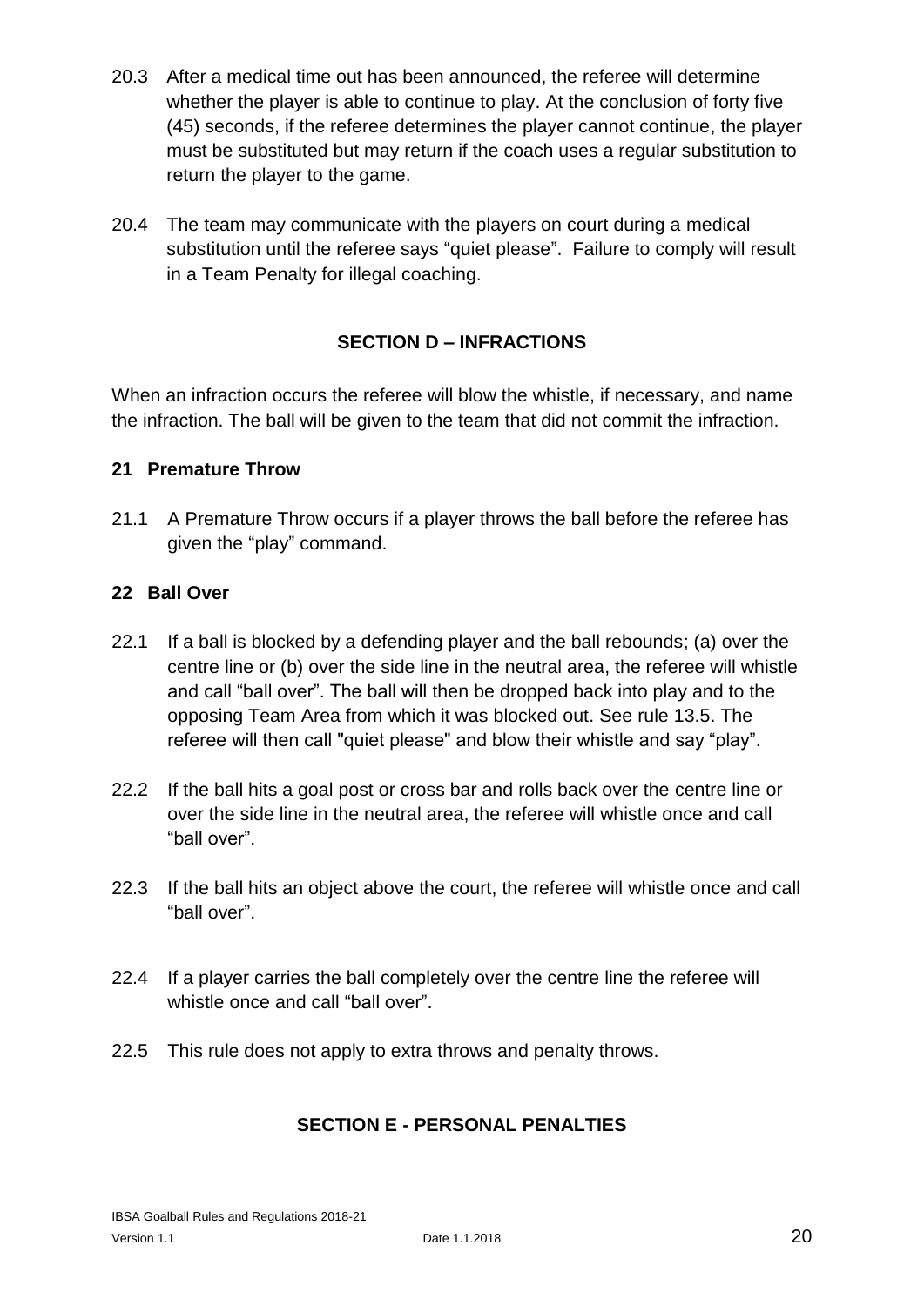20.3 After a medical time out has been announced, the referee will determine whether the player is able to continue to play. At the conclusion of forty five (45) seconds, if the referee determines the player cannot continue, the player must be substituted but may return if the coach uses a regular substitution to return the player to the game.

20.4 The team may communicate with the players on court during a medical substitution until the referee says “quiet please”. Failure to comply will result in a Team Penalty for illegal coaching.

## SECTION D – INFRACTIONS

When an infraction occurs the referee will blow the whistle, if necessary, and name the infraction. The ball will be given to the team that did not commit the infraction.

### 21 Premature Throw

21.1 A Premature Throw occurs if a player throws the ball before the referee has given the “play” command.

### 22 Ball Over

22.1 If a ball is blocked by a defending player and the ball rebounds; (a) over the centre line or (b) over the side line in the neutral area, the referee will whistle and call “ball over”. The ball will then be dropped back into play and to the opposing Team Area from which it was blocked out. See rule 13.5. The referee will then call "quiet please" and blow their whistle and say “play”.

22.2 If the ball hits a goal post or cross bar and rolls back over the centre line or over the side line in the neutral area, the referee will whistle once and call “ball over”.

22.3 If the ball hits an object above the court, the referee will whistle once and call “ball over”.

22.4 If a player carries the ball completely over the centre line the referee will whistle once and call “ball over”.

22.5 This rule does not apply to extra throws and penalty throws.

## SECTION E - PERSONAL PENALTIES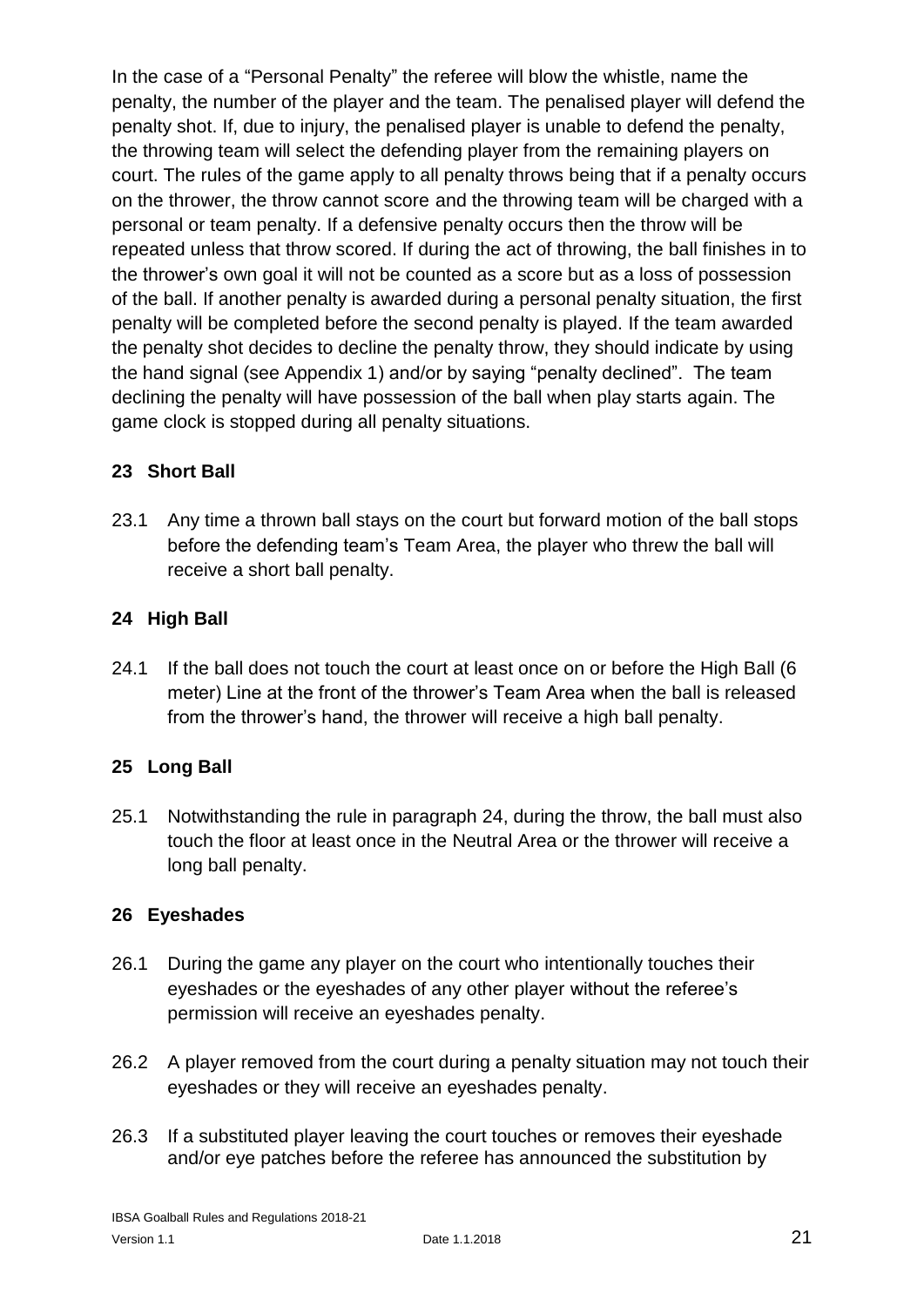In the case of a "Personal Penalty" the referee will blow the whistle, name the penalty, the number of the player and the team. The penalised player will defend the penalty shot. If, due to injury, the penalised player is unable to defend the penalty, the throwing team will select the defending player from the remaining players on court. The rules of the game apply to all penalty throws being that if a penalty occurs on the thrower, the throw cannot score and the throwing team will be charged with a personal or team penalty. If a defensive penalty occurs then the throw will be repeated unless that throw scored. If during the act of throwing, the ball finishes in to the thrower's own goal it will not be counted as a score but as a loss of possession of the ball. If another penalty is awarded during a personal penalty situation, the first penalty will be completed before the second penalty is played. If the team awarded the penalty shot decides to decline the penalty throw, they should indicate by using the hand signal (see Appendix 1) and/or by saying "penalty declined". The team declining the penalty will have possession of the ball when play starts again. The game clock is stopped during all penalty situations.

## 23 Short Ball

23.1 Any time a thrown ball stays on the court but forward motion of the ball stops before the defending team's Team Area, the player who threw the ball will receive a short ball penalty.

## 24 High Ball

24.1 If the ball does not touch the court at least once on or before the High Ball (6 meter) Line at the front of the thrower's Team Area when the ball is released from the thrower's hand, the thrower will receive a high ball penalty.

## 25 Long Ball

25.1 Notwithstanding the rule in paragraph 24, during the throw, the ball must also touch the floor at least once in the Neutral Area or the thrower will receive a long ball penalty.

## 26 Eyeshades

26.1 During the game any player on the court who intentionally touches their eyeshades or the eyeshades of any other player without the referee's permission will receive an eyeshades penalty.

26.2 A player removed from the court during a penalty situation may not touch their eyeshades or they will receive an eyeshades penalty.

26.3 If a substituted player leaving the court touches or removes their eyeshade and/or eye patches before the referee has announced the substitution by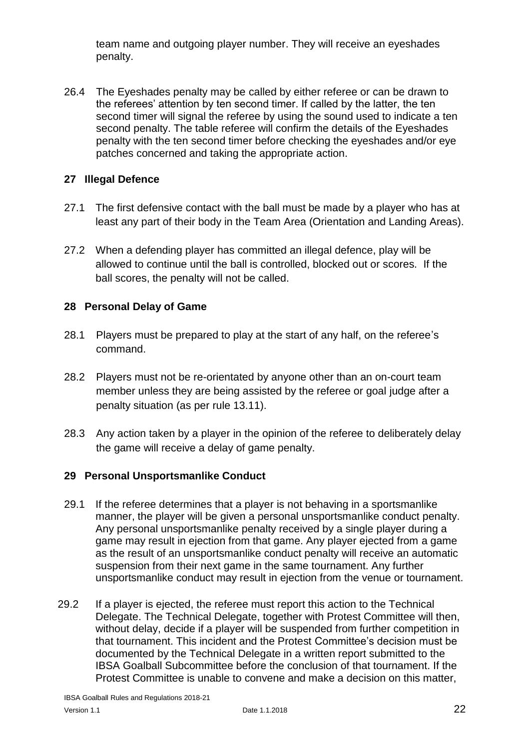team name and outgoing player number. They will receive an eyeshades penalty.

26.4 The Eyeshades penalty may be called by either referee or can be drawn to the referees' attention by ten second timer. If called by the latter, the ten second timer will signal the referee by using the sound used to indicate a ten second penalty. The table referee will confirm the details of the Eyeshades penalty with the ten second timer before checking the eyeshades and/or eye patches concerned and taking the appropriate action.

## 27 Illegal Defence

27.1 The first defensive contact with the ball must be made by a player who has at least any part of their body in the Team Area (Orientation and Landing Areas).

27.2 When a defending player has committed an illegal defence, play will be allowed to continue until the ball is controlled, blocked out or scores. If the ball scores, the penalty will not be called.

## 28 Personal Delay of Game

28.1 Players must be prepared to play at the start of any half, on the referee's command.

28.2 Players must not be re-orientated by anyone other than an on-court team member unless they are being assisted by the referee or goal judge after a penalty situation (as per rule 13.11).

28.3 Any action taken by a player in the opinion of the referee to deliberately delay the game will receive a delay of game penalty.

## 29 Personal Unsportsmanlike Conduct

29.1 If the referee determines that a player is not behaving in a sportsmanlike manner, the player will be given a personal unsportsmanlike conduct penalty. Any personal unsportsmanlike penalty received by a single player during a game may result in ejection from that game. Any player ejected from a game as the result of an unsportsmanlike conduct penalty will receive an automatic suspension from their next game in the same tournament. Any further unsportsmanlike conduct may result in ejection from the venue or tournament.

29.2 If a player is ejected, the referee must report this action to the Technical Delegate. The Technical Delegate, together with Protest Committee will then, without delay, decide if a player will be suspended from further competition in that tournament. This incident and the Protest Committee's decision must be documented by the Technical Delegate in a written report submitted to the IBSA Goalball Subcommittee before the conclusion of that tournament. If the Protest Committee is unable to convene and make a decision on this matter,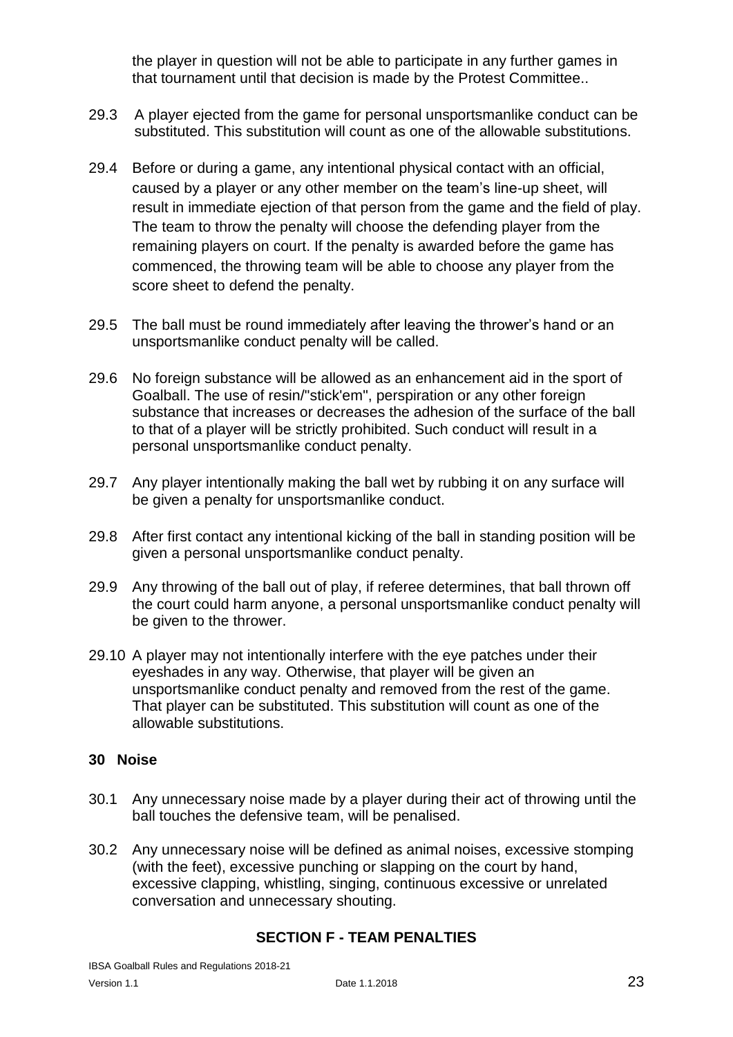the player in question will not be able to participate in any further games in that tournament until that decision is made by the Protest Committee..

29.3 A player ejected from the game for personal unsportsmanlike conduct can be substituted. This substitution will count as one of the allowable substitutions.

29.4 Before or during a game, any intentional physical contact with an official, caused by a player or any other member on the team's line-up sheet, will result in immediate ejection of that person from the game and the field of play. The team to throw the penalty will choose the defending player from the remaining players on court. If the penalty is awarded before the game has commenced, the throwing team will be able to choose any player from the score sheet to defend the penalty.

29.5 The ball must be round immediately after leaving the thrower's hand or an unsportsmanlike conduct penalty will be called.

29.6 No foreign substance will be allowed as an enhancement aid in the sport of Goalball. The use of resin/"stick'em", perspiration or any other foreign substance that increases or decreases the adhesion of the surface of the ball to that of a player will be strictly prohibited. Such conduct will result in a personal unsportsmanlike conduct penalty.

29.7 Any player intentionally making the ball wet by rubbing it on any surface will be given a penalty for unsportsmanlike conduct.

29.8 After first contact any intentional kicking of the ball in standing position will be given a personal unsportsmanlike conduct penalty.

29.9 Any throwing of the ball out of play, if referee determines, that ball thrown off the court could harm anyone, a personal unsportsmanlike conduct penalty will be given to the thrower.

29.10 A player may not intentionally interfere with the eye patches under their eyeshades in any way. Otherwise, that player will be given an unsportsmanlike conduct penalty and removed from the rest of the game. That player can be substituted. This substitution will count as one of the allowable substitutions.

## 30 Noise

30.1 Any unnecessary noise made by a player during their act of throwing until the ball touches the defensive team, will be penalised.

30.2 Any unnecessary noise will be defined as animal noises, excessive stomping (with the feet), excessive punching or slapping on the court by hand, excessive clapping, whistling, singing, continuous excessive or unrelated conversation and unnecessary shouting.

## SECTION F - TEAM PENALTIES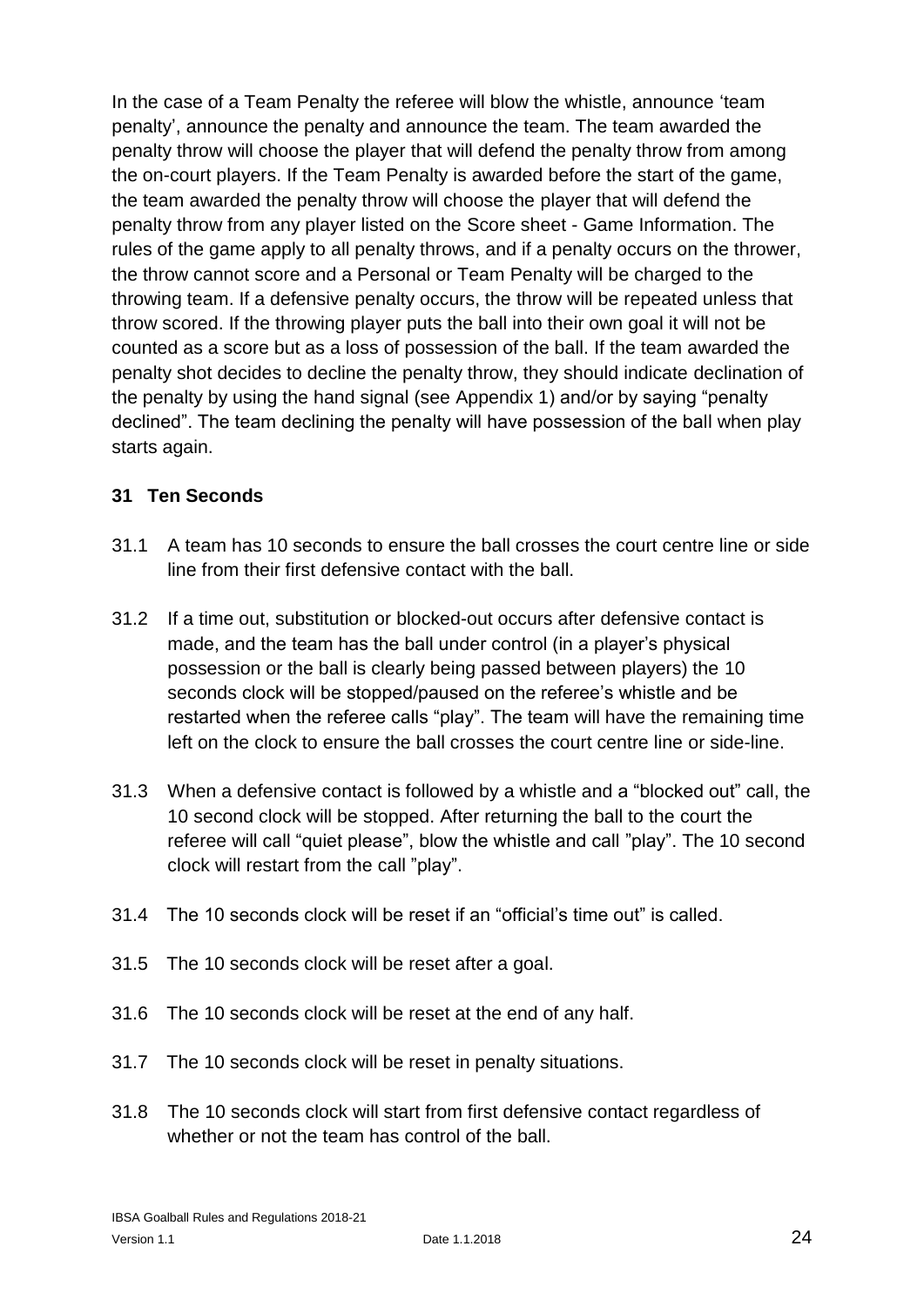In the case of a Team Penalty the referee will blow the whistle, announce 'team penalty', announce the penalty and announce the team. The team awarded the penalty throw will choose the player that will defend the penalty throw from among the on-court players. If the Team Penalty is awarded before the start of the game, the team awarded the penalty throw will choose the player that will defend the penalty throw from any player listed on the Score sheet - Game Information. The rules of the game apply to all penalty throws, and if a penalty occurs on the thrower, the throw cannot score and a Personal or Team Penalty will be charged to the throwing team. If a defensive penalty occurs, the throw will be repeated unless that throw scored. If the throwing player puts the ball into their own goal it will not be counted as a score but as a loss of possession of the ball. If the team awarded the penalty shot decides to decline the penalty throw, they should indicate declination of the penalty by using the hand signal (see Appendix 1) and/or by saying "penalty declined". The team declining the penalty will have possession of the ball when play starts again.

## 31 Ten Seconds

31.1 A team has 10 seconds to ensure the ball crosses the court centre line or side line from their first defensive contact with the ball.

31.2 If a time out, substitution or blocked-out occurs after defensive contact is made, and the team has the ball under control (in a player's physical possession or the ball is clearly being passed between players) the 10 seconds clock will be stopped/paused on the referee's whistle and be restarted when the referee calls "play". The team will have the remaining time left on the clock to ensure the ball crosses the court centre line or side-line.

31.3 When a defensive contact is followed by a whistle and a "blocked out" call, the 10 second clock will be stopped. After returning the ball to the court the referee will call "quiet please", blow the whistle and call "play". The 10 second clock will restart from the call "play".

31.4 The 10 seconds clock will be reset if an "official's time out" is called.

31.5 The 10 seconds clock will be reset after a goal.

31.6 The 10 seconds clock will be reset at the end of any half.

31.7 The 10 seconds clock will be reset in penalty situations.

31.8 The 10 seconds clock will start from first defensive contact regardless of whether or not the team has control of the ball.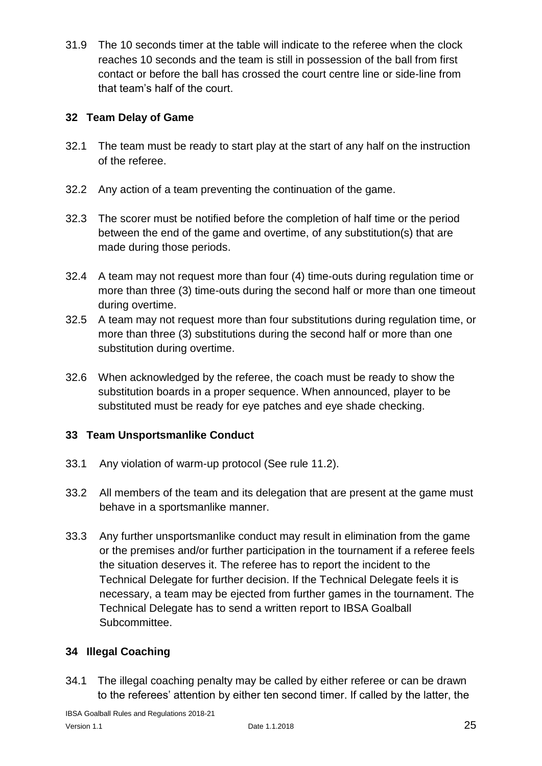31.9 The 10 seconds timer at the table will indicate to the referee when the clock reaches 10 seconds and the team is still in possession of the ball from first contact or before the ball has crossed the court centre line or side-line from that team's half of the court.

## 32 Team Delay of Game

32.1 The team must be ready to start play at the start of any half on the instruction of the referee.

32.2 Any action of a team preventing the continuation of the game.

32.3 The scorer must be notified before the completion of half time or the period between the end of the game and overtime, of any substitution(s) that are made during those periods.

32.4 A team may not request more than four (4) time-outs during regulation time or more than three (3) time-outs during the second half or more than one timeout during overtime.

32.5 A team may not request more than four substitutions during regulation time, or more than three (3) substitutions during the second half or more than one substitution during overtime.

32.6 When acknowledged by the referee, the coach must be ready to show the substitution boards in a proper sequence. When announced, player to be substituted must be ready for eye patches and eye shade checking.

## 33 Team Unsportsmanlike Conduct

33.1 Any violation of warm-up protocol (See rule 11.2).

33.2 All members of the team and its delegation that are present at the game must behave in a sportsmanlike manner.

33.3 Any further unsportsmanlike conduct may result in elimination from the game or the premises and/or further participation in the tournament if a referee feels the situation deserves it. The referee has to report the incident to the Technical Delegate for further decision. If the Technical Delegate feels it is necessary, a team may be ejected from further games in the tournament. The Technical Delegate has to send a written report to IBSA Goalball Subcommittee.

## 34 Illegal Coaching

34.1 The illegal coaching penalty may be called by either referee or can be drawn to the referees' attention by either ten second timer. If called by the latter, the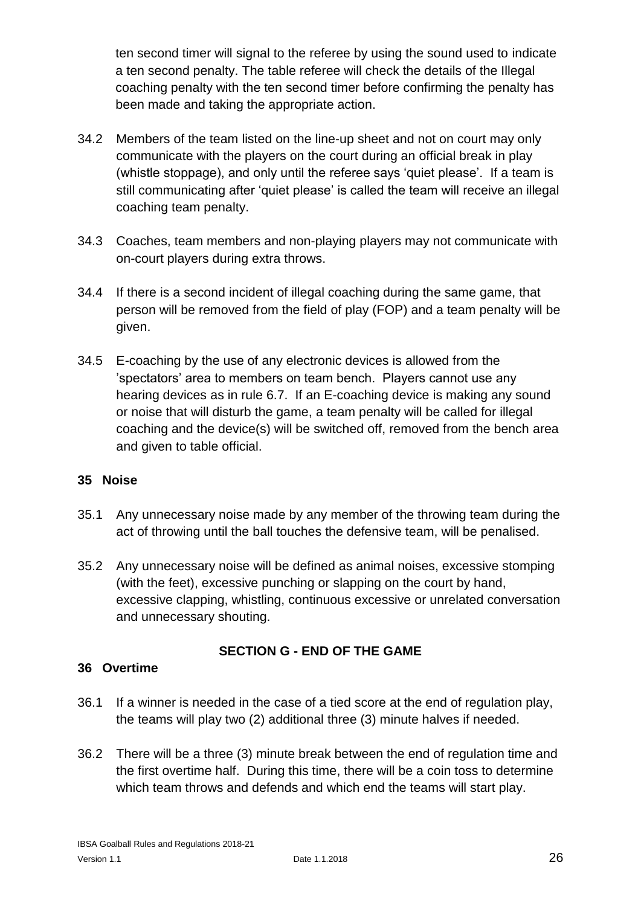ten second timer will signal to the referee by using the sound used to indicate a ten second penalty. The table referee will check the details of the Illegal coaching penalty with the ten second timer before confirming the penalty has been made and taking the appropriate action.

34.2 Members of the team listed on the line-up sheet and not on court may only communicate with the players on the court during an official break in play (whistle stoppage), and only until the referee says 'quiet please'. If a team is still communicating after 'quiet please' is called the team will receive an illegal coaching team penalty.

34.3 Coaches, team members and non-playing players may not communicate with on-court players during extra throws.

34.4 If there is a second incident of illegal coaching during the same game, that person will be removed from the field of play (FOP) and a team penalty will be given.

34.5 E-coaching by the use of any electronic devices is allowed from the 'spectators' area to members on team bench. Players cannot use any hearing devices as in rule 6.7. If an E-coaching device is making any sound or noise that will disturb the game, a team penalty will be called for illegal coaching and the device(s) will be switched off, removed from the bench area and given to table official.

## 35 Noise

35.1 Any unnecessary noise made by any member of the throwing team during the act of throwing until the ball touches the defensive team, will be penalised.

35.2 Any unnecessary noise will be defined as animal noises, excessive stomping (with the feet), excessive punching or slapping on the court by hand, excessive clapping, whistling, continuous excessive or unrelated conversation and unnecessary shouting.

# SECTION G - END OF THE GAME

## 36 Overtime

36.1 If a winner is needed in the case of a tied score at the end of regulation play, the teams will play two (2) additional three (3) minute halves if needed.

36.2 There will be a three (3) minute break between the end of regulation time and the first overtime half. During this time, there will be a coin toss to determine which team throws and defends and which end the teams will start play.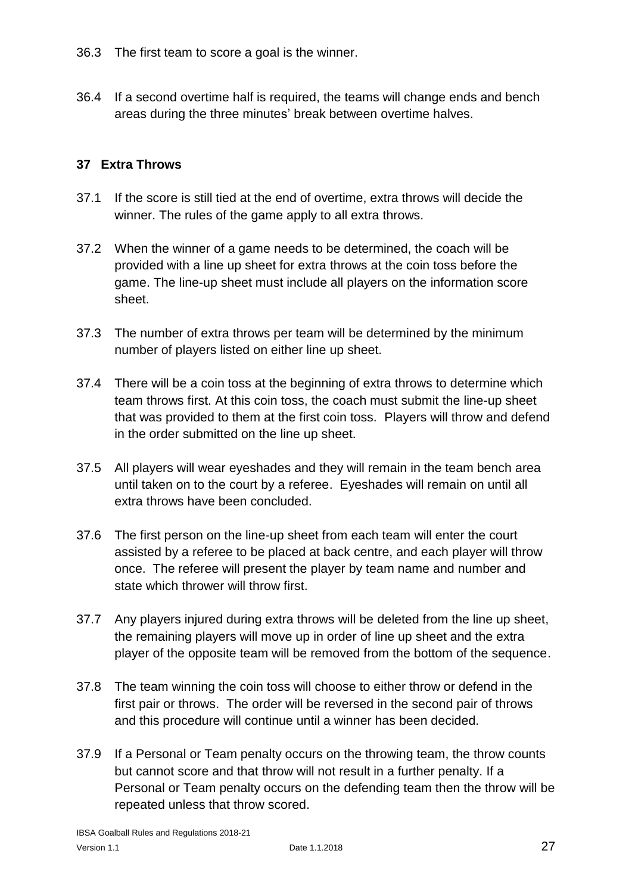36.3 The first team to score a goal is the winner.

36.4 If a second overtime half is required, the teams will change ends and bench areas during the three minutes' break between overtime halves.

## 37 Extra Throws

37.1 If the score is still tied at the end of overtime, extra throws will decide the winner. The rules of the game apply to all extra throws.

37.2 When the winner of a game needs to be determined, the coach will be provided with a line up sheet for extra throws at the coin toss before the game. The line-up sheet must include all players on the information score sheet.

37.3 The number of extra throws per team will be determined by the minimum number of players listed on either line up sheet.

37.4 There will be a coin toss at the beginning of extra throws to determine which team throws first. At this coin toss, the coach must submit the line-up sheet that was provided to them at the first coin toss. Players will throw and defend in the order submitted on the line up sheet.

37.5 All players will wear eyeshades and they will remain in the team bench area until taken on to the court by a referee. Eyeshades will remain on until all extra throws have been concluded.

37.6 The first person on the line-up sheet from each team will enter the court assisted by a referee to be placed at back centre, and each player will throw once. The referee will present the player by team name and number and state which thrower will throw first.

37.7 Any players injured during extra throws will be deleted from the line up sheet, the remaining players will move up in order of line up sheet and the extra player of the opposite team will be removed from the bottom of the sequence.

37.8 The team winning the coin toss will choose to either throw or defend in the first pair or throws. The order will be reversed in the second pair of throws and this procedure will continue until a winner has been decided.

37.9 If a Personal or Team penalty occurs on the throwing team, the throw counts but cannot score and that throw will not result in a further penalty. If a Personal or Team penalty occurs on the defending team then the throw will be repeated unless that throw scored.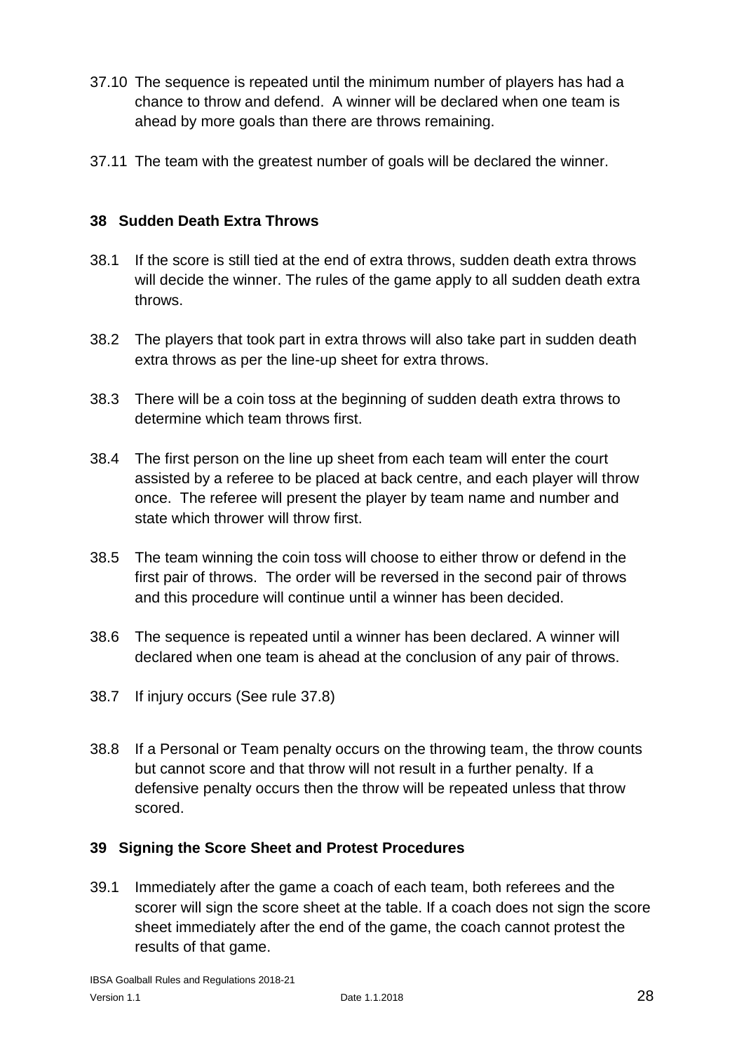37.10 The sequence is repeated until the minimum number of players has had a chance to throw and defend. A winner will be declared when one team is ahead by more goals than there are throws remaining.

37.11 The team with the greatest number of goals will be declared the winner.

## 38 Sudden Death Extra Throws

38.1 If the score is still tied at the end of extra throws, sudden death extra throws will decide the winner. The rules of the game apply to all sudden death extra throws.

38.2 The players that took part in extra throws will also take part in sudden death extra throws as per the line-up sheet for extra throws.

38.3 There will be a coin toss at the beginning of sudden death extra throws to determine which team throws first.

38.4 The first person on the line up sheet from each team will enter the court assisted by a referee to be placed at back centre, and each player will throw once. The referee will present the player by team name and number and state which thrower will throw first.

38.5 The team winning the coin toss will choose to either throw or defend in the first pair of throws. The order will be reversed in the second pair of throws and this procedure will continue until a winner has been decided.

38.6 The sequence is repeated until a winner has been declared. A winner will declared when one team is ahead at the conclusion of any pair of throws.

38.7 If injury occurs (See rule 37.8)

38.8 If a Personal or Team penalty occurs on the throwing team, the throw counts but cannot score and that throw will not result in a further penalty. If a defensive penalty occurs then the throw will be repeated unless that throw scored.

## 39 Signing the Score Sheet and Protest Procedures

39.1 Immediately after the game a coach of each team, both referees and the scorer will sign the score sheet at the table. If a coach does not sign the score sheet immediately after the end of the game, the coach cannot protest the results of that game.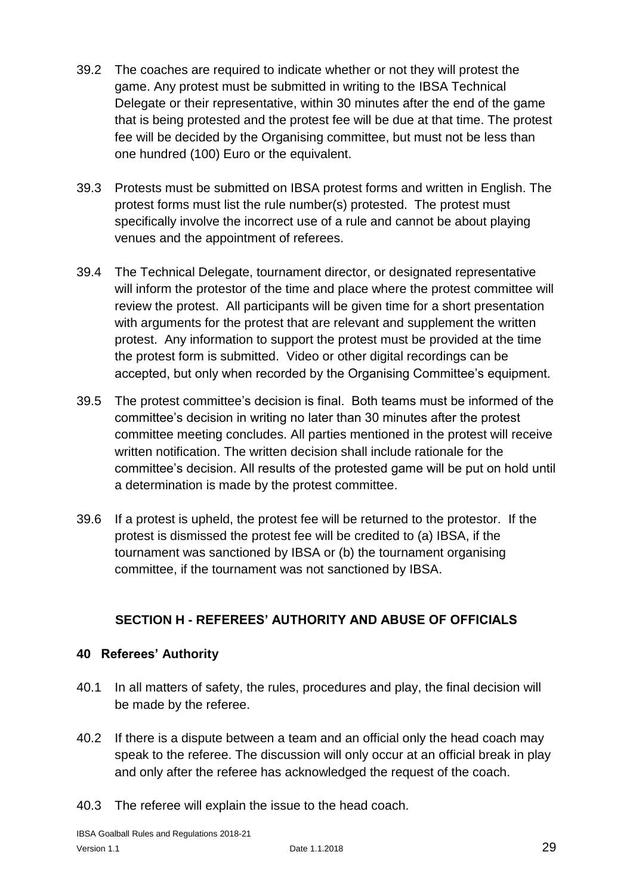39.2 The coaches are required to indicate whether or not they will protest the game. Any protest must be submitted in writing to the IBSA Technical Delegate or their representative, within 30 minutes after the end of the game that is being protested and the protest fee will be due at that time. The protest fee will be decided by the Organising committee, but must not be less than one hundred (100) Euro or the equivalent.

39.3 Protests must be submitted on IBSA protest forms and written in English. The protest forms must list the rule number(s) protested. The protest must specifically involve the incorrect use of a rule and cannot be about playing venues and the appointment of referees.

39.4 The Technical Delegate, tournament director, or designated representative will inform the protestor of the time and place where the protest committee will review the protest. All participants will be given time for a short presentation with arguments for the protest that are relevant and supplement the written protest. Any information to support the protest must be provided at the time the protest form is submitted. Video or other digital recordings can be accepted, but only when recorded by the Organising Committee's equipment.

39.5 The protest committee's decision is final. Both teams must be informed of the committee's decision in writing no later than 30 minutes after the protest committee meeting concludes. All parties mentioned in the protest will receive written notification. The written decision shall include rationale for the committee's decision. All results of the protested game will be put on hold until a determination is made by the protest committee.

39.6 If a protest is upheld, the protest fee will be returned to the protestor. If the protest is dismissed the protest fee will be credited to (a) IBSA, if the tournament was sanctioned by IBSA or (b) the tournament organising committee, if the tournament was not sanctioned by IBSA.

## SECTION H - REFEREES' AUTHORITY AND ABUSE OF OFFICIALS

### 40 Referees' Authority

40.1 In all matters of safety, the rules, procedures and play, the final decision will be made by the referee.

40.2 If there is a dispute between a team and an official only the head coach may speak to the referee. The discussion will only occur at an official break in play and only after the referee has acknowledged the request of the coach.

40.3 The referee will explain the issue to the head coach.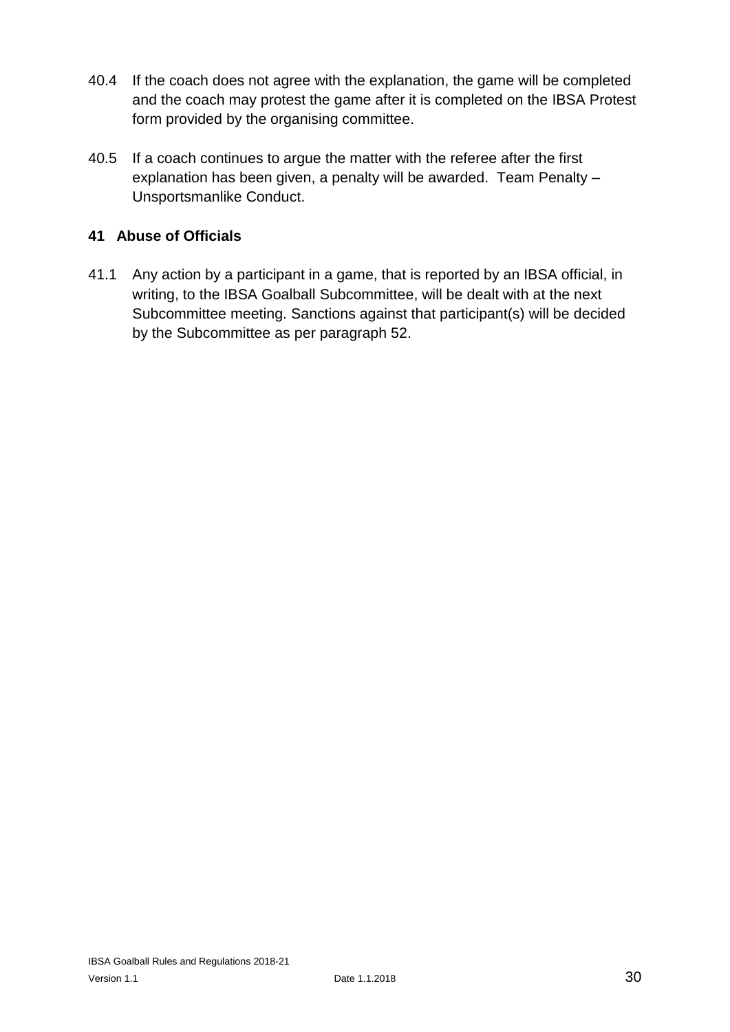40.4 If the coach does not agree with the explanation, the game will be completed and the coach may protest the game after it is completed on the IBSA Protest form provided by the organising committee.

40.5 If a coach continues to argue the matter with the referee after the first explanation has been given, a penalty will be awarded. Team Penalty – Unsportsmanlike Conduct.

## 41 Abuse of Officials

41.1 Any action by a participant in a game, that is reported by an IBSA official, in writing, to the IBSA Goalball Subcommittee, will be dealt with at the next Subcommittee meeting. Sanctions against that participant(s) will be decided by the Subcommittee as per paragraph 52.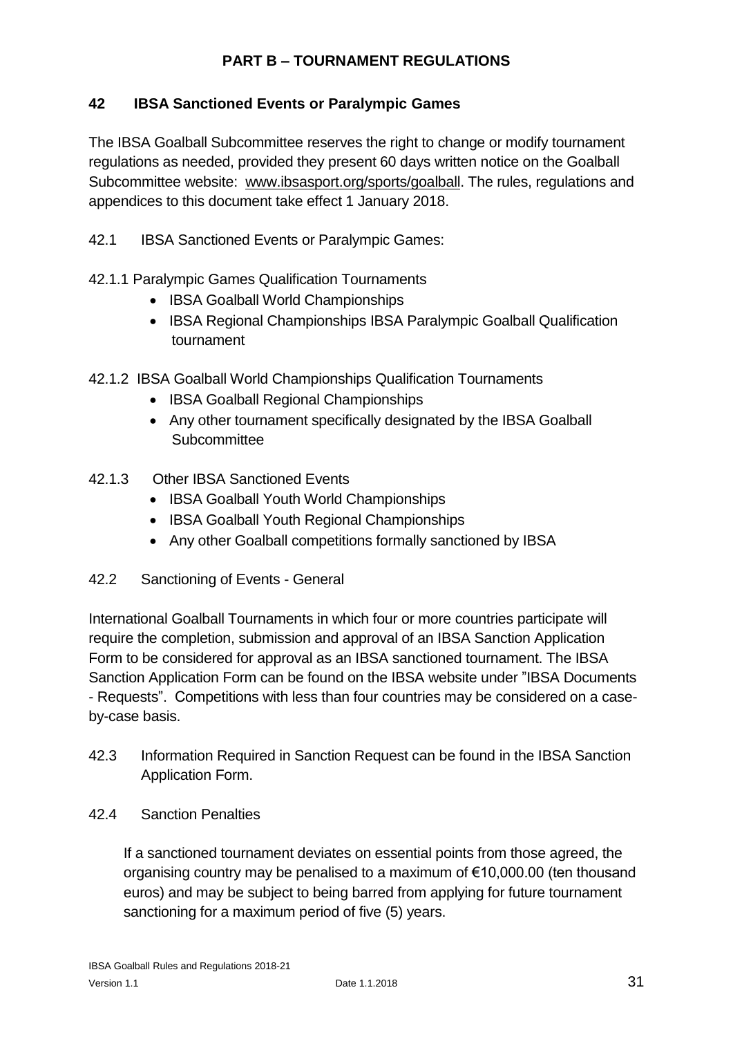# PART B – TOURNAMENT REGULATIONS

## 42 IBSA Sanctioned Events or Paralympic Games

The IBSA Goalball Subcommittee reserves the right to change or modify tournament regulations as needed, provided they present 60 days written notice on the Goalball Subcommittee website: www.ibsasport.org/sports/goalball. The rules, regulations and appendices to this document take effect 1 January 2018.

42.1 IBSA Sanctioned Events or Paralympic Games:

42.1.1 Paralympic Games Qualification Tournaments

- IBSA Goalball World Championships
- IBSA Regional Championships IBSA Paralympic Goalball Qualification tournament

42.1.2 IBSA Goalball World Championships Qualification Tournaments

- IBSA Goalball Regional Championships
- Any other tournament specifically designated by the IBSA Goalball Subcommittee

42.1.3 Other IBSA Sanctioned Events

- IBSA Goalball Youth World Championships
- IBSA Goalball Youth Regional Championships
- Any other Goalball competitions formally sanctioned by IBSA

42.2 Sanctioning of Events - General

International Goalball Tournaments in which four or more countries participate will require the completion, submission and approval of an IBSA Sanction Application Form to be considered for approval as an IBSA sanctioned tournament. The IBSA Sanction Application Form can be found on the IBSA website under "IBSA Documents - Requests". Competitions with less than four countries may be considered on a case-by-case basis.

42.3 Information Required in Sanction Request can be found in the IBSA Sanction Application Form.

42.4 Sanction Penalties

If a sanctioned tournament deviates on essential points from those agreed, the organising country may be penalised to a maximum of €10,000.00 (ten thousand euros) and may be subject to being barred from applying for future tournament sanctioning for a maximum period of five (5) years.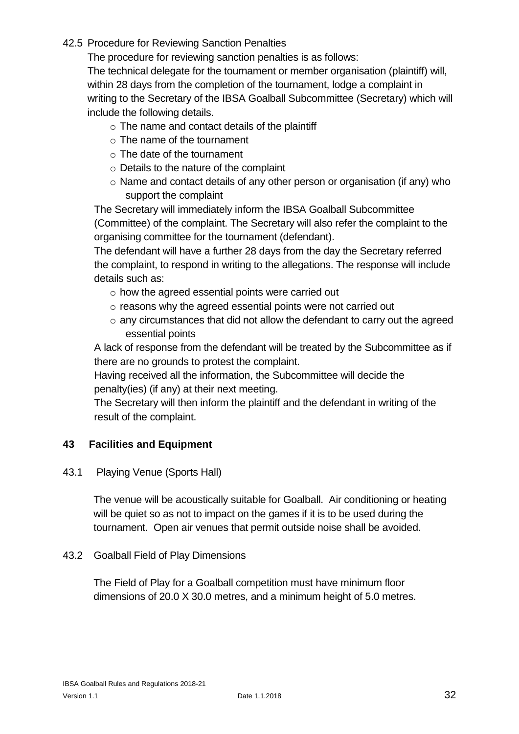42.5 Procedure for Reviewing Sanction Penalties

The procedure for reviewing sanction penalties is as follows:

The technical delegate for the tournament or member organisation (plaintiff) will, within 28 days from the completion of the tournament, lodge a complaint in writing to the Secretary of the IBSA Goalball Subcommittee (Secretary) which will include the following details.

- The name and contact details of the plaintiff
- The name of the tournament
- The date of the tournament
- Details to the nature of the complaint
- Name and contact details of any other person or organisation (if any) who support the complaint

The Secretary will immediately inform the IBSA Goalball Subcommittee (Committee) of the complaint. The Secretary will also refer the complaint to the organising committee for the tournament (defendant).

The defendant will have a further 28 days from the day the Secretary referred the complaint, to respond in writing to the allegations. The response will include details such as:

- how the agreed essential points were carried out
- reasons why the agreed essential points were not carried out
- any circumstances that did not allow the defendant to carry out the agreed essential points

A lack of response from the defendant will be treated by the Subcommittee as if there are no grounds to protest the complaint.

Having received all the information, the Subcommittee will decide the penalty(ies) (if any) at their next meeting.

The Secretary will then inform the plaintiff and the defendant in writing of the result of the complaint.

## 43 Facilities and Equipment

43.1 Playing Venue (Sports Hall)

The venue will be acoustically suitable for Goalball. Air conditioning or heating will be quiet so as not to impact on the games if it is to be used during the tournament. Open air venues that permit outside noise shall be avoided.

43.2 Goalball Field of Play Dimensions

The Field of Play for a Goalball competition must have minimum floor dimensions of 20.0 X 30.0 metres, and a minimum height of 5.0 metres.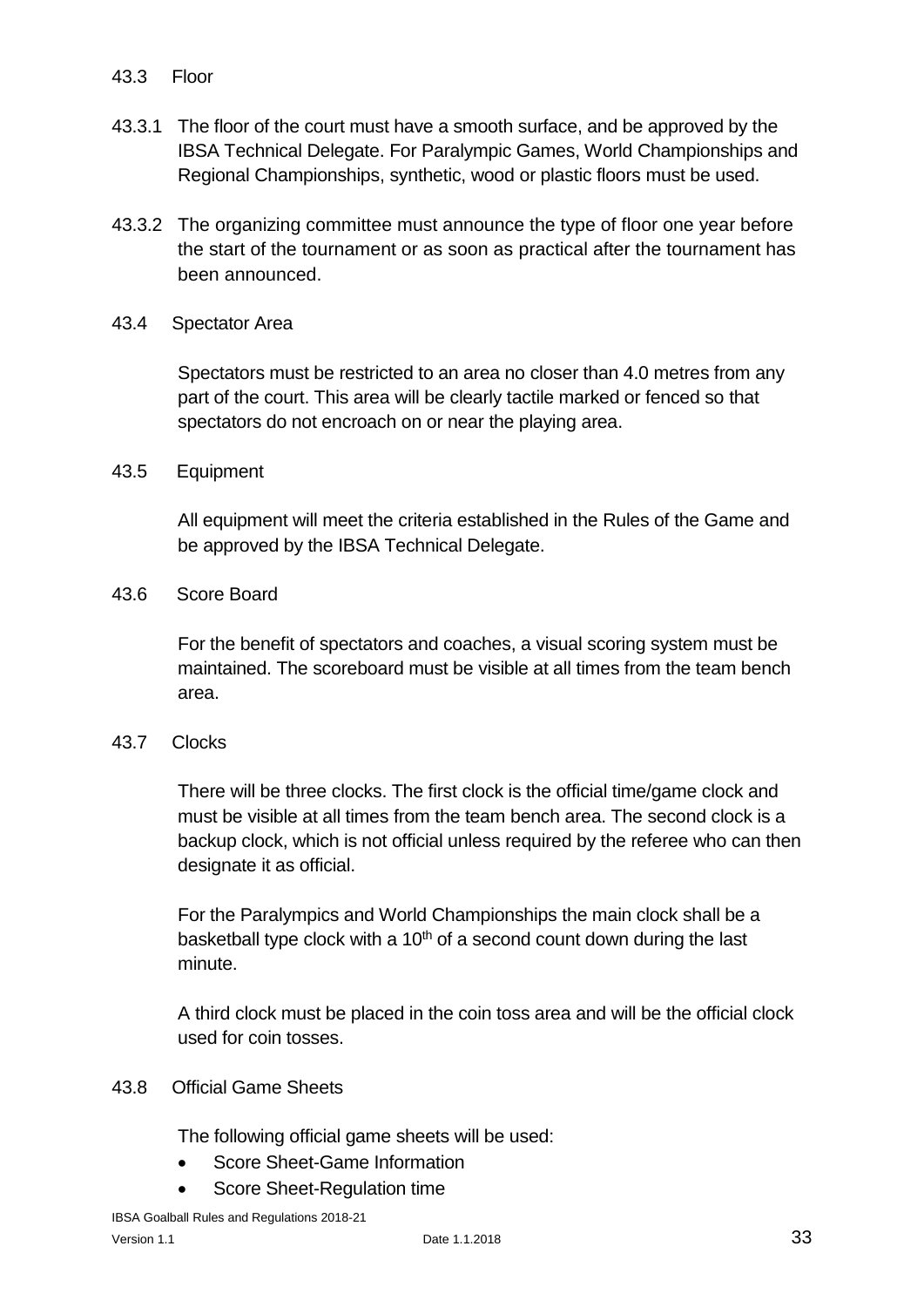### 43.3 Floor

43.3.1 The floor of the court must have a smooth surface, and be approved by the IBSA Technical Delegate. For Paralympic Games, World Championships and Regional Championships, synthetic, wood or plastic floors must be used.

43.3.2 The organizing committee must announce the type of floor one year before the start of the tournament or as soon as practical after the tournament has been announced.

### 43.4 Spectator Area

Spectators must be restricted to an area no closer than 4.0 metres from any part of the court. This area will be clearly tactile marked or fenced so that spectators do not encroach on or near the playing area.

### 43.5 Equipment

All equipment will meet the criteria established in the Rules of the Game and be approved by the IBSA Technical Delegate.

### 43.6 Score Board

For the benefit of spectators and coaches, a visual scoring system must be maintained. The scoreboard must be visible at all times from the team bench area.

### 43.7 Clocks

There will be three clocks. The first clock is the official time/game clock and must be visible at all times from the team bench area. The second clock is a backup clock, which is not official unless required by the referee who can then designate it as official.

For the Paralympics and World Championships the main clock shall be a basketball type clock with a 10th of a second count down during the last minute.

A third clock must be placed in the coin toss area and will be the official clock used for coin tosses.

### 43.8 Official Game Sheets

The following official game sheets will be used:

- Score Sheet-Game Information
- Score Sheet-Regulation time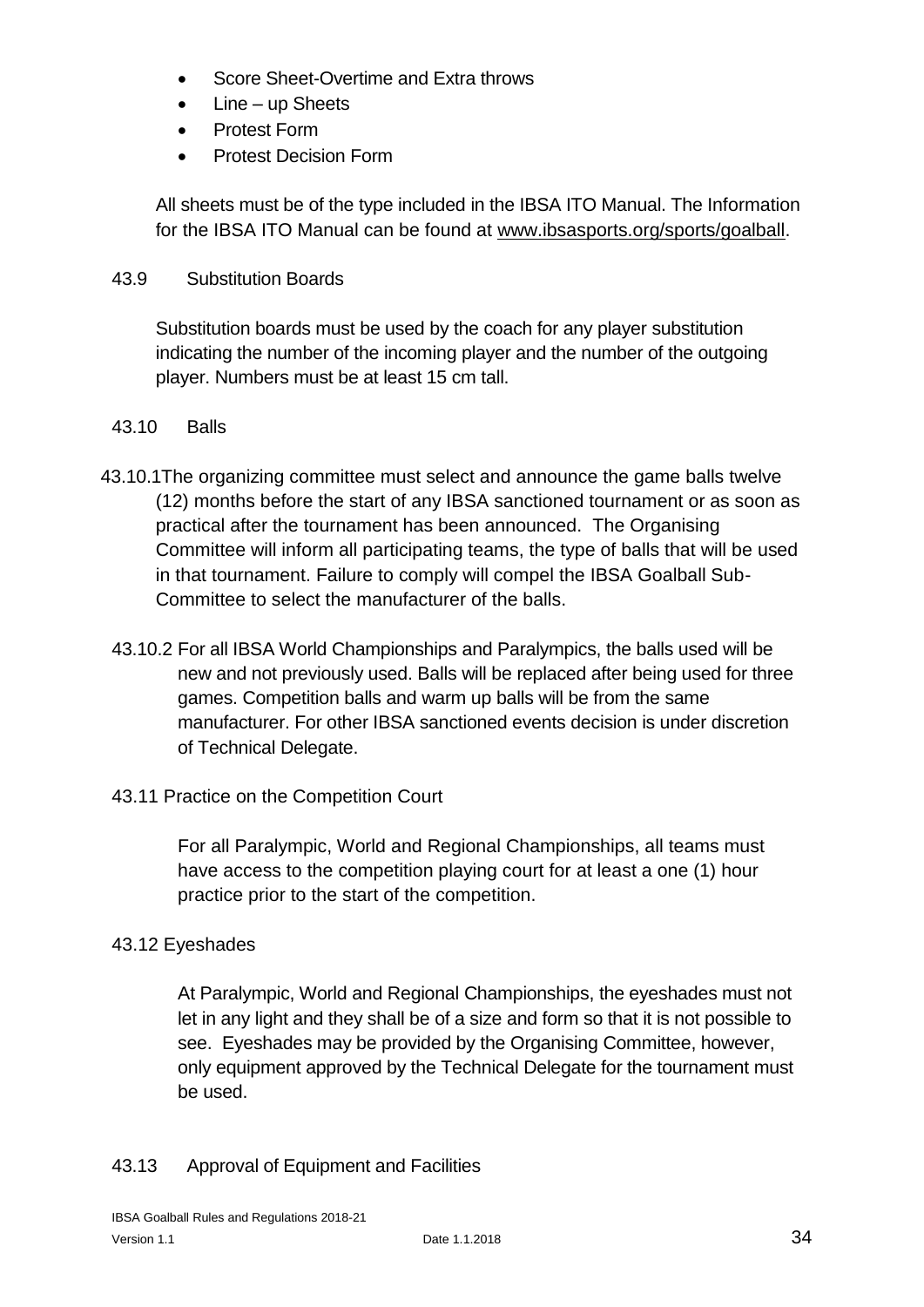- Score Sheet-Overtime and Extra throws
- Line – up Sheets
- Protest Form
- Protest Decision Form

All sheets must be of the type included in the IBSA ITO Manual. The Information for the IBSA ITO Manual can be found at www.ibsasports.org/sports/goalball.

### 43.9 Substitution Boards

Substitution boards must be used by the coach for any player substitution indicating the number of the incoming player and the number of the outgoing player. Numbers must be at least 15 cm tall.

### 43.10 Balls

43.10.1 The organizing committee must select and announce the game balls twelve (12) months before the start of any IBSA sanctioned tournament or as soon as practical after the tournament has been announced. The Organising Committee will inform all participating teams, the type of balls that will be used in that tournament. Failure to comply will compel the IBSA Goalball Sub-Committee to select the manufacturer of the balls.

43.10.2 For all IBSA World Championships and Paralympics, the balls used will be new and not previously used. Balls will be replaced after being used for three games. Competition balls and warm up balls will be from the same manufacturer. For other IBSA sanctioned events decision is under discretion of Technical Delegate.

### 43.11 Practice on the Competition Court

For all Paralympic, World and Regional Championships, all teams must have access to the competition playing court for at least a one (1) hour practice prior to the start of the competition.

### 43.12 Eyeshades

At Paralympic, World and Regional Championships, the eyeshades must not let in any light and they shall be of a size and form so that it is not possible to see. Eyeshades may be provided by the Organising Committee, however, only equipment approved by the Technical Delegate for the tournament must be used.

### 43.13 Approval of Equipment and Facilities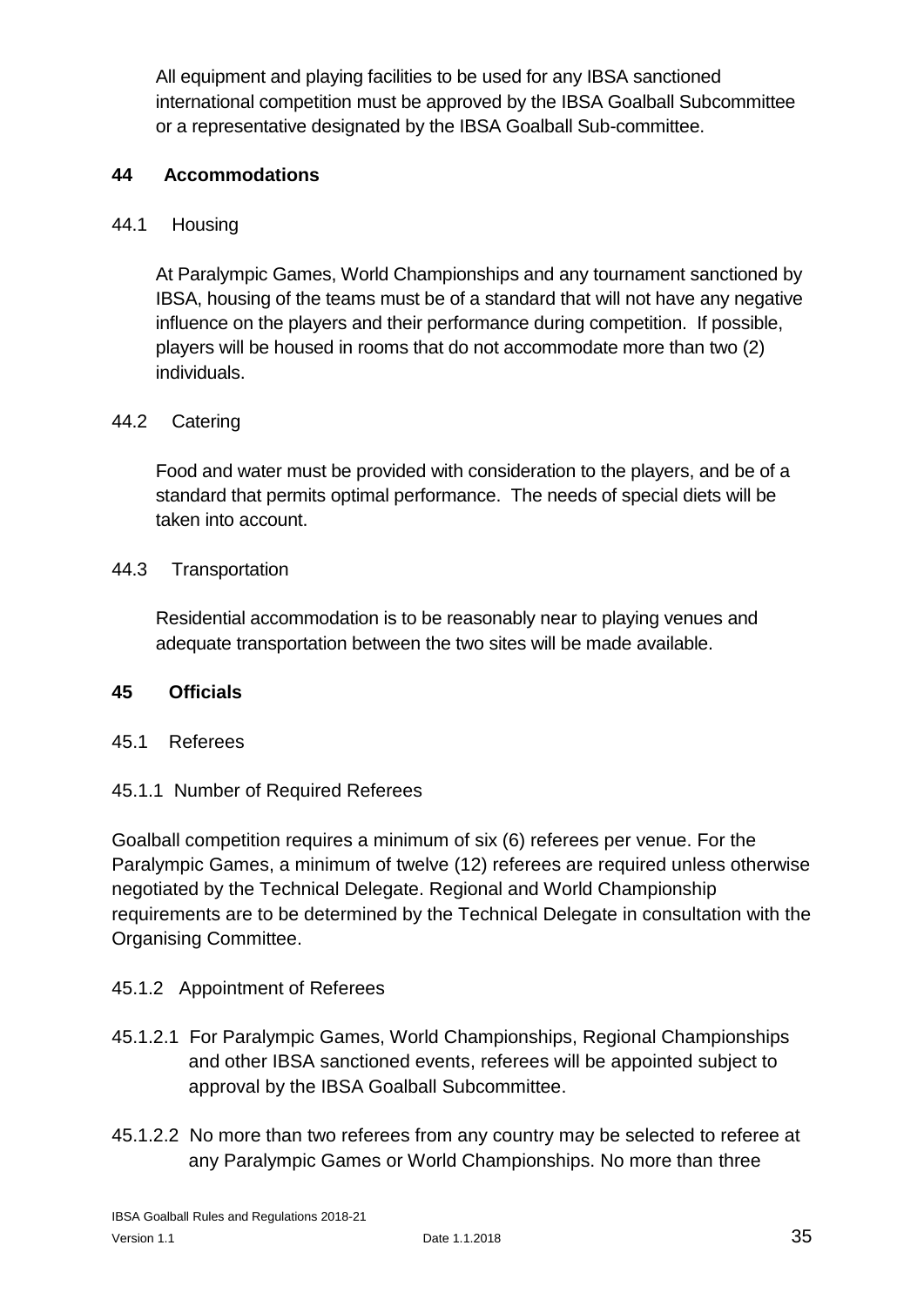All equipment and playing facilities to be used for any IBSA sanctioned international competition must be approved by the IBSA Goalball Subcommittee or a representative designated by the IBSA Goalball Sub-committee.

## 44 Accommodations

### 44.1 Housing

At Paralympic Games, World Championships and any tournament sanctioned by IBSA, housing of the teams must be of a standard that will not have any negative influence on the players and their performance during competition. If possible, players will be housed in rooms that do not accommodate more than two (2) individuals.

### 44.2 Catering

Food and water must be provided with consideration to the players, and be of a standard that permits optimal performance. The needs of special diets will be taken into account.

### 44.3 Transportation

Residential accommodation is to be reasonably near to playing venues and adequate transportation between the two sites will be made available.

## 45 Officials

### 45.1 Referees

#### 45.1.1 Number of Required Referees

Goalball competition requires a minimum of six (6) referees per venue. For the Paralympic Games, a minimum of twelve (12) referees are required unless otherwise negotiated by the Technical Delegate. Regional and World Championship requirements are to be determined by the Technical Delegate in consultation with the Organising Committee.

#### 45.1.2 Appointment of Referees

45.1.2.1 For Paralympic Games, World Championships, Regional Championships and other IBSA sanctioned events, referees will be appointed subject to approval by the IBSA Goalball Subcommittee.

45.1.2.2 No more than two referees from any country may be selected to referee at any Paralympic Games or World Championships. No more than three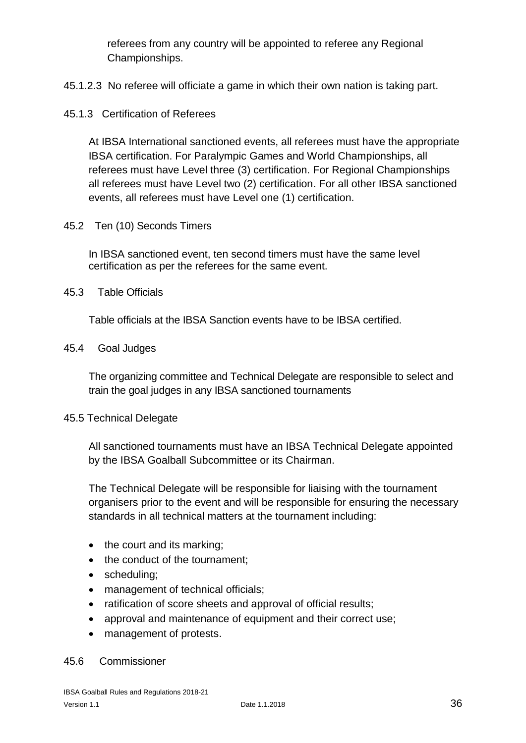referees from any country will be appointed to referee any Regional Championships.

45.1.2.3 No referee will officiate a game in which their own nation is taking part.

45.1.3 Certification of Referees

At IBSA International sanctioned events, all referees must have the appropriate IBSA certification. For Paralympic Games and World Championships, all referees must have Level three (3) certification. For Regional Championships all referees must have Level two (2) certification. For all other IBSA sanctioned events, all referees must have Level one (1) certification.

45.2 Ten (10) Seconds Timers

In IBSA sanctioned event, ten second timers must have the same level certification as per the referees for the same event.

45.3 Table Officials

Table officials at the IBSA Sanction events have to be IBSA certified.

45.4 Goal Judges

The organizing committee and Technical Delegate are responsible to select and train the goal judges in any IBSA sanctioned tournaments

45.5 Technical Delegate

All sanctioned tournaments must have an IBSA Technical Delegate appointed by the IBSA Goalball Subcommittee or its Chairman.

The Technical Delegate will be responsible for liaising with the tournament organisers prior to the event and will be responsible for ensuring the necessary standards in all technical matters at the tournament including:

- the court and its marking;
- the conduct of the tournament;
- scheduling;
- management of technical officials;
- ratification of score sheets and approval of official results;
- approval and maintenance of equipment and their correct use;
- management of protests.

45.6 Commissioner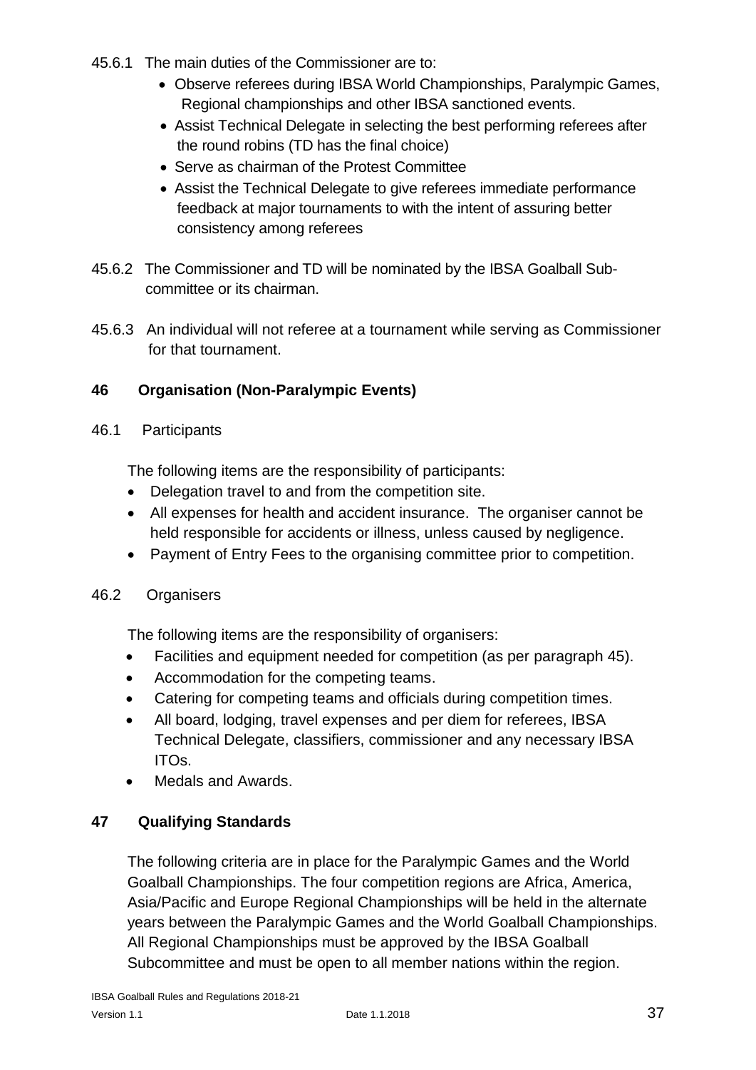45.6.1 The main duties of the Commissioner are to:

- Observe referees during IBSA World Championships, Paralympic Games, Regional championships and other IBSA sanctioned events.
- Assist Technical Delegate in selecting the best performing referees after the round robins (TD has the final choice)
- Serve as chairman of the Protest Committee
- Assist the Technical Delegate to give referees immediate performance feedback at major tournaments to with the intent of assuring better consistency among referees

45.6.2 The Commissioner and TD will be nominated by the IBSA Goalball Sub-committee or its chairman.

45.6.3 An individual will not referee at a tournament while serving as Commissioner for that tournament.

## 46 Organisation (Non-Paralympic Events)

46.1 Participants

The following items are the responsibility of participants:

- Delegation travel to and from the competition site.
- All expenses for health and accident insurance. The organiser cannot be held responsible for accidents or illness, unless caused by negligence.
- Payment of Entry Fees to the organising committee prior to competition.

46.2 Organisers

The following items are the responsibility of organisers:

- Facilities and equipment needed for competition (as per paragraph 45).
- Accommodation for the competing teams.
- Catering for competing teams and officials during competition times.
- All board, lodging, travel expenses and per diem for referees, IBSA Technical Delegate, classifiers, commissioner and any necessary IBSA ITOs.
- Medals and Awards.

## 47 Qualifying Standards

The following criteria are in place for the Paralympic Games and the World Goalball Championships. The four competition regions are Africa, America, Asia/Pacific and Europe Regional Championships will be held in the alternate years between the Paralympic Games and the World Goalball Championships. All Regional Championships must be approved by the IBSA Goalball Subcommittee and must be open to all member nations within the region.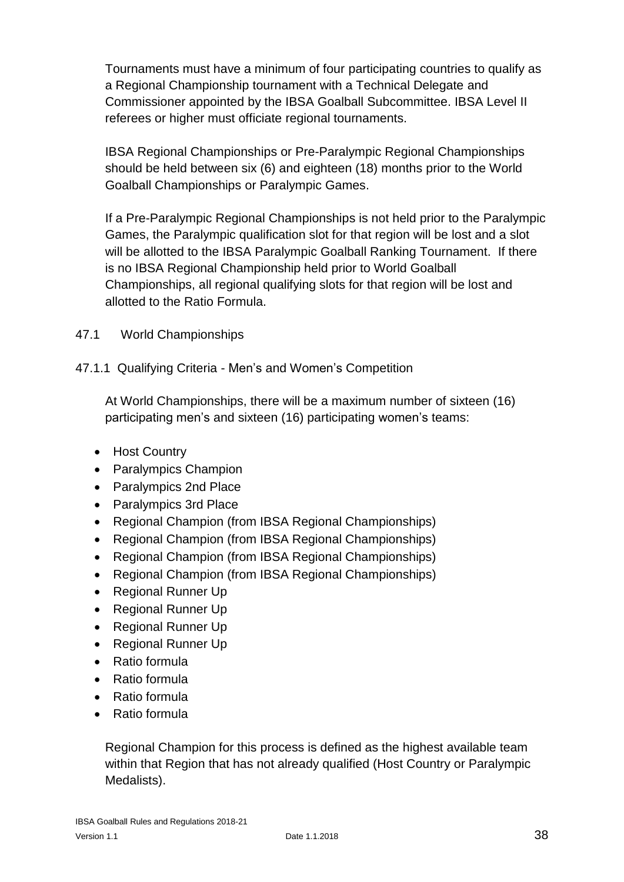Tournaments must have a minimum of four participating countries to qualify as a Regional Championship tournament with a Technical Delegate and Commissioner appointed by the IBSA Goalball Subcommittee. IBSA Level II referees or higher must officiate regional tournaments.

IBSA Regional Championships or Pre-Paralympic Regional Championships should be held between six (6) and eighteen (18) months prior to the World Goalball Championships or Paralympic Games.

If a Pre-Paralympic Regional Championships is not held prior to the Paralympic Games, the Paralympic qualification slot for that region will be lost and a slot will be allotted to the IBSA Paralympic Goalball Ranking Tournament. If there is no IBSA Regional Championship held prior to World Goalball Championships, all regional qualifying slots for that region will be lost and allotted to the Ratio Formula.

### 47.1 World Championships

#### 47.1.1 Qualifying Criteria - Men's and Women's Competition

At World Championships, there will be a maximum number of sixteen (16) participating men's and sixteen (16) participating women's teams:

- Host Country
- Paralympics Champion
- Paralympics 2nd Place
- Paralympics 3rd Place
- Regional Champion (from IBSA Regional Championships)
- Regional Champion (from IBSA Regional Championships)
- Regional Champion (from IBSA Regional Championships)
- Regional Champion (from IBSA Regional Championships)
- Regional Runner Up
- Regional Runner Up
- Regional Runner Up
- Regional Runner Up
- Ratio formula
- Ratio formula
- Ratio formula
- Ratio formula

Regional Champion for this process is defined as the highest available team within that Region that has not already qualified (Host Country or Paralympic Medalists).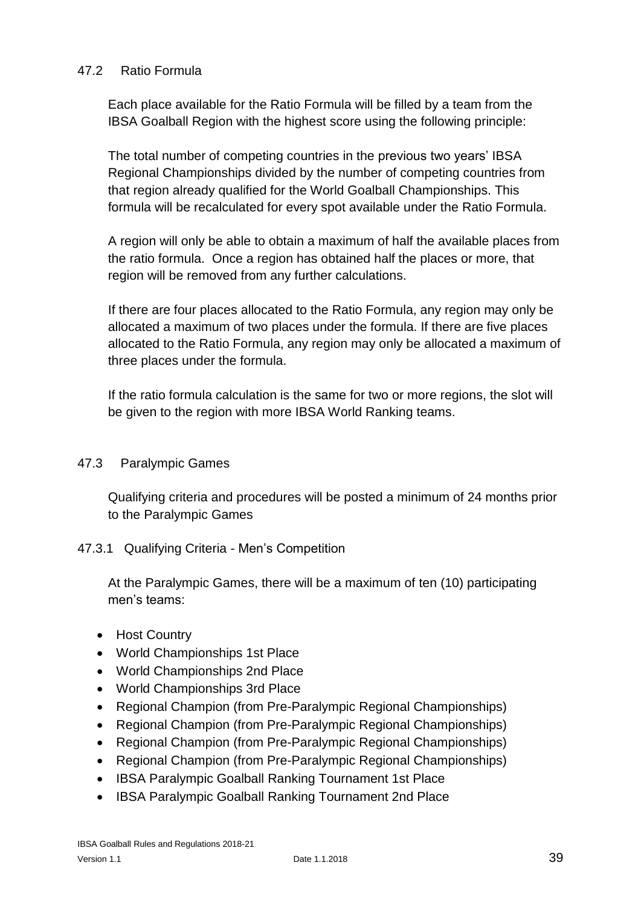### 47.2 Ratio Formula

Each place available for the Ratio Formula will be filled by a team from the IBSA Goalball Region with the highest score using the following principle:

The total number of competing countries in the previous two years' IBSA Regional Championships divided by the number of competing countries from that region already qualified for the World Goalball Championships. This formula will be recalculated for every spot available under the Ratio Formula.

A region will only be able to obtain a maximum of half the available places from the ratio formula. Once a region has obtained half the places or more, that region will be removed from any further calculations.

If there are four places allocated to the Ratio Formula, any region may only be allocated a maximum of two places under the formula. If there are five places allocated to the Ratio Formula, any region may only be allocated a maximum of three places under the formula.

If the ratio formula calculation is the same for two or more regions, the slot will be given to the region with more IBSA World Ranking teams.

### 47.3 Paralympic Games

Qualifying criteria and procedures will be posted a minimum of 24 months prior to the Paralympic Games

#### 47.3.1 Qualifying Criteria - Men's Competition

At the Paralympic Games, there will be a maximum of ten (10) participating men's teams:

- Host Country
- World Championships 1st Place
- World Championships 2nd Place
- World Championships 3rd Place
- Regional Champion (from Pre-Paralympic Regional Championships)
- Regional Champion (from Pre-Paralympic Regional Championships)
- Regional Champion (from Pre-Paralympic Regional Championships)
- Regional Champion (from Pre-Paralympic Regional Championships)
- IBSA Paralympic Goalball Ranking Tournament 1st Place
- IBSA Paralympic Goalball Ranking Tournament 2nd Place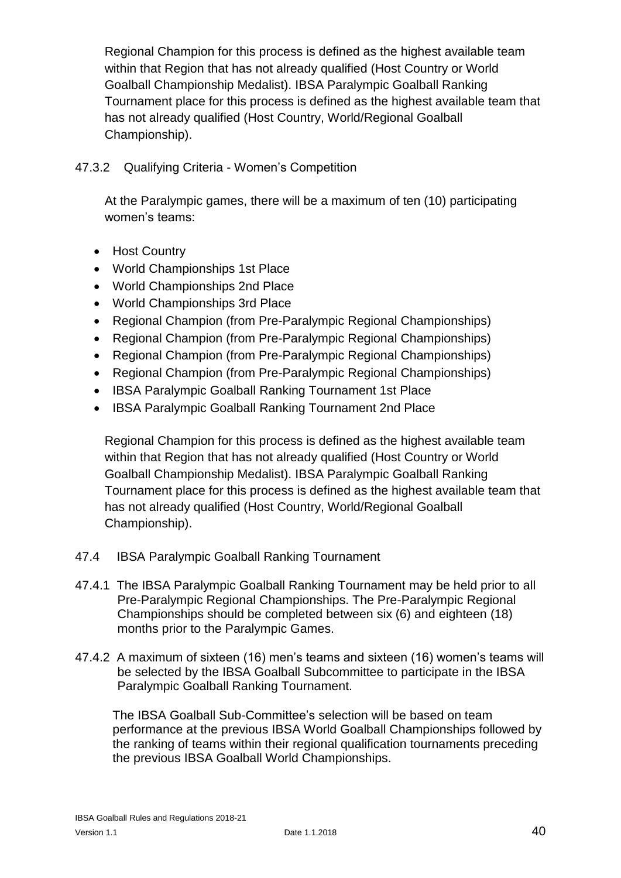Regional Champion for this process is defined as the highest available team within that Region that has not already qualified (Host Country or World Goalball Championship Medalist). IBSA Paralympic Goalball Ranking Tournament place for this process is defined as the highest available team that has not already qualified (Host Country, World/Regional Goalball Championship).

#### 47.3.2 Qualifying Criteria - Women's Competition

At the Paralympic games, there will be a maximum of ten (10) participating women's teams:

- Host Country
- World Championships 1st Place
- World Championships 2nd Place
- World Championships 3rd Place
- Regional Champion (from Pre-Paralympic Regional Championships)
- Regional Champion (from Pre-Paralympic Regional Championships)
- Regional Champion (from Pre-Paralympic Regional Championships)
- Regional Champion (from Pre-Paralympic Regional Championships)
- IBSA Paralympic Goalball Ranking Tournament 1st Place
- IBSA Paralympic Goalball Ranking Tournament 2nd Place

Regional Champion for this process is defined as the highest available team within that Region that has not already qualified (Host Country or World Goalball Championship Medalist). IBSA Paralympic Goalball Ranking Tournament place for this process is defined as the highest available team that has not already qualified (Host Country, World/Regional Goalball Championship).

### 47.4 IBSA Paralympic Goalball Ranking Tournament

47.4.1 The IBSA Paralympic Goalball Ranking Tournament may be held prior to all Pre-Paralympic Regional Championships. The Pre-Paralympic Regional Championships should be completed between six (6) and eighteen (18) months prior to the Paralympic Games.

47.4.2 A maximum of sixteen (16) men's teams and sixteen (16) women's teams will be selected by the IBSA Goalball Subcommittee to participate in the IBSA Paralympic Goalball Ranking Tournament.

The IBSA Goalball Sub-Committee's selection will be based on team performance at the previous IBSA World Goalball Championships followed by the ranking of teams within their regional qualification tournaments preceding the previous IBSA Goalball World Championships.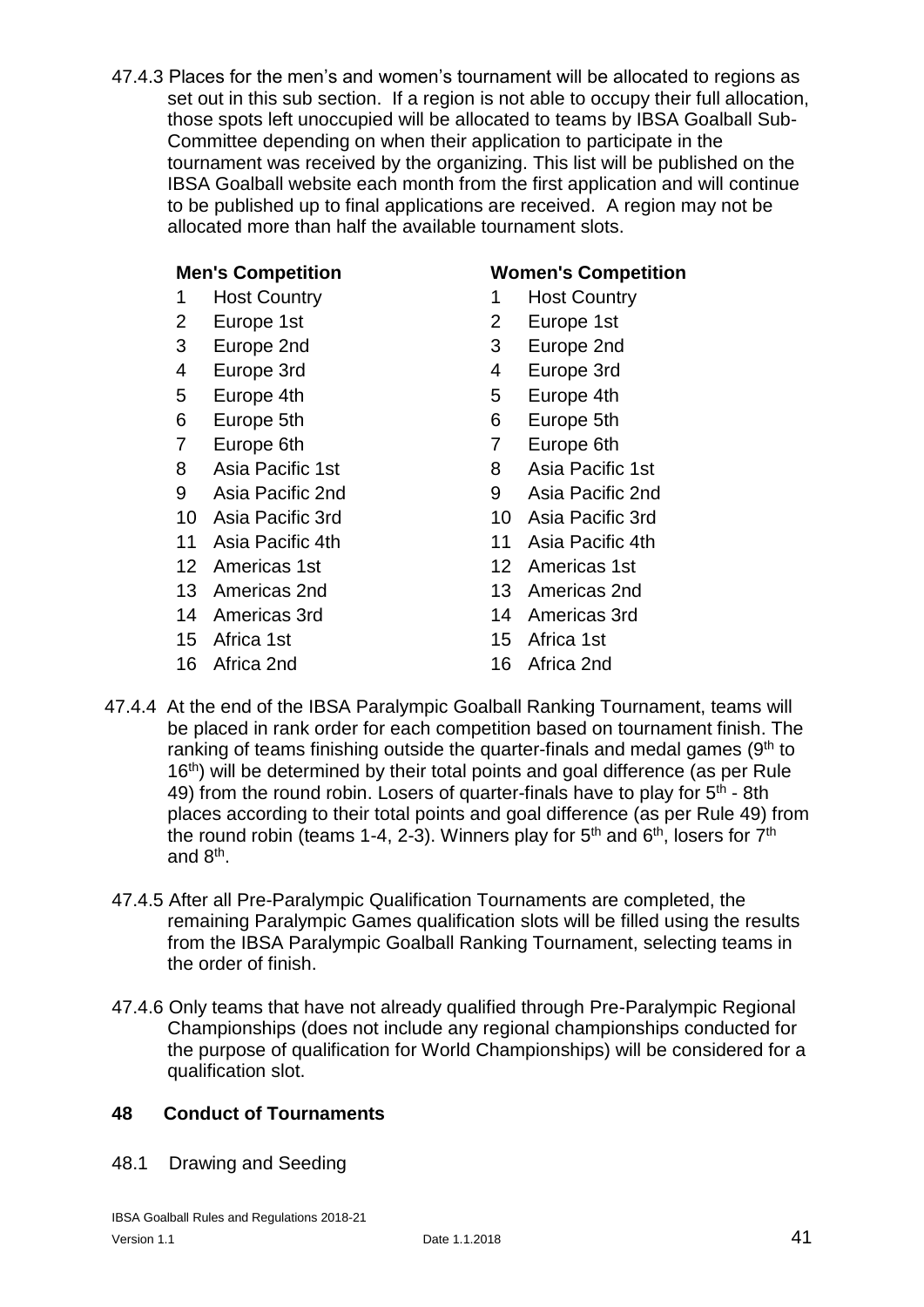47.4.3 Places for the men's and women's tournament will be allocated to regions as set out in this sub section. If a region is not able to occupy their full allocation, those spots left unoccupied will be allocated to teams by IBSA Goalball Sub-Committee depending on when their application to participate in the tournament was received by the organizing. This list will be published on the IBSA Goalball website each month from the first application and will continue to be published up to final applications are received. A region may not be allocated more than half the available tournament slots.

| **Men's Competition** | | **Women's Competition** | |
|---|---|---|---|
| 1 | Host Country | 1 | Host Country |
| 2 | Europe 1st | 2 | Europe 1st |
| 3 | Europe 2nd | 3 | Europe 2nd |
| 4 | Europe 3rd | 4 | Europe 3rd |
| 5 | Europe 4th | 5 | Europe 4th |
| 6 | Europe 5th | 6 | Europe 5th |
| 7 | Europe 6th | 7 | Europe 6th |
| 8 | Asia Pacific 1st | 8 | Asia Pacific 1st |
| 9 | Asia Pacific 2nd | 9 | Asia Pacific 2nd |
| 10 | Asia Pacific 3rd | 10 | Asia Pacific 3rd |
| 11 | Asia Pacific 4th | 11 | Asia Pacific 4th |
| 12 | Americas 1st | 12 | Americas 1st |
| 13 | Americas 2nd | 13 | Americas 2nd |
| 14 | Americas 3rd | 14 | Americas 3rd |
| 15 | Africa 1st | 15 | Africa 1st |
| 16 | Africa 2nd | 16 | Africa 2nd |

47.4.4 At the end of the IBSA Paralympic Goalball Ranking Tournament, teams will be placed in rank order for each competition based on tournament finish. The ranking of teams finishing outside the quarter-finals and medal games (9th to 16th) will be determined by their total points and goal difference (as per Rule 49) from the round robin. Losers of quarter-finals have to play for 5th - 8th places according to their total points and goal difference (as per Rule 49) from the round robin (teams 1-4, 2-3). Winners play for 5th and 6th, losers for 7th and 8th.

47.4.5 After all Pre-Paralympic Qualification Tournaments are completed, the remaining Paralympic Games qualification slots will be filled using the results from the IBSA Paralympic Goalball Ranking Tournament, selecting teams in the order of finish.

47.4.6 Only teams that have not already qualified through Pre-Paralympic Regional Championships (does not include any regional championships conducted for the purpose of qualification for World Championships) will be considered for a qualification slot.

## 48 Conduct of Tournaments

48.1 Drawing and Seeding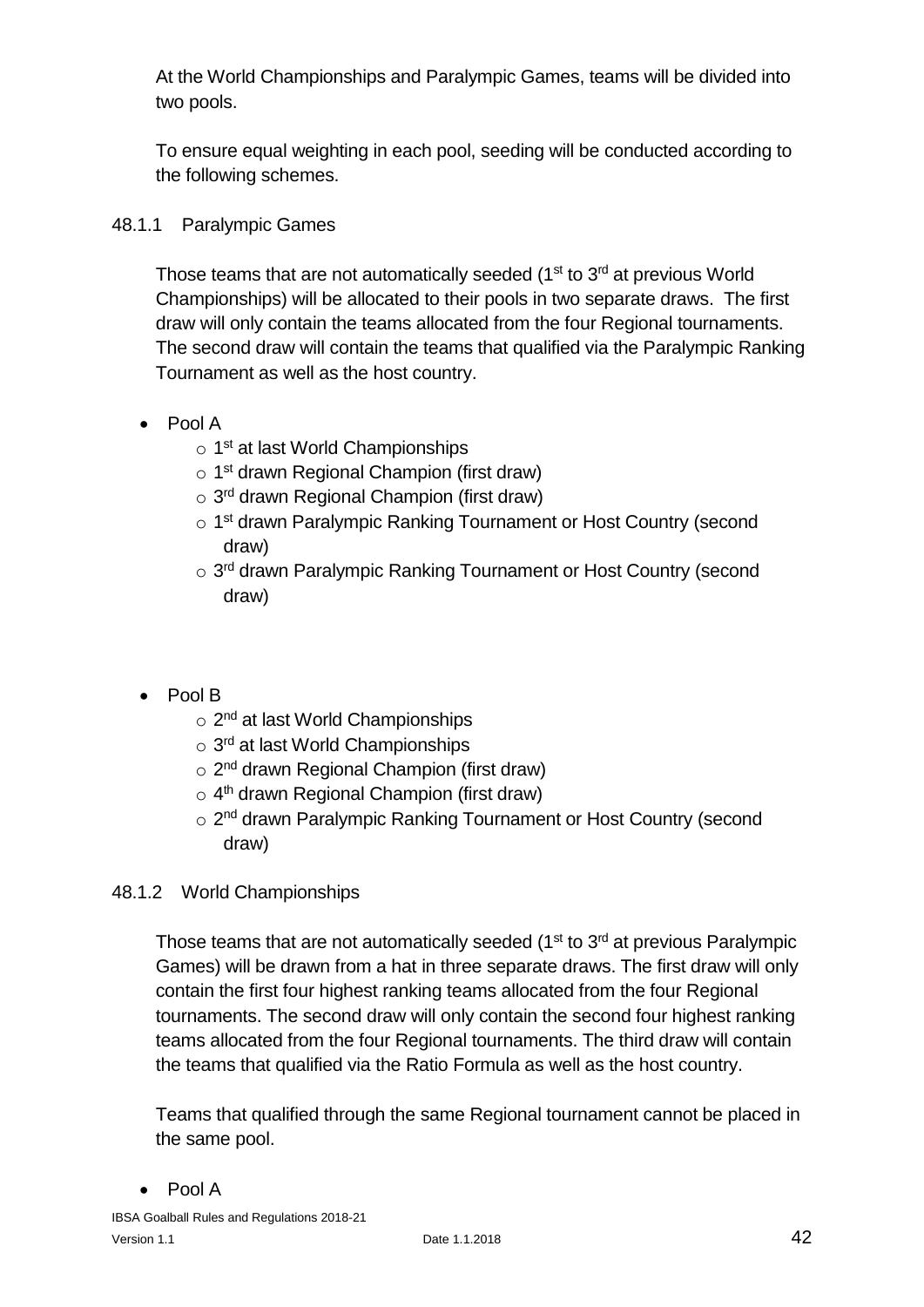At the World Championships and Paralympic Games, teams will be divided into two pools.

To ensure equal weighting in each pool, seeding will be conducted according to the following schemes.

### 48.1.1 Paralympic Games

Those teams that are not automatically seeded (1st to 3rd at previous World Championships) will be allocated to their pools in two separate draws. The first draw will only contain the teams allocated from the four Regional tournaments. The second draw will contain the teams that qualified via the Paralympic Ranking Tournament as well as the host country.

- Pool A
  - 1st at last World Championships
  - 1st drawn Regional Champion (first draw)
  - 3rd drawn Regional Champion (first draw)
  - 1st drawn Paralympic Ranking Tournament or Host Country (second draw)
  - 3rd drawn Paralympic Ranking Tournament or Host Country (second draw)

- Pool B
  - 2nd at last World Championships
  - 3rd at last World Championships
  - 2nd drawn Regional Champion (first draw)
  - 4th drawn Regional Champion (first draw)
  - 2nd drawn Paralympic Ranking Tournament or Host Country (second draw)

### 48.1.2 World Championships

Those teams that are not automatically seeded (1st to 3rd at previous Paralympic Games) will be drawn from a hat in three separate draws. The first draw will only contain the first four highest ranking teams allocated from the four Regional tournaments. The second draw will only contain the second four highest ranking teams allocated from the four Regional tournaments. The third draw will contain the teams that qualified via the Ratio Formula as well as the host country.

Teams that qualified through the same Regional tournament cannot be placed in the same pool.

- Pool A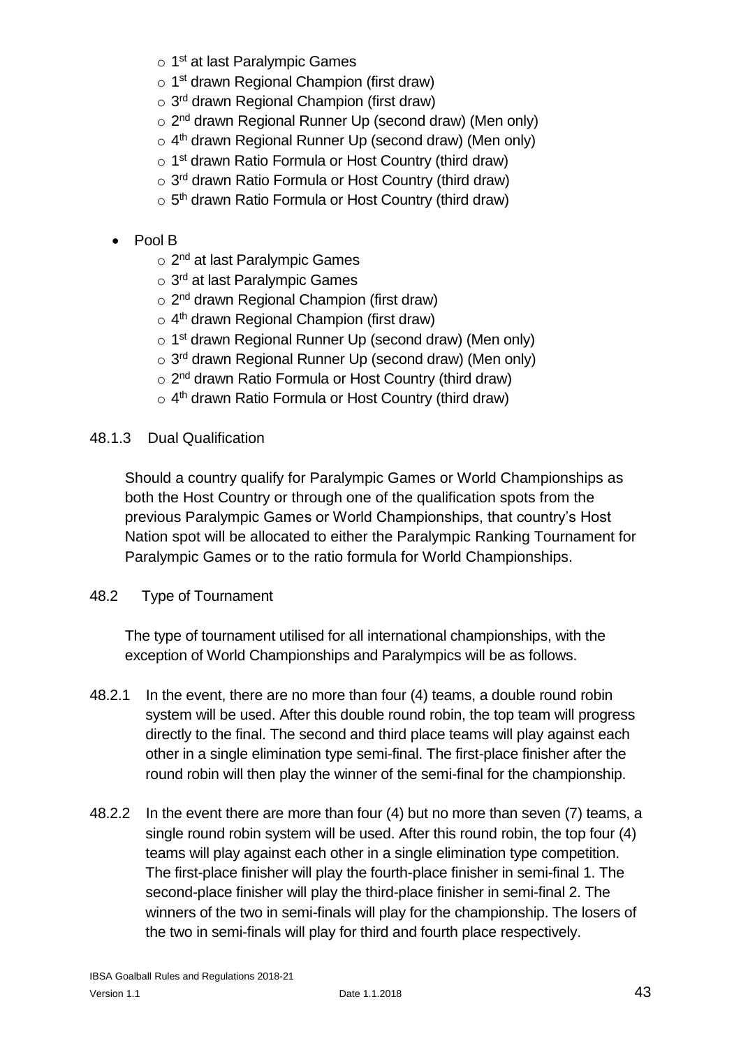- 1st at last Paralympic Games
- 1st drawn Regional Champion (first draw)
- 3rd drawn Regional Champion (first draw)
- 2nd drawn Regional Runner Up (second draw) (Men only)
- 4th drawn Regional Runner Up (second draw) (Men only)
- 1st drawn Ratio Formula or Host Country (third draw)
- 3rd drawn Ratio Formula or Host Country (third draw)
- 5th drawn Ratio Formula or Host Country (third draw)

- Pool B
  - 2nd at last Paralympic Games
  - 3rd at last Paralympic Games
  - 2nd drawn Regional Champion (first draw)
  - 4th drawn Regional Champion (first draw)
  - 1st drawn Regional Runner Up (second draw) (Men only)
  - 3rd drawn Regional Runner Up (second draw) (Men only)
  - 2nd drawn Ratio Formula or Host Country (third draw)
  - 4th drawn Ratio Formula or Host Country (third draw)

48.1.3 Dual Qualification

Should a country qualify for Paralympic Games or World Championships as both the Host Country or through one of the qualification spots from the previous Paralympic Games or World Championships, that country's Host Nation spot will be allocated to either the Paralympic Ranking Tournament for Paralympic Games or to the ratio formula for World Championships.

48.2 Type of Tournament

The type of tournament utilised for all international championships, with the exception of World Championships and Paralympics will be as follows.

48.2.1 In the event, there are no more than four (4) teams, a double round robin system will be used. After this double round robin, the top team will progress directly to the final. The second and third place teams will play against each other in a single elimination type semi-final. The first-place finisher after the round robin will then play the winner of the semi-final for the championship.

48.2.2 In the event there are more than four (4) but no more than seven (7) teams, a single round robin system will be used. After this round robin, the top four (4) teams will play against each other in a single elimination type competition. The first-place finisher will play the fourth-place finisher in semi-final 1. The second-place finisher will play the third-place finisher in semi-final 2. The winners of the two in semi-finals will play for the championship. The losers of the two in semi-finals will play for third and fourth place respectively.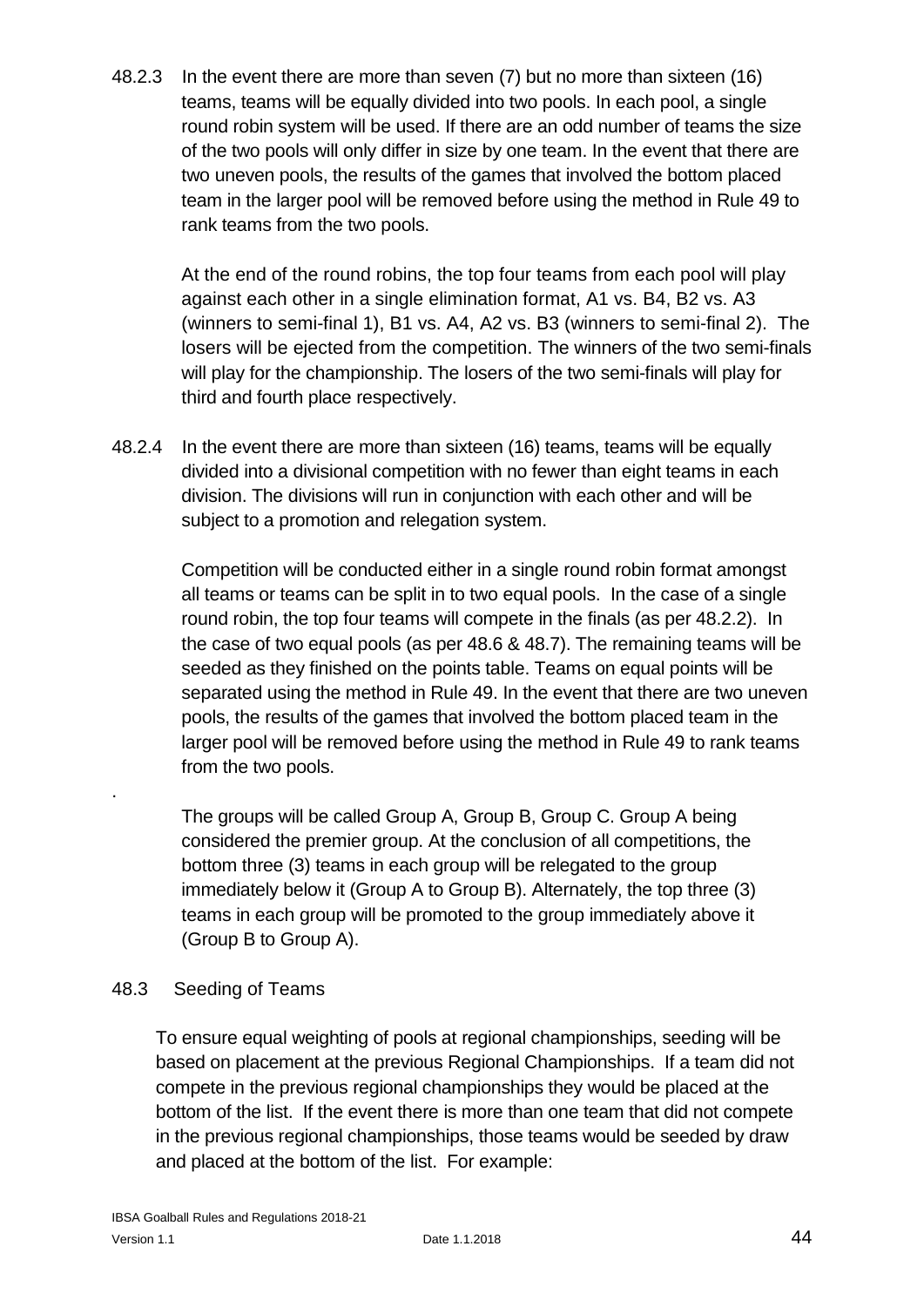48.2.3 In the event there are more than seven (7) but no more than sixteen (16) teams, teams will be equally divided into two pools. In each pool, a single round robin system will be used. If there are an odd number of teams the size of the two pools will only differ in size by one team. In the event that there are two uneven pools, the results of the games that involved the bottom placed team in the larger pool will be removed before using the method in Rule 49 to rank teams from the two pools.

At the end of the round robins, the top four teams from each pool will play against each other in a single elimination format, A1 vs. B4, B2 vs. A3 (winners to semi-final 1), B1 vs. A4, A2 vs. B3 (winners to semi-final 2). The losers will be ejected from the competition. The winners of the two semi-finals will play for the championship. The losers of the two semi-finals will play for third and fourth place respectively.

48.2.4 In the event there are more than sixteen (16) teams, teams will be equally divided into a divisional competition with no fewer than eight teams in each division. The divisions will run in conjunction with each other and will be subject to a promotion and relegation system.

Competition will be conducted either in a single round robin format amongst all teams or teams can be split in to two equal pools. In the case of a single round robin, the top four teams will compete in the finals (as per 48.2.2). In the case of two equal pools (as per 48.6 & 48.7). The remaining teams will be seeded as they finished on the points table. Teams on equal points will be separated using the method in Rule 49. In the event that there are two uneven pools, the results of the games that involved the bottom placed team in the larger pool will be removed before using the method in Rule 49 to rank teams from the two pools.

.

The groups will be called Group A, Group B, Group C. Group A being considered the premier group. At the conclusion of all competitions, the bottom three (3) teams in each group will be relegated to the group immediately below it (Group A to Group B). Alternately, the top three (3) teams in each group will be promoted to the group immediately above it (Group B to Group A).

### 48.3 Seeding of Teams

To ensure equal weighting of pools at regional championships, seeding will be based on placement at the previous Regional Championships. If a team did not compete in the previous regional championships they would be placed at the bottom of the list. If the event there is more than one team that did not compete in the previous regional championships, those teams would be seeded by draw and placed at the bottom of the list. For example: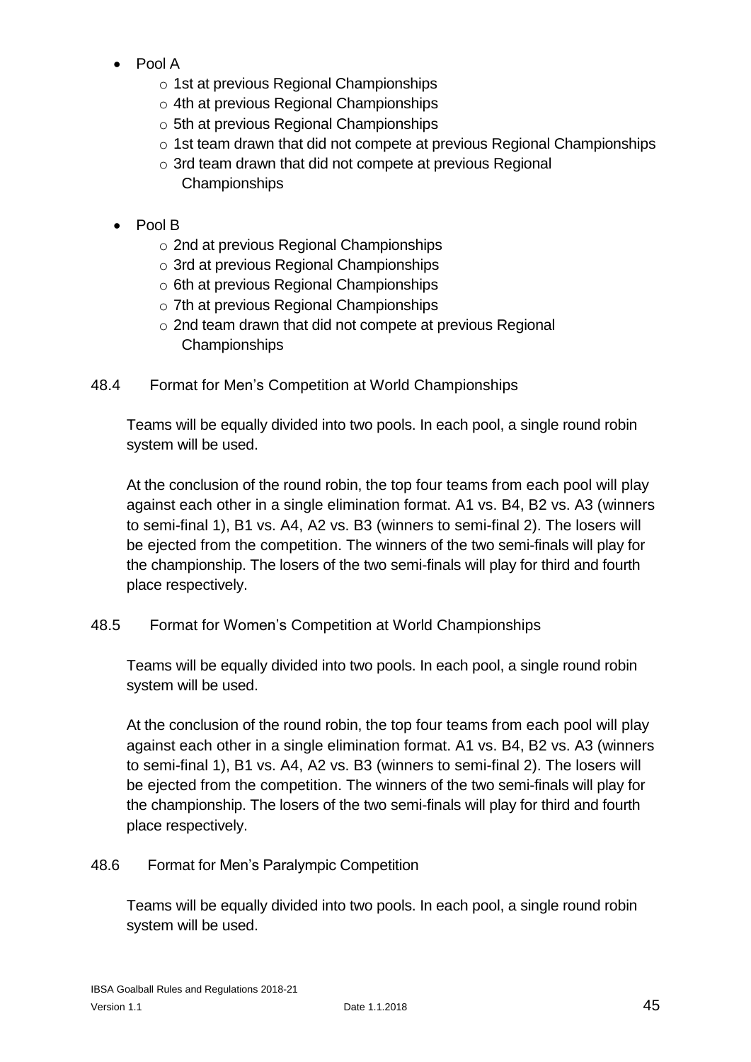- Pool A
    - 1st at previous Regional Championships
    - 4th at previous Regional Championships
    - 5th at previous Regional Championships
    - 1st team drawn that did not compete at previous Regional Championships
    - 3rd team drawn that did not compete at previous Regional Championships

- Pool B
    - 2nd at previous Regional Championships
    - 3rd at previous Regional Championships
    - 6th at previous Regional Championships
    - 7th at previous Regional Championships
    - 2nd team drawn that did not compete at previous Regional Championships

48.4 Format for Men's Competition at World Championships

Teams will be equally divided into two pools. In each pool, a single round robin system will be used.

At the conclusion of the round robin, the top four teams from each pool will play against each other in a single elimination format. A1 vs. B4, B2 vs. A3 (winners to semi-final 1), B1 vs. A4, A2 vs. B3 (winners to semi-final 2). The losers will be ejected from the competition. The winners of the two semi-finals will play for the championship. The losers of the two semi-finals will play for third and fourth place respectively.

48.5 Format for Women's Competition at World Championships

Teams will be equally divided into two pools. In each pool, a single round robin system will be used.

At the conclusion of the round robin, the top four teams from each pool will play against each other in a single elimination format. A1 vs. B4, B2 vs. A3 (winners to semi-final 1), B1 vs. A4, A2 vs. B3 (winners to semi-final 2). The losers will be ejected from the competition. The winners of the two semi-finals will play for the championship. The losers of the two semi-finals will play for third and fourth place respectively.

48.6 Format for Men's Paralympic Competition

Teams will be equally divided into two pools. In each pool, a single round robin system will be used.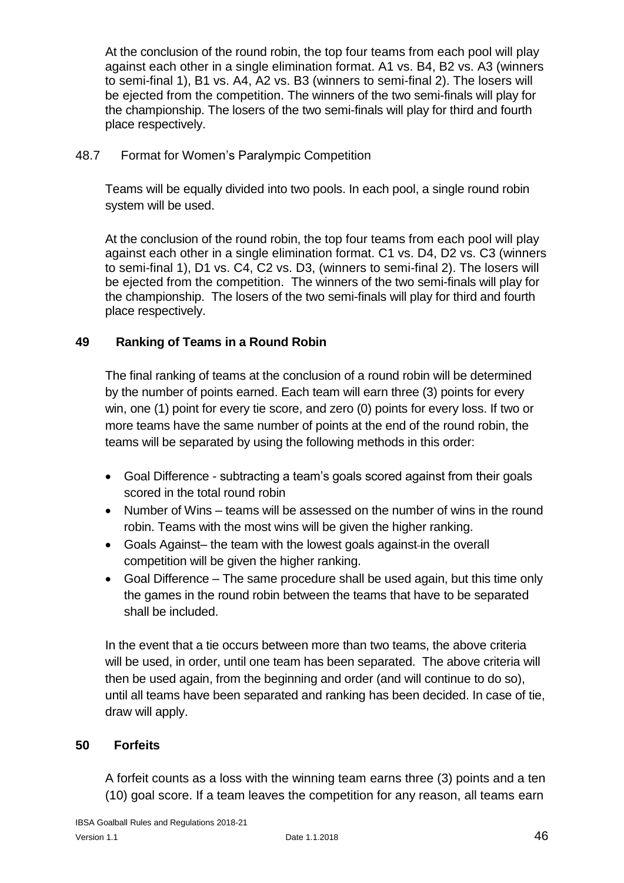At the conclusion of the round robin, the top four teams from each pool will play against each other in a single elimination format. A1 vs. B4, B2 vs. A3 (winners to semi-final 1), B1 vs. A4, A2 vs. B3 (winners to semi-final 2). The losers will be ejected from the competition. The winners of the two semi-finals will play for the championship. The losers of the two semi-finals will play for third and fourth place respectively.

48.7 Format for Women's Paralympic Competition

Teams will be equally divided into two pools. In each pool, a single round robin system will be used.

At the conclusion of the round robin, the top four teams from each pool will play against each other in a single elimination format. C1 vs. D4, D2 vs. C3 (winners to semi-final 1), D1 vs. C4, C2 vs. D3, (winners to semi-final 2). The losers will be ejected from the competition. The winners of the two semi-finals will play for the championship. The losers of the two semi-finals will play for third and fourth place respectively.

## 49 Ranking of Teams in a Round Robin

The final ranking of teams at the conclusion of a round robin will be determined by the number of points earned. Each team will earn three (3) points for every win, one (1) point for every tie score, and zero (0) points for every loss. If two or more teams have the same number of points at the end of the round robin, the teams will be separated by using the following methods in this order:

- Goal Difference - subtracting a team's goals scored against from their goals scored in the total round robin
- Number of Wins – teams will be assessed on the number of wins in the round robin. Teams with the most wins will be given the higher ranking.
- Goals Against– the team with the lowest goals against in the overall competition will be given the higher ranking.
- Goal Difference – The same procedure shall be used again, but this time only the games in the round robin between the teams that have to be separated shall be included.

In the event that a tie occurs between more than two teams, the above criteria will be used, in order, until one team has been separated. The above criteria will then be used again, from the beginning and order (and will continue to do so), until all teams have been separated and ranking has been decided. In case of tie, draw will apply.

## 50 Forfeits

A forfeit counts as a loss with the winning team earns three (3) points and a ten (10) goal score. If a team leaves the competition for any reason, all teams earn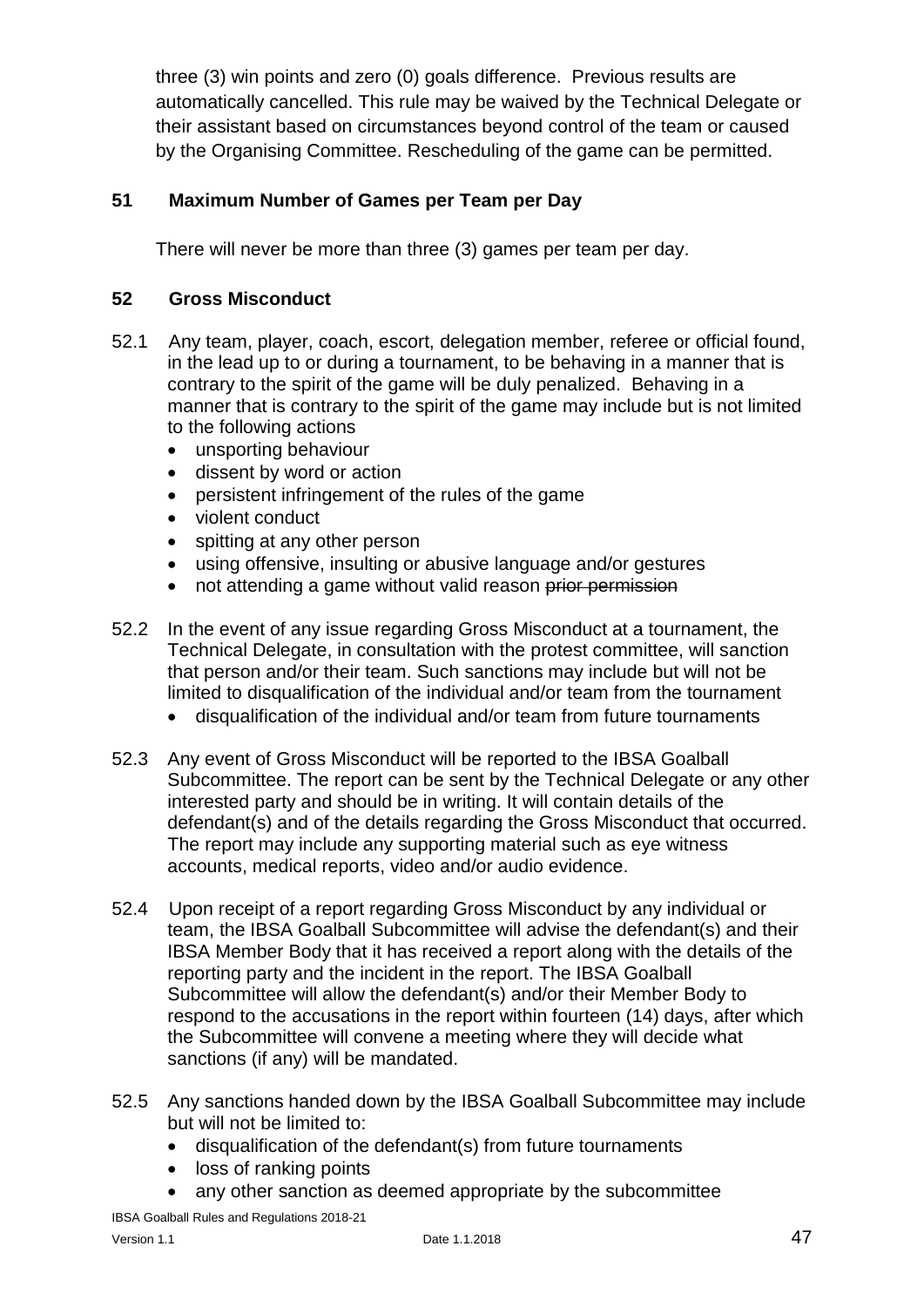three (3) win points and zero (0) goals difference. Previous results are automatically cancelled. This rule may be waived by the Technical Delegate or their assistant based on circumstances beyond control of the team or caused by the Organising Committee. Rescheduling of the game can be permitted.

## 51 Maximum Number of Games per Team per Day

There will never be more than three (3) games per team per day.

## 52 Gross Misconduct

52.1 Any team, player, coach, escort, delegation member, referee or official found, in the lead up to or during a tournament, to be behaving in a manner that is contrary to the spirit of the game will be duly penalized. Behaving in a manner that is contrary to the spirit of the game may include but is not limited to the following actions

- unsporting behaviour
- dissent by word or action
- persistent infringement of the rules of the game
- violent conduct
- spitting at any other person
- using offensive, insulting or abusive language and/or gestures
- not attending a game without valid reason ~~prior permission~~

52.2 In the event of any issue regarding Gross Misconduct at a tournament, the Technical Delegate, in consultation with the protest committee, will sanction that person and/or their team. Such sanctions may include but will not be limited to disqualification of the individual and/or team from the tournament

- disqualification of the individual and/or team from future tournaments

52.3 Any event of Gross Misconduct will be reported to the IBSA Goalball Subcommittee. The report can be sent by the Technical Delegate or any other interested party and should be in writing. It will contain details of the defendant(s) and of the details regarding the Gross Misconduct that occurred. The report may include any supporting material such as eye witness accounts, medical reports, video and/or audio evidence.

52.4 Upon receipt of a report regarding Gross Misconduct by any individual or team, the IBSA Goalball Subcommittee will advise the defendant(s) and their IBSA Member Body that it has received a report along with the details of the reporting party and the incident in the report. The IBSA Goalball Subcommittee will allow the defendant(s) and/or their Member Body to respond to the accusations in the report within fourteen (14) days, after which the Subcommittee will convene a meeting where they will decide what sanctions (if any) will be mandated.

52.5 Any sanctions handed down by the IBSA Goalball Subcommittee may include but will not be limited to:

- disqualification of the defendant(s) from future tournaments
- loss of ranking points
- any other sanction as deemed appropriate by the subcommittee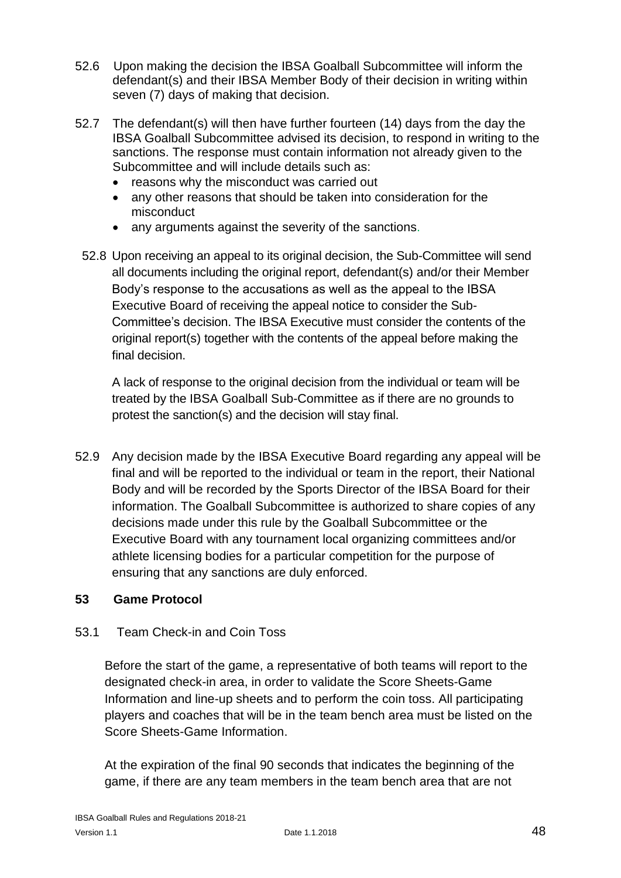52.6 Upon making the decision the IBSA Goalball Subcommittee will inform the defendant(s) and their IBSA Member Body of their decision in writing within seven (7) days of making that decision.

52.7 The defendant(s) will then have further fourteen (14) days from the day the IBSA Goalball Subcommittee advised its decision, to respond in writing to the sanctions. The response must contain information not already given to the Subcommittee and will include details such as:

- reasons why the misconduct was carried out
- any other reasons that should be taken into consideration for the misconduct
- any arguments against the severity of the sanctions.

52.8 Upon receiving an appeal to its original decision, the Sub-Committee will send all documents including the original report, defendant(s) and/or their Member Body's response to the accusations as well as the appeal to the IBSA Executive Board of receiving the appeal notice to consider the Sub-Committee's decision. The IBSA Executive must consider the contents of the original report(s) together with the contents of the appeal before making the final decision.

A lack of response to the original decision from the individual or team will be treated by the IBSA Goalball Sub-Committee as if there are no grounds to protest the sanction(s) and the decision will stay final.

52.9 Any decision made by the IBSA Executive Board regarding any appeal will be final and will be reported to the individual or team in the report, their National Body and will be recorded by the Sports Director of the IBSA Board for their information. The Goalball Subcommittee is authorized to share copies of any decisions made under this rule by the Goalball Subcommittee or the Executive Board with any tournament local organizing committees and/or athlete licensing bodies for a particular competition for the purpose of ensuring that any sanctions are duly enforced.

## 53 Game Protocol

53.1 Team Check-in and Coin Toss

Before the start of the game, a representative of both teams will report to the designated check-in area, in order to validate the Score Sheets-Game Information and line-up sheets and to perform the coin toss. All participating players and coaches that will be in the team bench area must be listed on the Score Sheets-Game Information.

At the expiration of the final 90 seconds that indicates the beginning of the game, if there are any team members in the team bench area that are not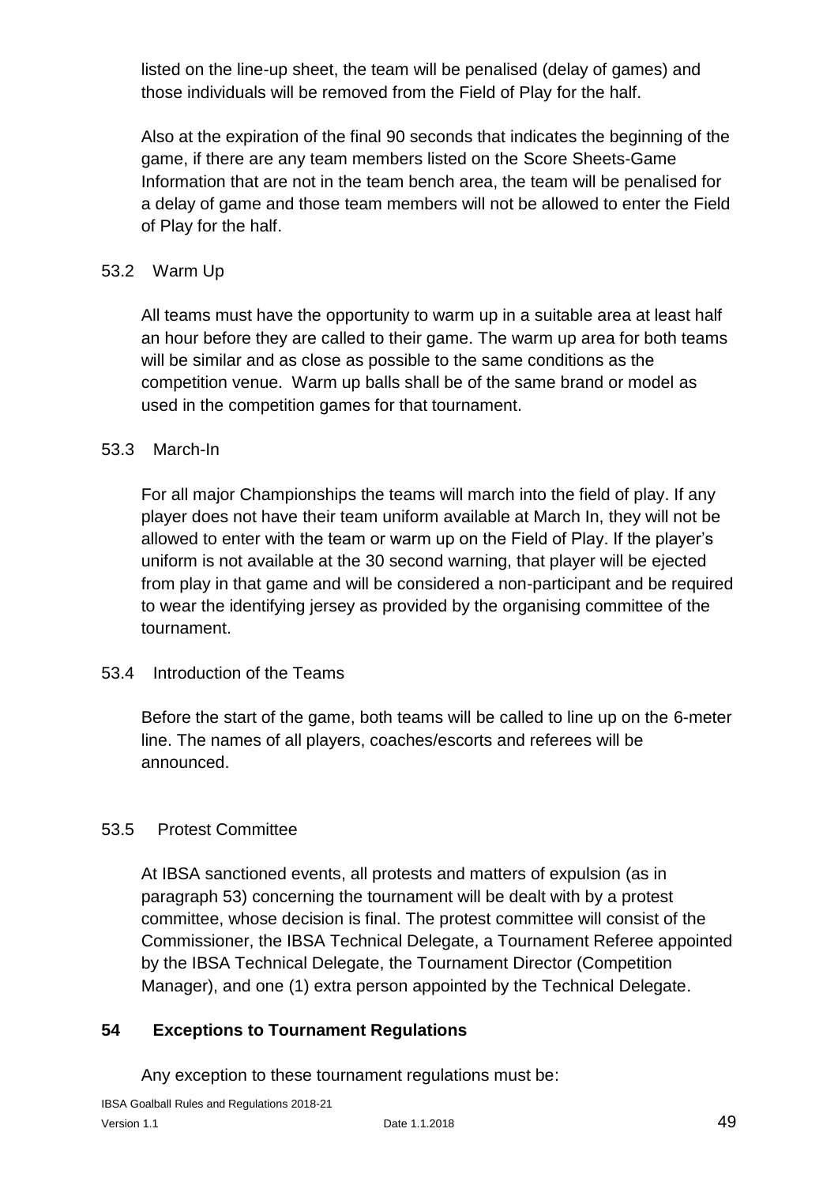listed on the line-up sheet, the team will be penalised (delay of games) and those individuals will be removed from the Field of Play for the half.

Also at the expiration of the final 90 seconds that indicates the beginning of the game, if there are any team members listed on the Score Sheets-Game Information that are not in the team bench area, the team will be penalised for a delay of game and those team members will not be allowed to enter the Field of Play for the half.

### 53.2 Warm Up

All teams must have the opportunity to warm up in a suitable area at least half an hour before they are called to their game. The warm up area for both teams will be similar and as close as possible to the same conditions as the competition venue. Warm up balls shall be of the same brand or model as used in the competition games for that tournament.

### 53.3 March-In

For all major Championships the teams will march into the field of play. If any player does not have their team uniform available at March In, they will not be allowed to enter with the team or warm up on the Field of Play. If the player's uniform is not available at the 30 second warning, that player will be ejected from play in that game and will be considered a non-participant and be required to wear the identifying jersey as provided by the organising committee of the tournament.

### 53.4 Introduction of the Teams

Before the start of the game, both teams will be called to line up on the 6-meter line. The names of all players, coaches/escorts and referees will be announced.

### 53.5 Protest Committee

At IBSA sanctioned events, all protests and matters of expulsion (as in paragraph 53) concerning the tournament will be dealt with by a protest committee, whose decision is final. The protest committee will consist of the Commissioner, the IBSA Technical Delegate, a Tournament Referee appointed by the IBSA Technical Delegate, the Tournament Director (Competition Manager), and one (1) extra person appointed by the Technical Delegate.

## 54 Exceptions to Tournament Regulations

Any exception to these tournament regulations must be: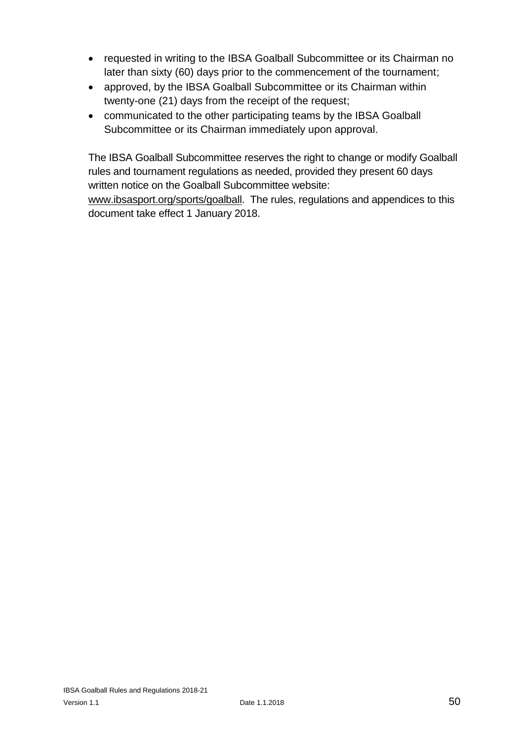- requested in writing to the IBSA Goalball Subcommittee or its Chairman no later than sixty (60) days prior to the commencement of the tournament;
- approved, by the IBSA Goalball Subcommittee or its Chairman within twenty-one (21) days from the receipt of the request;
- communicated to the other participating teams by the IBSA Goalball Subcommittee or its Chairman immediately upon approval.

The IBSA Goalball Subcommittee reserves the right to change or modify Goalball rules and tournament regulations as needed, provided they present 60 days written notice on the Goalball Subcommittee website: www.ibsasport.org/sports/goalball. The rules, regulations and appendices to this document take effect 1 January 2018.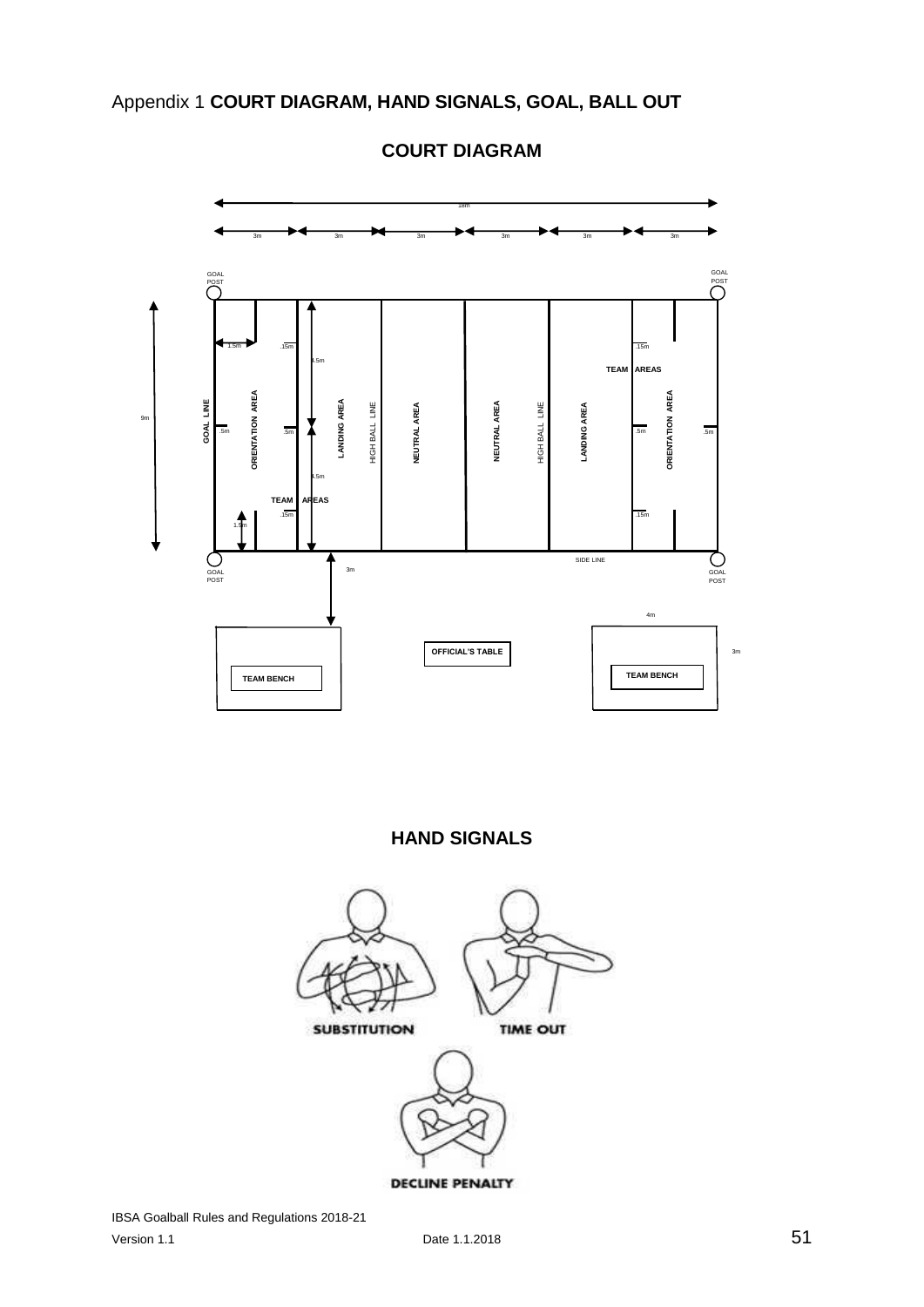Appendix 1 **COURT DIAGRAM, HAND SIGNALS, GOAL, BALL OUT**

## COURT DIAGRAM

18m

3m 3m 3m 3m 3m 3m

GOAL POST GOAL POST

9m

1.5m .15m 4.5m .15m

TEAM AREAS

GOAL LINE .5m ORIENTATION AREA .5m LANDING AREA HIGH BALL LINE NEUTRAL AREA NEUTRAL AREA HIGH BALL LINE LANDING AREA .5m ORIENTATION AREA .5m

4.5m

TEAM AREAS

1.5m .15m .15m

SIDE LINE

GOAL POST GOAL POST

3m

4m

3m

TEAM BENCH OFFICIAL'S TABLE TEAM BENCH

## HAND SIGNALS

SUBSTITUTION

TIME OUT

DECLINE PENALTY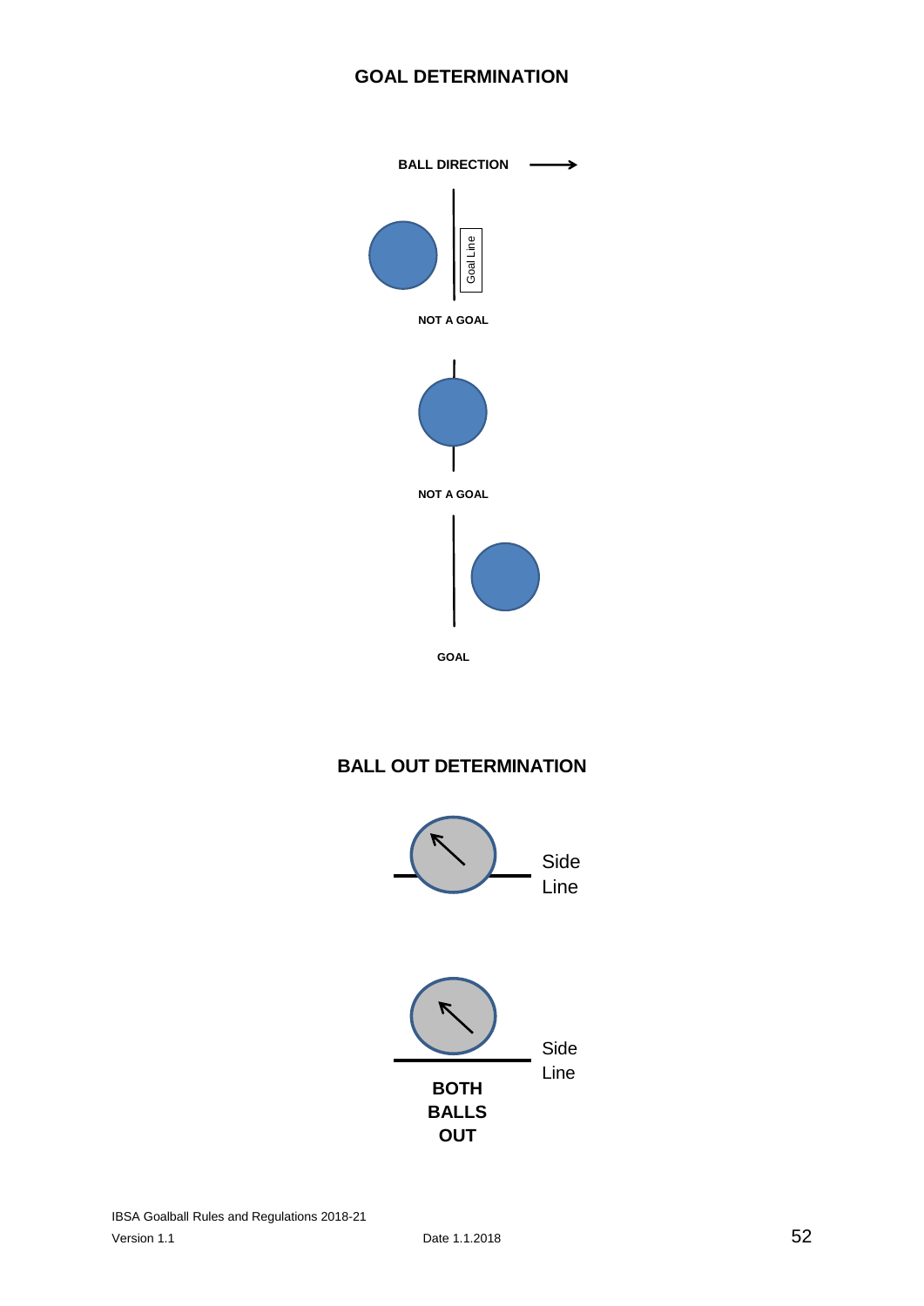## GOAL DETERMINATION

BALL DIRECTION →

Goal Line

NOT A GOAL

NOT A GOAL

GOAL

## BALL OUT DETERMINATION

Side Line

Side Line

BOTH BALLS OUT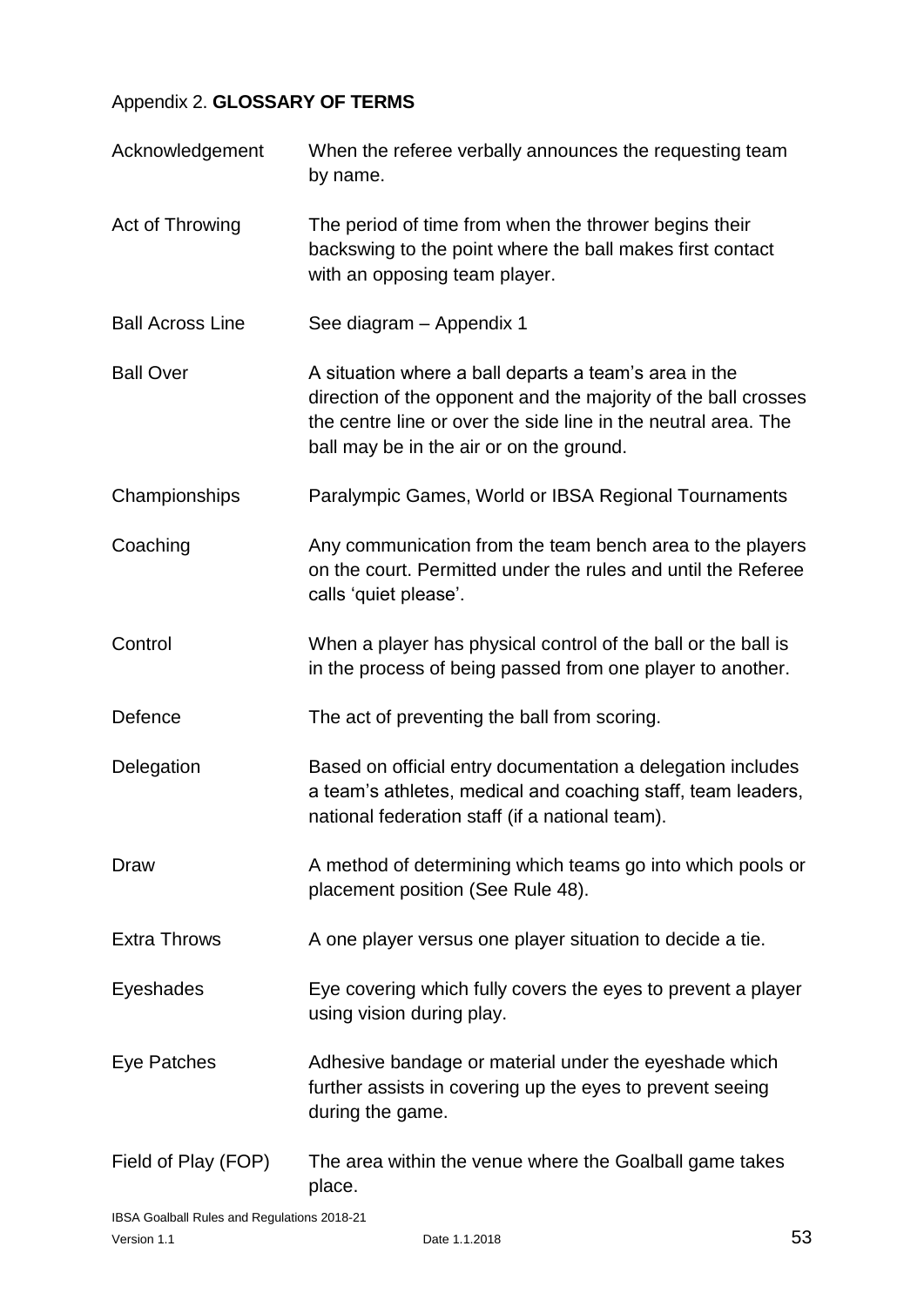## Appendix 2. **GLOSSARY OF TERMS**

| | |
|---|---|
| Acknowledgement | When the referee verbally announces the requesting team by name. |
| Act of Throwing | The period of time from when the thrower begins their backswing to the point where the ball makes first contact with an opposing team player. |
| Ball Across Line | See diagram – Appendix 1 |
| Ball Over | A situation where a ball departs a team's area in the direction of the opponent and the majority of the ball crosses the centre line or over the side line in the neutral area. The ball may be in the air or on the ground. |
| Championships | Paralympic Games, World or IBSA Regional Tournaments |
| Coaching | Any communication from the team bench area to the players on the court. Permitted under the rules and until the Referee calls 'quiet please'. |
| Control | When a player has physical control of the ball or the ball is in the process of being passed from one player to another. |
| Defence | The act of preventing the ball from scoring. |
| Delegation | Based on official entry documentation a delegation includes a team's athletes, medical and coaching staff, team leaders, national federation staff (if a national team). |
| Draw | A method of determining which teams go into which pools or placement position (See Rule 48). |
| Extra Throws | A one player versus one player situation to decide a tie. |
| Eyeshades | Eye covering which fully covers the eyes to prevent a player using vision during play. |
| Eye Patches | Adhesive bandage or material under the eyeshade which further assists in covering up the eyes to prevent seeing during the game. |
| Field of Play (FOP) | The area within the venue where the Goalball game takes place. |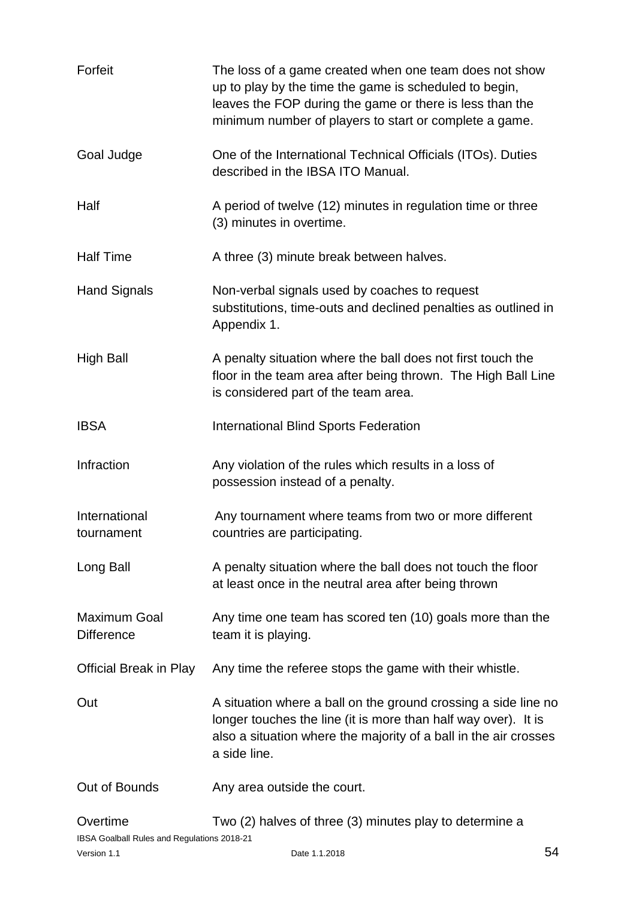| | |
|---|---|
| Forfeit | The loss of a game created when one team does not show up to play by the time the game is scheduled to begin, leaves the FOP during the game or there is less than the minimum number of players to start or complete a game. |
| Goal Judge | One of the International Technical Officials (ITOs). Duties described in the IBSA ITO Manual. |
| Half | A period of twelve (12) minutes in regulation time or three (3) minutes in overtime. |
| Half Time | A three (3) minute break between halves. |
| Hand Signals | Non-verbal signals used by coaches to request substitutions, time-outs and declined penalties as outlined in Appendix 1. |
| High Ball | A penalty situation where the ball does not first touch the floor in the team area after being thrown. The High Ball Line is considered part of the team area. |
| IBSA | International Blind Sports Federation |
| Infraction | Any violation of the rules which results in a loss of possession instead of a penalty. |
| International tournament | Any tournament where teams from two or more different countries are participating. |
| Long Ball | A penalty situation where the ball does not touch the floor at least once in the neutral area after being thrown |
| Maximum Goal Difference | Any time one team has scored ten (10) goals more than the team it is playing. |
| Official Break in Play | Any time the referee stops the game with their whistle. |
| Out | A situation where a ball on the ground crossing a side line no longer touches the line (it is more than half way over). It is also a situation where the majority of a ball in the air crosses a side line. |
| Out of Bounds | Any area outside the court. |
| Overtime | Two (2) halves of three (3) minutes play to determine a |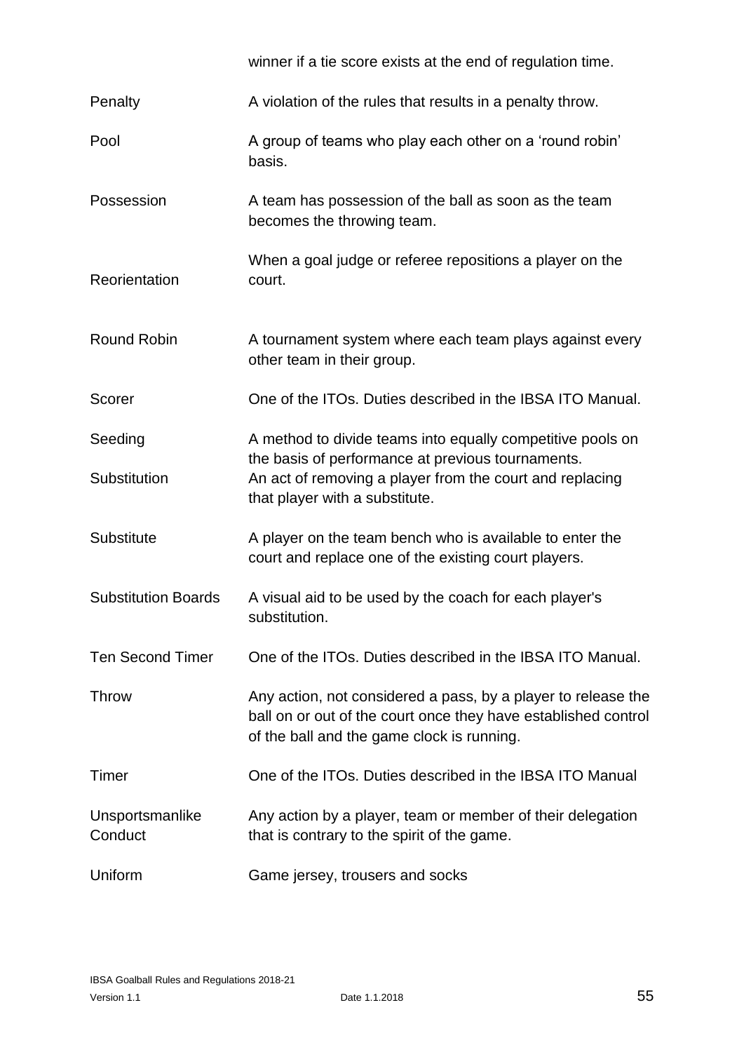| | |
|---|---|
| | winner if a tie score exists at the end of regulation time. |
| Penalty | A violation of the rules that results in a penalty throw. |
| Pool | A group of teams who play each other on a 'round robin' basis. |
| Possession | A team has possession of the ball as soon as the team becomes the throwing team. |
| Reorientation | When a goal judge or referee repositions a player on the court. |
| Round Robin | A tournament system where each team plays against every other team in their group. |
| Scorer | One of the ITOs. Duties described in the IBSA ITO Manual. |
| Seeding | A method to divide teams into equally competitive pools on the basis of performance at previous tournaments. |
| Substitution | An act of removing a player from the court and replacing that player with a substitute. |
| Substitute | A player on the team bench who is available to enter the court and replace one of the existing court players. |
| Substitution Boards | A visual aid to be used by the coach for each player's substitution. |
| Ten Second Timer | One of the ITOs. Duties described in the IBSA ITO Manual. |
| Throw | Any action, not considered a pass, by a player to release the ball on or out of the court once they have established control of the ball and the game clock is running. |
| Timer | One of the ITOs. Duties described in the IBSA ITO Manual |
| Unsportsmanlike Conduct | Any action by a player, team or member of their delegation that is contrary to the spirit of the game. |
| Uniform | Game jersey, trousers and socks |